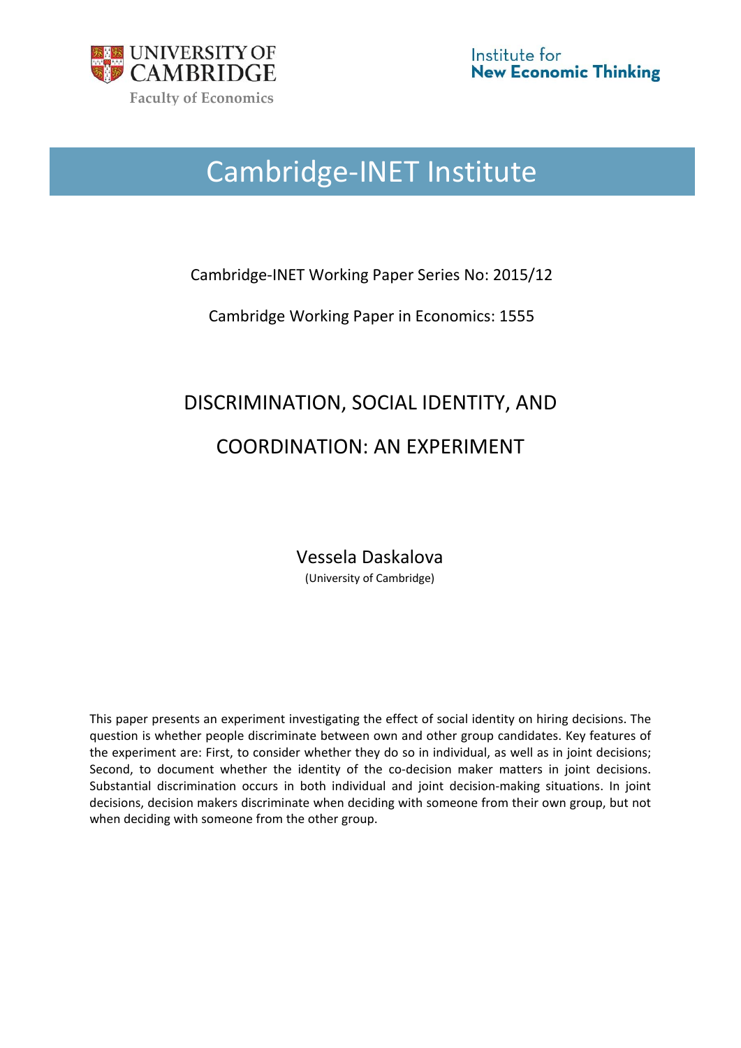UNIVERSITY OF CAMBRIDGE

Faculty of Economics

Institute for **New Economic Thinking**

# Cambridge-INET Institute

Cambridge-INET Working Paper Series No: 2015/12

Cambridge Working Paper in Economics: 1555

## DISCRIMINATION, SOCIAL IDENTITY, AND COORDINATION: AN EXPERIMENT

Vessela Daskalova

(University of Cambridge)

This paper presents an experiment investigating the effect of social identity on hiring decisions. The question is whether people discriminate between own and other group candidates. Key features of the experiment are: First, to consider whether they do so in individual, as well as in joint decisions; Second, to document whether the identity of the co-decision maker matters in joint decisions. Substantial discrimination occurs in both individual and joint decision-making situations. In joint decisions, decision makers discriminate when deciding with someone from their own group, but not when deciding with someone from the other group.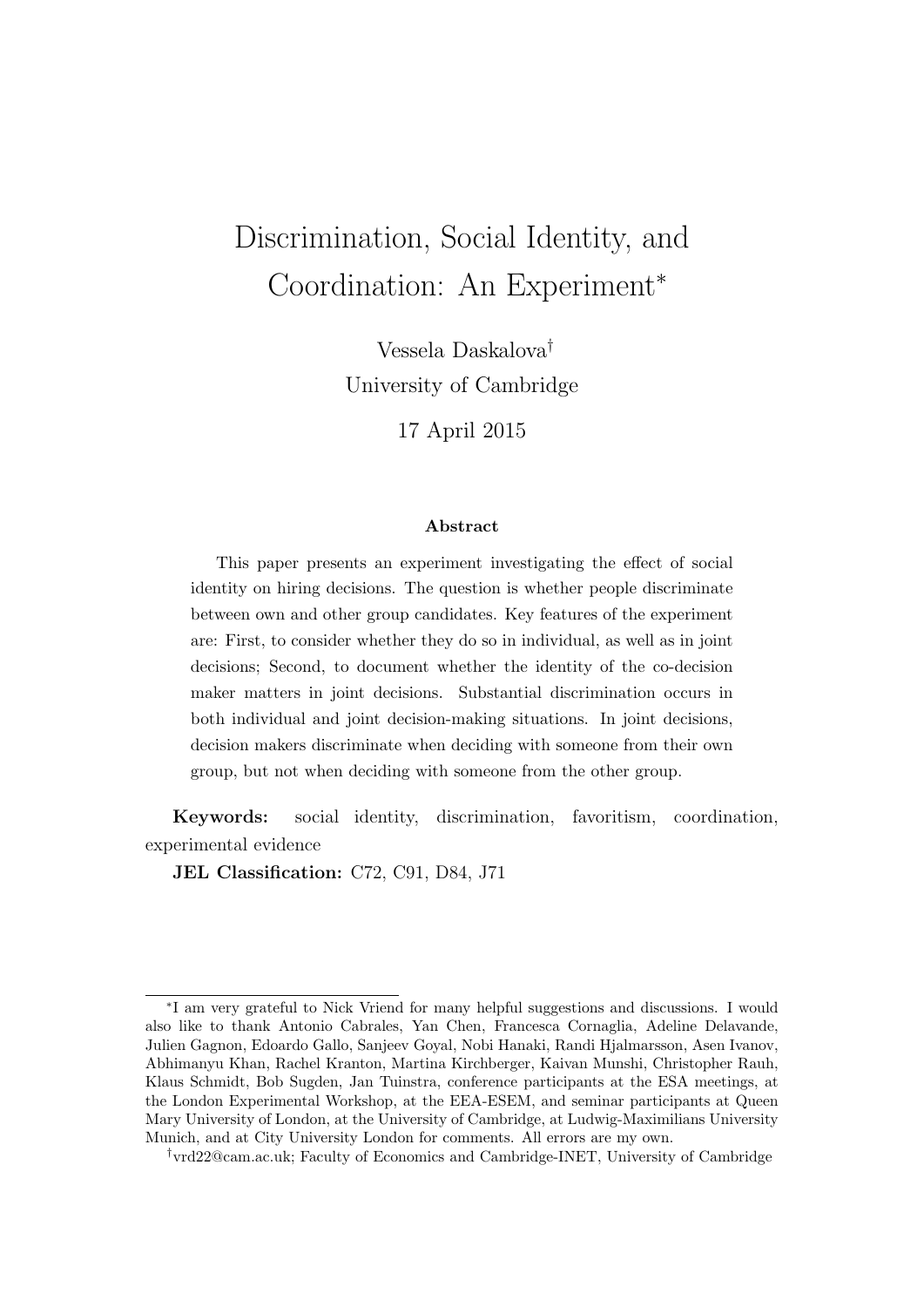# Discrimination, Social Identity, and Coordination: An Experiment*

Vessela Daskalova†

University of Cambridge

17 April 2015

**Abstract**

This paper presents an experiment investigating the effect of social identity on hiring decisions. The question is whether people discriminate between own and other group candidates. Key features of the experiment are: First, to consider whether they do so in individual, as well as in joint decisions; Second, to document whether the identity of the co-decision maker matters in joint decisions. Substantial discrimination occurs in both individual and joint decision-making situations. In joint decisions, decision makers discriminate when deciding with someone from their own group, but not when deciding with someone from the other group.

**Keywords:** social identity, discrimination, favoritism, coordination, experimental evidence

**JEL Classification:** C72, C91, D84, J71

---

*I am very grateful to Nick Vriend for many helpful suggestions and discussions. I would also like to thank Antonio Cabrales, Yan Chen, Francesca Cornaglia, Adeline Delavande, Julien Gagnon, Edoardo Gallo, Sanjeev Goyal, Nobi Hanaki, Randi Hjalmarsson, Asen Ivanov, Abhimanyu Khan, Rachel Kranton, Martina Kirchberger, Kaivan Munshi, Christopher Rauh, Klaus Schmidt, Bob Sugden, Jan Tuinstra, conference participants at the ESA meetings, at the London Experimental Workshop, at the EEA-ESEM, and seminar participants at Queen Mary University of London, at the University of Cambridge, at Ludwig-Maximilians University Munich, and at City University London for comments. All errors are my own.

†vrd22@cam.ac.uk; Faculty of Economics and Cambridge-INET, University of Cambridge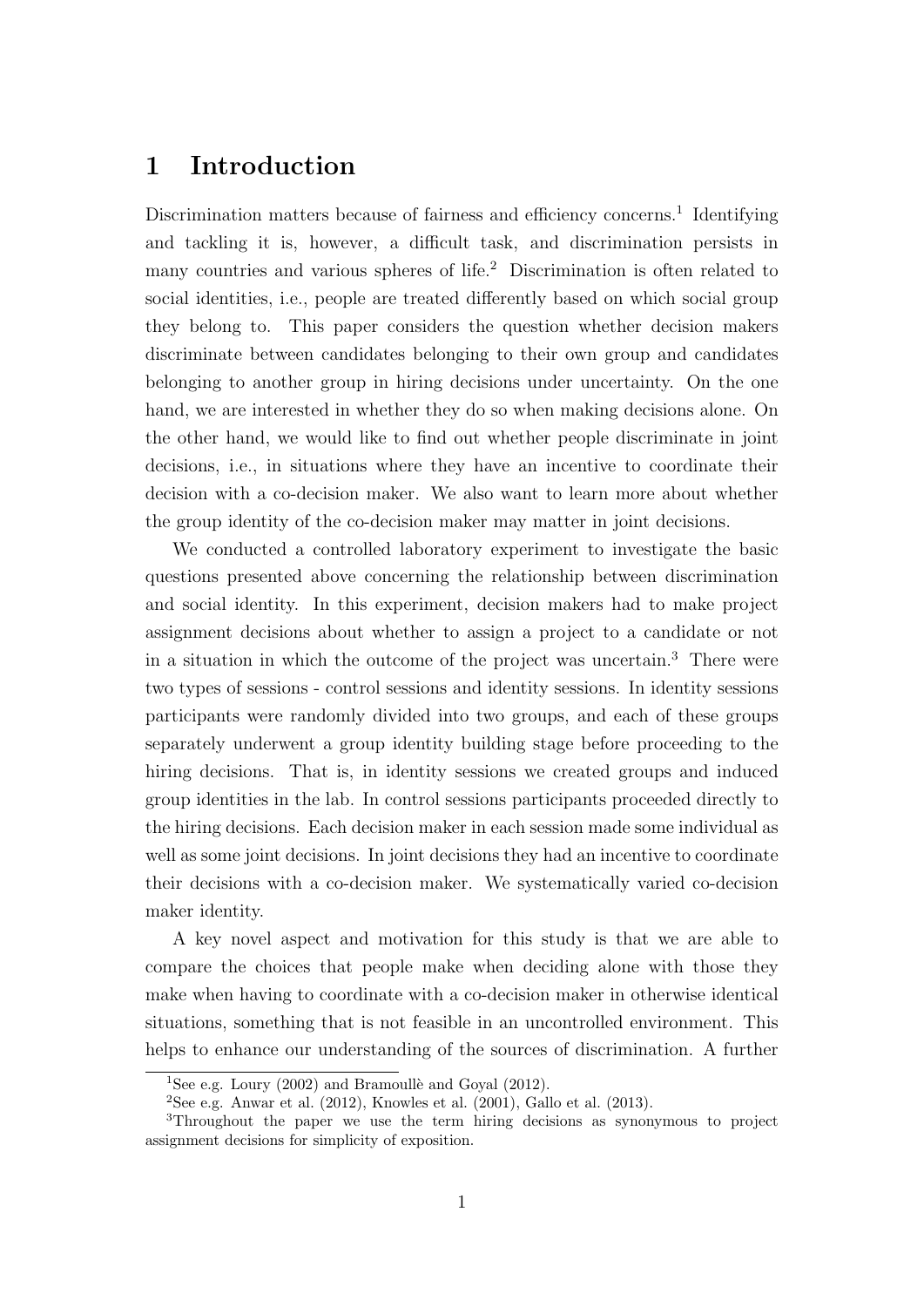# 1 Introduction

Discrimination matters because of fairness and efficiency concerns.[1] Identifying and tackling it is, however, a difficult task, and discrimination persists in many countries and various spheres of life.[2] Discrimination is often related to social identities, i.e., people are treated differently based on which social group they belong to. This paper considers the question whether decision makers discriminate between candidates belonging to their own group and candidates belonging to another group in hiring decisions under uncertainty. On the one hand, we are interested in whether they do so when making decisions alone. On the other hand, we would like to find out whether people discriminate in joint decisions, i.e., in situations where they have an incentive to coordinate their decision with a co-decision maker. We also want to learn more about whether the group identity of the co-decision maker may matter in joint decisions.

We conducted a controlled laboratory experiment to investigate the basic questions presented above concerning the relationship between discrimination and social identity. In this experiment, decision makers had to make project assignment decisions about whether to assign a project to a candidate or not in a situation in which the outcome of the project was uncertain.[3] There were two types of sessions - control sessions and identity sessions. In identity sessions participants were randomly divided into two groups, and each of these groups separately underwent a group identity building stage before proceeding to the hiring decisions. That is, in identity sessions we created groups and induced group identities in the lab. In control sessions participants proceeded directly to the hiring decisions. Each decision maker in each session made some individual as well as some joint decisions. In joint decisions they had an incentive to coordinate their decisions with a co-decision maker. We systematically varied co-decision maker identity.

A key novel aspect and motivation for this study is that we are able to compare the choices that people make when deciding alone with those they make when having to coordinate with a co-decision maker in otherwise identical situations, something that is not feasible in an uncontrolled environment. This helps to enhance our understanding of the sources of discrimination. A further

[1] See e.g. Loury (2002) and Bramoullè and Goyal (2012).

[2] See e.g. Anwar et al. (2012), Knowles et al. (2001), Gallo et al. (2013).

[3] Throughout the paper we use the term hiring decisions as synonymous to project assignment decisions for simplicity of exposition.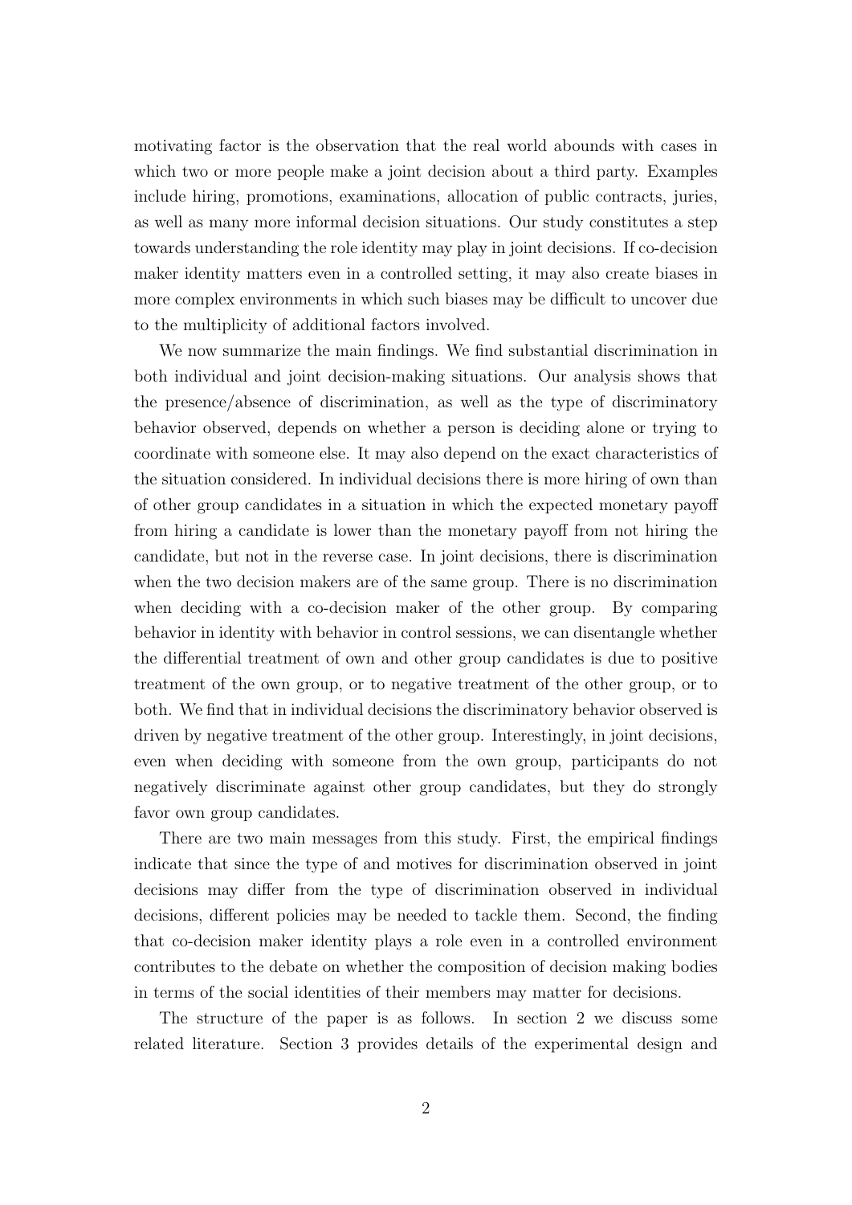motivating factor is the observation that the real world abounds with cases in which two or more people make a joint decision about a third party. Examples include hiring, promotions, examinations, allocation of public contracts, juries, as well as many more informal decision situations. Our study constitutes a step towards understanding the role identity may play in joint decisions. If co-decision maker identity matters even in a controlled setting, it may also create biases in more complex environments in which such biases may be difficult to uncover due to the multiplicity of additional factors involved.

We now summarize the main findings. We find substantial discrimination in both individual and joint decision-making situations. Our analysis shows that the presence/absence of discrimination, as well as the type of discriminatory behavior observed, depends on whether a person is deciding alone or trying to coordinate with someone else. It may also depend on the exact characteristics of the situation considered. In individual decisions there is more hiring of own than of other group candidates in a situation in which the expected monetary payoff from hiring a candidate is lower than the monetary payoff from not hiring the candidate, but not in the reverse case. In joint decisions, there is discrimination when the two decision makers are of the same group. There is no discrimination when deciding with a co-decision maker of the other group. By comparing behavior in identity with behavior in control sessions, we can disentangle whether the differential treatment of own and other group candidates is due to positive treatment of the own group, or to negative treatment of the other group, or to both. We find that in individual decisions the discriminatory behavior observed is driven by negative treatment of the other group. Interestingly, in joint decisions, even when deciding with someone from the own group, participants do not negatively discriminate against other group candidates, but they do strongly favor own group candidates.

There are two main messages from this study. First, the empirical findings indicate that since the type of and motives for discrimination observed in joint decisions may differ from the type of discrimination observed in individual decisions, different policies may be needed to tackle them. Second, the finding that co-decision maker identity plays a role even in a controlled environment contributes to the debate on whether the composition of decision making bodies in terms of the social identities of their members may matter for decisions.

The structure of the paper is as follows. In section 2 we discuss some related literature. Section 3 provides details of the experimental design and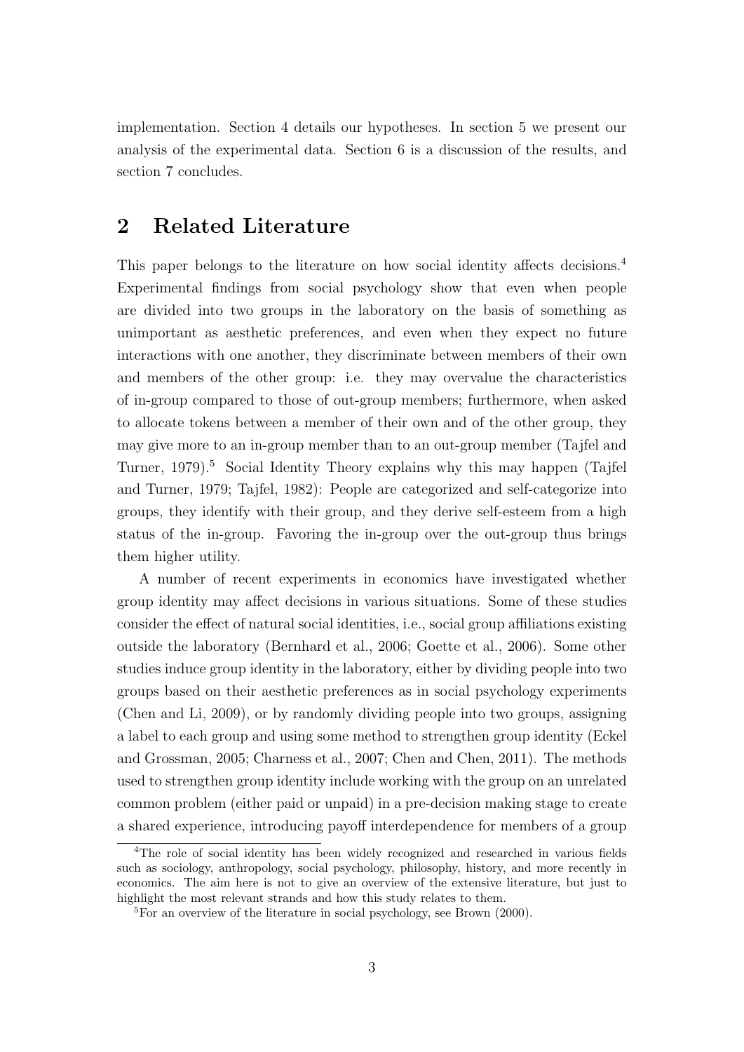implementation. Section 4 details our hypotheses. In section 5 we present our analysis of the experimental data. Section 6 is a discussion of the results, and section 7 concludes.

## 2 Related Literature

This paper belongs to the literature on how social identity affects decisions.[4] Experimental findings from social psychology show that even when people are divided into two groups in the laboratory on the basis of something as unimportant as aesthetic preferences, and even when they expect no future interactions with one another, they discriminate between members of their own and members of the other group: i.e. they may overvalue the characteristics of in-group compared to those of out-group members; furthermore, when asked to allocate tokens between a member of their own and of the other group, they may give more to an in-group member than to an out-group member (Tajfel and Turner, 1979).[5] Social Identity Theory explains why this may happen (Tajfel and Turner, 1979; Tajfel, 1982): People are categorized and self-categorize into groups, they identify with their group, and they derive self-esteem from a high status of the in-group. Favoring the in-group over the out-group thus brings them higher utility.

A number of recent experiments in economics have investigated whether group identity may affect decisions in various situations. Some of these studies consider the effect of natural social identities, i.e., social group affiliations existing outside the laboratory (Bernhard et al., 2006; Goette et al., 2006). Some other studies induce group identity in the laboratory, either by dividing people into two groups based on their aesthetic preferences as in social psychology experiments (Chen and Li, 2009), or by randomly dividing people into two groups, assigning a label to each group and using some method to strengthen group identity (Eckel and Grossman, 2005; Charness et al., 2007; Chen and Chen, 2011). The methods used to strengthen group identity include working with the group on an unrelated common problem (either paid or unpaid) in a pre-decision making stage to create a shared experience, introducing payoff interdependence for members of a group

[4] The role of social identity has been widely recognized and researched in various fields such as sociology, anthropology, social psychology, philosophy, history, and more recently in economics. The aim here is not to give an overview of the extensive literature, but just to highlight the most relevant strands and how this study relates to them.

[5] For an overview of the literature in social psychology, see Brown (2000).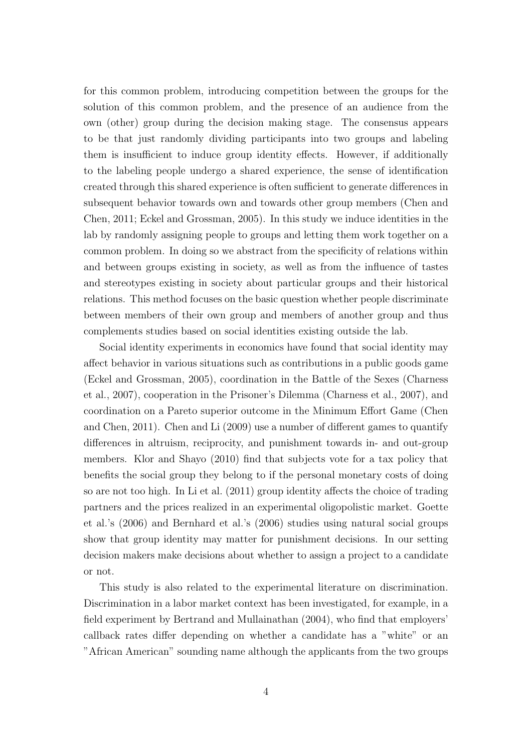for this common problem, introducing competition between the groups for the solution of this common problem, and the presence of an audience from the own (other) group during the decision making stage. The consensus appears to be that just randomly dividing participants into two groups and labeling them is insufficient to induce group identity effects. However, if additionally to the labeling people undergo a shared experience, the sense of identification created through this shared experience is often sufficient to generate differences in subsequent behavior towards own and towards other group members (Chen and Chen, 2011; Eckel and Grossman, 2005). In this study we induce identities in the lab by randomly assigning people to groups and letting them work together on a common problem. In doing so we abstract from the specificity of relations within and between groups existing in society, as well as from the influence of tastes and stereotypes existing in society about particular groups and their historical relations. This method focuses on the basic question whether people discriminate between members of their own group and members of another group and thus complements studies based on social identities existing outside the lab.

Social identity experiments in economics have found that social identity may affect behavior in various situations such as contributions in a public goods game (Eckel and Grossman, 2005), coordination in the Battle of the Sexes (Charness et al., 2007), cooperation in the Prisoner's Dilemma (Charness et al., 2007), and coordination on a Pareto superior outcome in the Minimum Effort Game (Chen and Chen, 2011). Chen and Li (2009) use a number of different games to quantify differences in altruism, reciprocity, and punishment towards in- and out-group members. Klor and Shayo (2010) find that subjects vote for a tax policy that benefits the social group they belong to if the personal monetary costs of doing so are not too high. In Li et al. (2011) group identity affects the choice of trading partners and the prices realized in an experimental oligopolistic market. Goette et al.'s (2006) and Bernhard et al.'s (2006) studies using natural social groups show that group identity may matter for punishment decisions. In our setting decision makers make decisions about whether to assign a project to a candidate or not.

This study is also related to the experimental literature on discrimination. Discrimination in a labor market context has been investigated, for example, in a field experiment by Bertrand and Mullainathan (2004), who find that employers' callback rates differ depending on whether a candidate has a "white" or an "African American" sounding name although the applicants from the two groups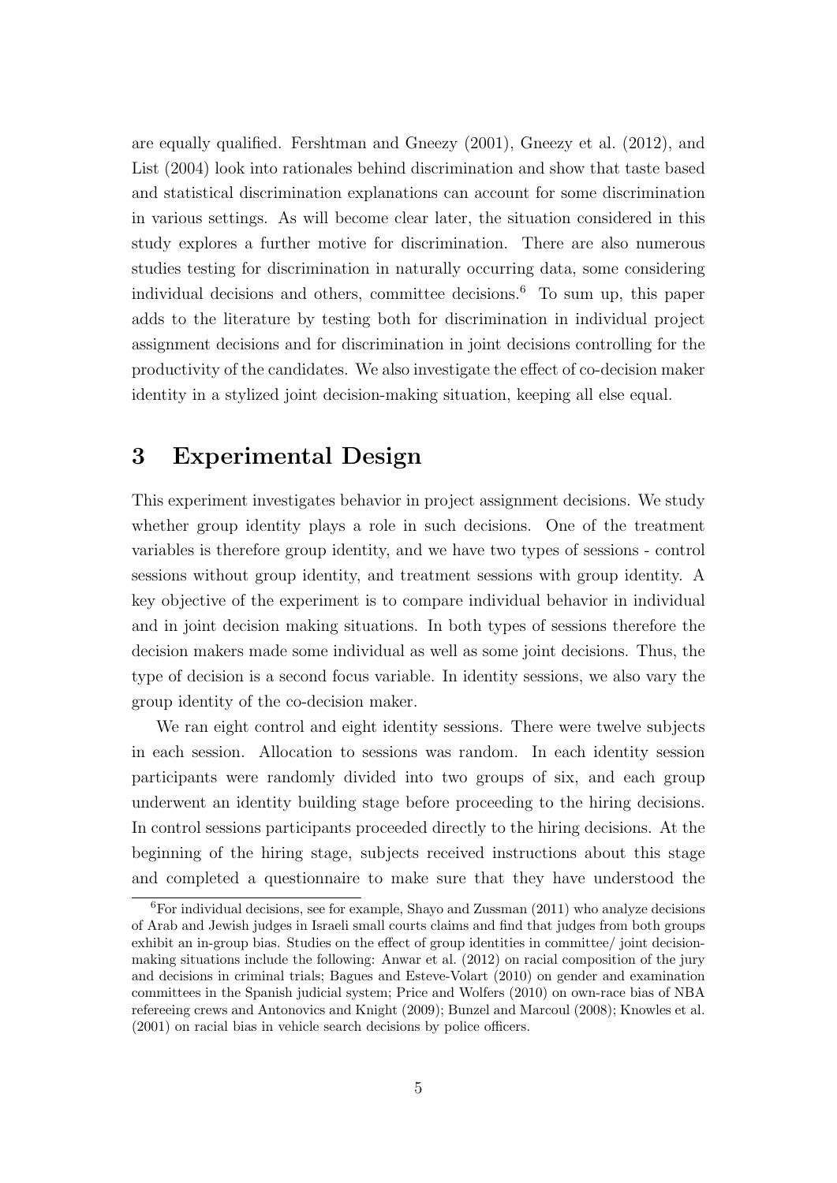are equally qualified. Fershtman and Gneezy (2001), Gneezy et al. (2012), and List (2004) look into rationales behind discrimination and show that taste based and statistical discrimination explanations can account for some discrimination in various settings. As will become clear later, the situation considered in this study explores a further motive for discrimination. There are also numerous studies testing for discrimination in naturally occurring data, some considering individual decisions and others, committee decisions.[6] To sum up, this paper adds to the literature by testing both for discrimination in individual project assignment decisions and for discrimination in joint decisions controlling for the productivity of the candidates. We also investigate the effect of co-decision maker identity in a stylized joint decision-making situation, keeping all else equal.

# 3 Experimental Design

This experiment investigates behavior in project assignment decisions. We study whether group identity plays a role in such decisions. One of the treatment variables is therefore group identity, and we have two types of sessions - control sessions without group identity, and treatment sessions with group identity. A key objective of the experiment is to compare individual behavior in individual and in joint decision making situations. In both types of sessions therefore the decision makers made some individual as well as some joint decisions. Thus, the type of decision is a second focus variable. In identity sessions, we also vary the group identity of the co-decision maker.

We ran eight control and eight identity sessions. There were twelve subjects in each session. Allocation to sessions was random. In each identity session participants were randomly divided into two groups of six, and each group underwent an identity building stage before proceeding to the hiring decisions. In control sessions participants proceeded directly to the hiring decisions. At the beginning of the hiring stage, subjects received instructions about this stage and completed a questionnaire to make sure that they have understood the

[6] For individual decisions, see for example, Shayo and Zussman (2011) who analyze decisions of Arab and Jewish judges in Israeli small courts claims and find that judges from both groups exhibit an in-group bias. Studies on the effect of group identities in committee/ joint decision-making situations include the following: Anwar et al. (2012) on racial composition of the jury and decisions in criminal trials; Bagues and Esteve-Volart (2010) on gender and examination committees in the Spanish judicial system; Price and Wolfers (2010) on own-race bias of NBA refereeing crews and Antonovics and Knight (2009); Bunzel and Marcoul (2008); Knowles et al. (2001) on racial bias in vehicle search decisions by police officers.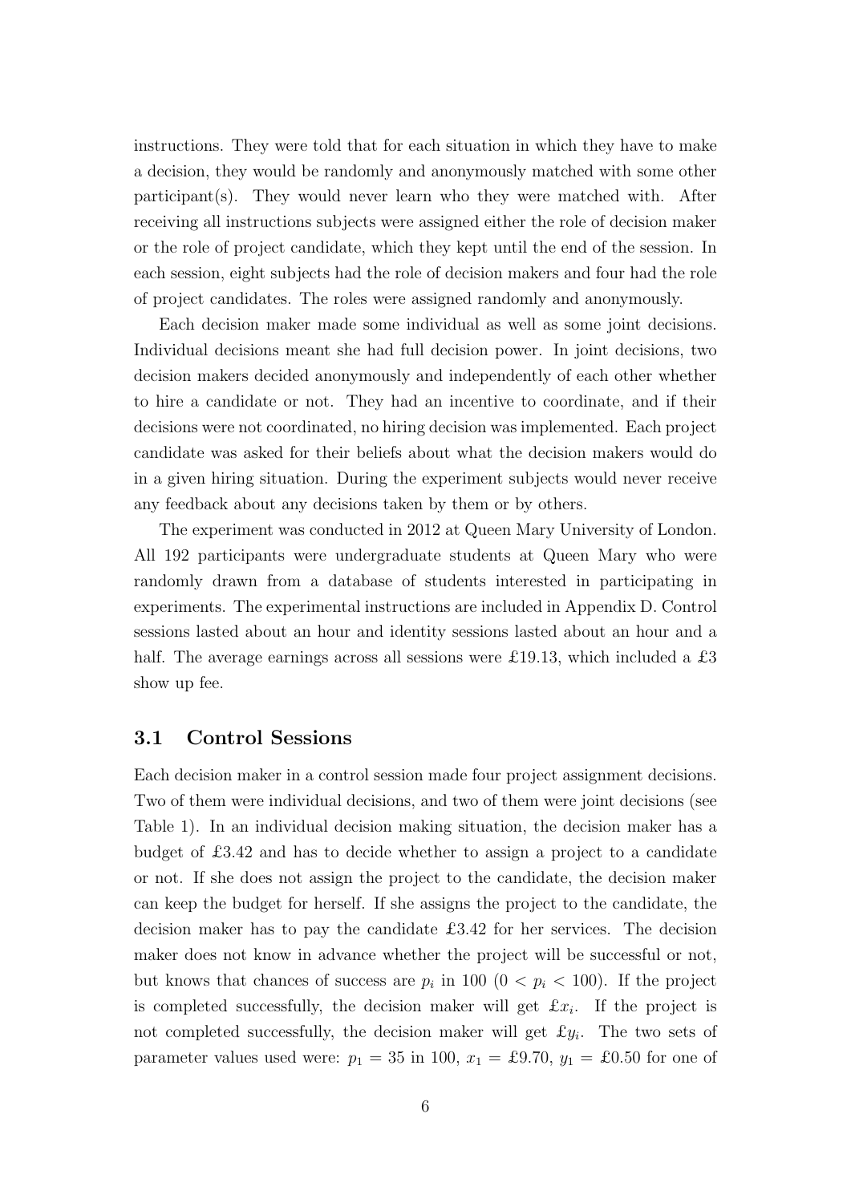instructions. They were told that for each situation in which they have to make a decision, they would be randomly and anonymously matched with some other participant(s). They would never learn who they were matched with. After receiving all instructions subjects were assigned either the role of decision maker or the role of project candidate, which they kept until the end of the session. In each session, eight subjects had the role of decision makers and four had the role of project candidates. The roles were assigned randomly and anonymously.

Each decision maker made some individual as well as some joint decisions. Individual decisions meant she had full decision power. In joint decisions, two decision makers decided anonymously and independently of each other whether to hire a candidate or not. They had an incentive to coordinate, and if their decisions were not coordinated, no hiring decision was implemented. Each project candidate was asked for their beliefs about what the decision makers would do in a given hiring situation. During the experiment subjects would never receive any feedback about any decisions taken by them or by others.

The experiment was conducted in 2012 at Queen Mary University of London. All 192 participants were undergraduate students at Queen Mary who were randomly drawn from a database of students interested in participating in experiments. The experimental instructions are included in Appendix D. Control sessions lasted about an hour and identity sessions lasted about an hour and a half. The average earnings across all sessions were £19.13, which included a £3 show up fee.

## 3.1 Control Sessions

Each decision maker in a control session made four project assignment decisions. Two of them were individual decisions, and two of them were joint decisions (see Table 1). In an individual decision making situation, the decision maker has a budget of £3.42 and has to decide whether to assign a project to a candidate or not. If she does not assign the project to the candidate, the decision maker can keep the budget for herself. If she assigns the project to the candidate, the decision maker has to pay the candidate £3.42 for her services. The decision maker does not know in advance whether the project will be successful or not, but knows that chances of success are $p_i$ in 100 ($0 < p_i < 100$). If the project is completed successfully, the decision maker will get £$x_i$. If the project is not completed successfully, the decision maker will get £$y_i$. The two sets of parameter values used were: $p_1 = 35$ in 100, $x_1 =$ £9.70, $y_1 =$ £0.50 for one of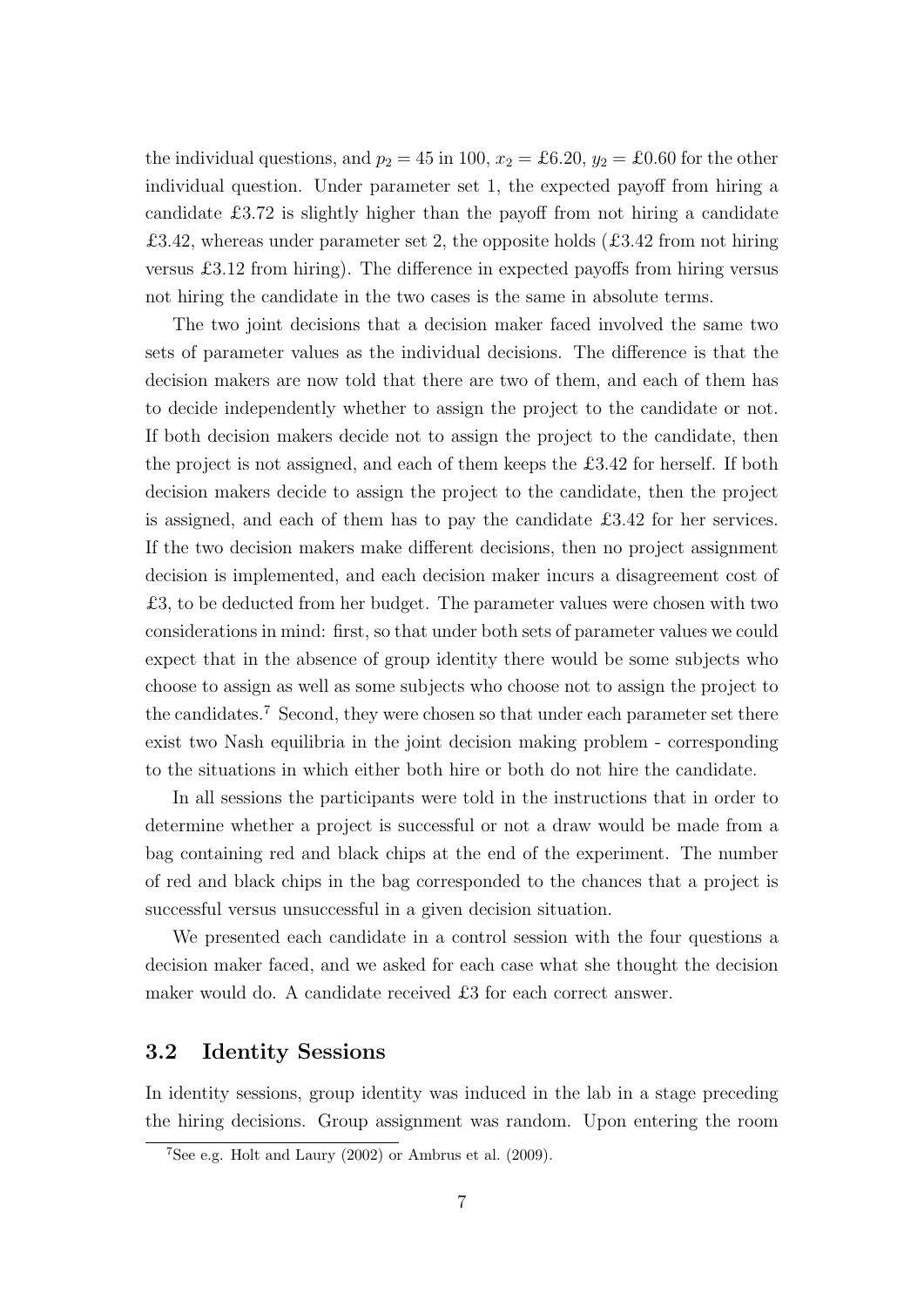the individual questions, and $p_2 = 45$ in 100, $x_2 = £6.20$, $y_2 = £0.60$ for the other individual question. Under parameter set 1, the expected payoff from hiring a candidate £3.72 is slightly higher than the payoff from not hiring a candidate £3.42, whereas under parameter set 2, the opposite holds (£3.42 from not hiring versus £3.12 from hiring). The difference in expected payoffs from hiring versus not hiring the candidate in the two cases is the same in absolute terms.

The two joint decisions that a decision maker faced involved the same two sets of parameter values as the individual decisions. The difference is that the decision makers are now told that there are two of them, and each of them has to decide independently whether to assign the project to the candidate or not. If both decision makers decide not to assign the project to the candidate, then the project is not assigned, and each of them keeps the £3.42 for herself. If both decision makers decide to assign the project to the candidate, then the project is assigned, and each of them has to pay the candidate £3.42 for her services. If the two decision makers make different decisions, then no project assignment decision is implemented, and each decision maker incurs a disagreement cost of £3, to be deducted from her budget. The parameter values were chosen with two considerations in mind: first, so that under both sets of parameter values we could expect that in the absence of group identity there would be some subjects who choose to assign as well as some subjects who choose not to assign the project to the candidates.[7] Second, they were chosen so that under each parameter set there exist two Nash equilibria in the joint decision making problem - corresponding to the situations in which either both hire or both do not hire the candidate.

In all sessions the participants were told in the instructions that in order to determine whether a project is successful or not a draw would be made from a bag containing red and black chips at the end of the experiment. The number of red and black chips in the bag corresponded to the chances that a project is successful versus unsuccessful in a given decision situation.

We presented each candidate in a control session with the four questions a decision maker faced, and we asked for each case what she thought the decision maker would do. A candidate received £3 for each correct answer.

## 3.2 Identity Sessions

In identity sessions, group identity was induced in the lab in a stage preceding the hiring decisions. Group assignment was random. Upon entering the room

[7] See e.g. Holt and Laury (2002) or Ambrus et al. (2009).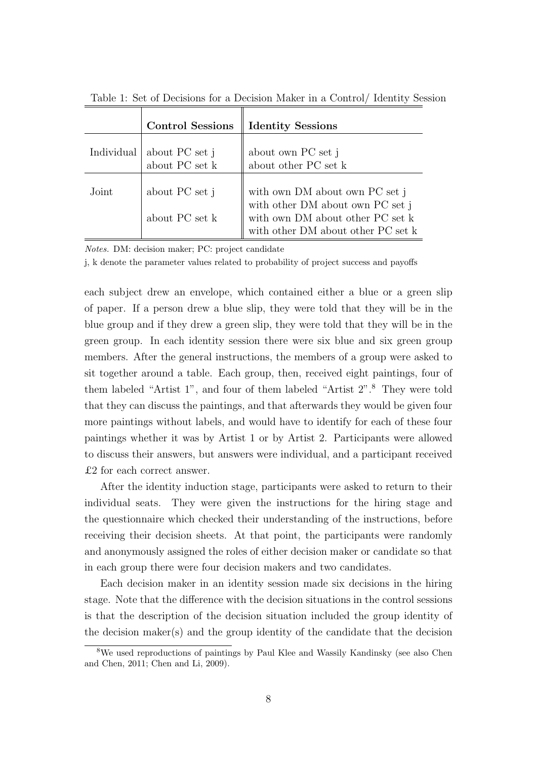Table 1: Set of Decisions for a Decision Maker in a Control/ Identity Session

| | **Control Sessions** | **Identity Sessions** |
|---|---|---|
| Individual | about PC set j | about own PC set j |
| | about PC set k | about other PC set k |
| Joint | about PC set j | with own DM about own PC set j |
| | | with other DM about own PC set j |
| | about PC set k | with own DM about other PC set k |
| | | with other DM about other PC set k |

*Notes.* DM: decision maker; PC: project candidate

j, k denote the parameter values related to probability of project success and payoffs

each subject drew an envelope, which contained either a blue or a green slip of paper. If a person drew a blue slip, they were told that they will be in the blue group and if they drew a green slip, they were told that they will be in the green group. In each identity session there were six blue and six green group members. After the general instructions, the members of a group were asked to sit together around a table. Each group, then, received eight paintings, four of them labeled "Artist 1", and four of them labeled "Artist 2".[8] They were told that they can discuss the paintings, and that afterwards they would be given four more paintings without labels, and would have to identify for each of these four paintings whether it was by Artist 1 or by Artist 2. Participants were allowed to discuss their answers, but answers were individual, and a participant received £2 for each correct answer.

After the identity induction stage, participants were asked to return to their individual seats. They were given the instructions for the hiring stage and the questionnaire which checked their understanding of the instructions, before receiving their decision sheets. At that point, the participants were randomly and anonymously assigned the roles of either decision maker or candidate so that in each group there were four decision makers and two candidates.

Each decision maker in an identity session made six decisions in the hiring stage. Note that the difference with the decision situations in the control sessions is that the description of the decision situation included the group identity of the decision maker(s) and the group identity of the candidate that the decision

[8] We used reproductions of paintings by Paul Klee and Wassily Kandinsky (see also Chen and Chen, 2011; Chen and Li, 2009).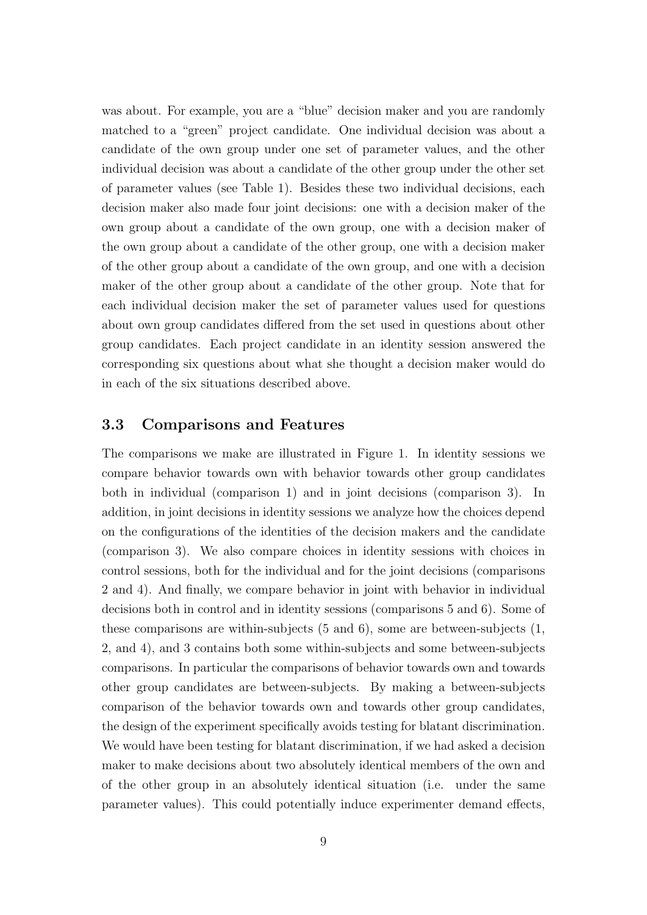was about. For example, you are a "blue" decision maker and you are randomly matched to a "green" project candidate. One individual decision was about a candidate of the own group under one set of parameter values, and the other individual decision was about a candidate of the other group under the other set of parameter values (see Table 1). Besides these two individual decisions, each decision maker also made four joint decisions: one with a decision maker of the own group about a candidate of the own group, one with a decision maker of the own group about a candidate of the other group, one with a decision maker of the other group about a candidate of the own group, and one with a decision maker of the other group about a candidate of the other group. Note that for each individual decision maker the set of parameter values used for questions about own group candidates differed from the set used in questions about other group candidates. Each project candidate in an identity session answered the corresponding six questions about what she thought a decision maker would do in each of the six situations described above.

### 3.3 Comparisons and Features

The comparisons we make are illustrated in Figure 1. In identity sessions we compare behavior towards own with behavior towards other group candidates both in individual (comparison 1) and in joint decisions (comparison 3). In addition, in joint decisions in identity sessions we analyze how the choices depend on the configurations of the identities of the decision makers and the candidate (comparison 3). We also compare choices in identity sessions with choices in control sessions, both for the individual and for the joint decisions (comparisons 2 and 4). And finally, we compare behavior in joint with behavior in individual decisions both in control and in identity sessions (comparisons 5 and 6). Some of these comparisons are within-subjects (5 and 6), some are between-subjects (1, 2, and 4), and 3 contains both some within-subjects and some between-subjects comparisons. In particular the comparisons of behavior towards own and towards other group candidates are between-subjects. By making a between-subjects comparison of the behavior towards own and towards other group candidates, the design of the experiment specifically avoids testing for blatant discrimination. We would have been testing for blatant discrimination, if we had asked a decision maker to make decisions about two absolutely identical members of the own and of the other group in an absolutely identical situation (i.e. under the same parameter values). This could potentially induce experimenter demand effects,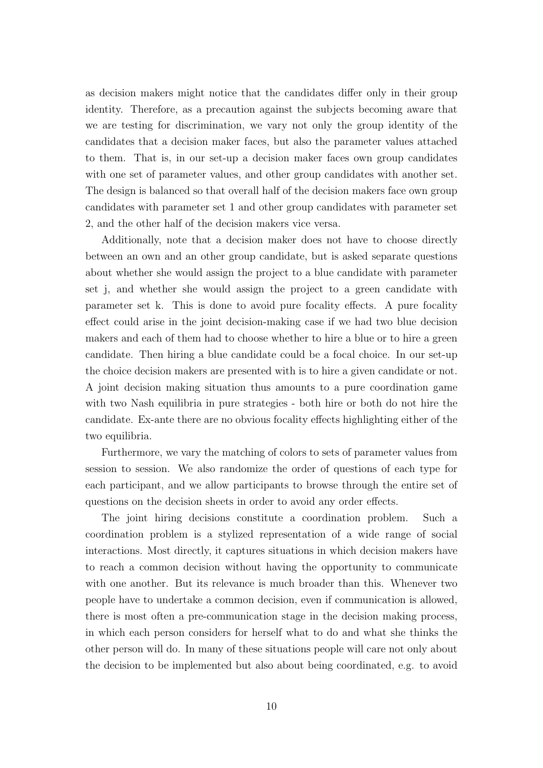as decision makers might notice that the candidates differ only in their group identity. Therefore, as a precaution against the subjects becoming aware that we are testing for discrimination, we vary not only the group identity of the candidates that a decision maker faces, but also the parameter values attached to them. That is, in our set-up a decision maker faces own group candidates with one set of parameter values, and other group candidates with another set. The design is balanced so that overall half of the decision makers face own group candidates with parameter set 1 and other group candidates with parameter set 2, and the other half of the decision makers vice versa.

Additionally, note that a decision maker does not have to choose directly between an own and an other group candidate, but is asked separate questions about whether she would assign the project to a blue candidate with parameter set j, and whether she would assign the project to a green candidate with parameter set k. This is done to avoid pure focality effects. A pure focality effect could arise in the joint decision-making case if we had two blue decision makers and each of them had to choose whether to hire a blue or to hire a green candidate. Then hiring a blue candidate could be a focal choice. In our set-up the choice decision makers are presented with is to hire a given candidate or not. A joint decision making situation thus amounts to a pure coordination game with two Nash equilibria in pure strategies - both hire or both do not hire the candidate. Ex-ante there are no obvious focality effects highlighting either of the two equilibria.

Furthermore, we vary the matching of colors to sets of parameter values from session to session. We also randomize the order of questions of each type for each participant, and we allow participants to browse through the entire set of questions on the decision sheets in order to avoid any order effects.

The joint hiring decisions constitute a coordination problem. Such a coordination problem is a stylized representation of a wide range of social interactions. Most directly, it captures situations in which decision makers have to reach a common decision without having the opportunity to communicate with one another. But its relevance is much broader than this. Whenever two people have to undertake a common decision, even if communication is allowed, there is most often a pre-communication stage in the decision making process, in which each person considers for herself what to do and what she thinks the other person will do. In many of these situations people will care not only about the decision to be implemented but also about being coordinated, e.g. to avoid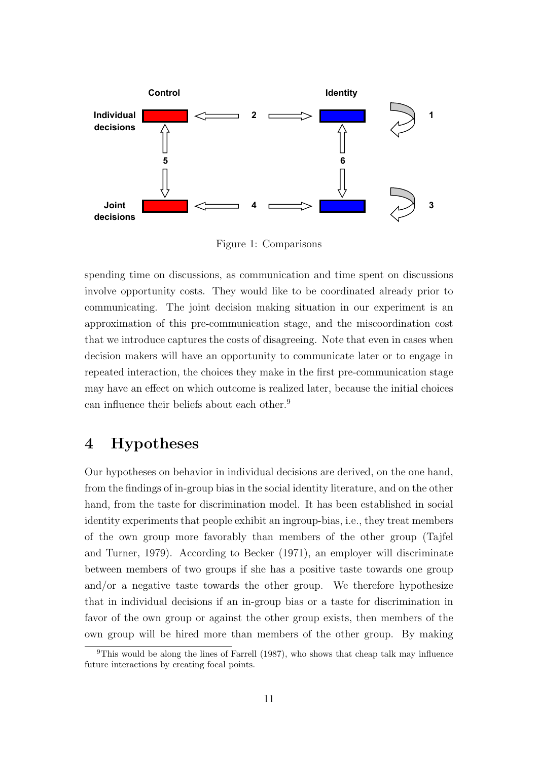Figure 1: Comparisons

spending time on discussions, as communication and time spent on discussions involve opportunity costs. They would like to be coordinated already prior to communicating. The joint decision making situation in our experiment is an approximation of this pre-communication stage, and the miscoordination cost that we introduce captures the costs of disagreeing. Note that even in cases when decision makers will have an opportunity to communicate later or to engage in repeated interaction, the choices they make in the first pre-communication stage may have an effect on which outcome is realized later, because the initial choices can influence their beliefs about each other.[9]

# 4 Hypotheses

Our hypotheses on behavior in individual decisions are derived, on the one hand, from the findings of in-group bias in the social identity literature, and on the other hand, from the taste for discrimination model. It has been established in social identity experiments that people exhibit an ingroup-bias, i.e., they treat members of the own group more favorably than members of the other group (Tajfel and Turner, 1979). According to Becker (1971), an employer will discriminate between members of two groups if she has a positive taste towards one group and/or a negative taste towards the other group. We therefore hypothesize that in individual decisions if an in-group bias or a taste for discrimination in favor of the own group or against the other group exists, then members of the own group will be hired more than members of the other group. By making

[9]This would be along the lines of Farrell (1987), who shows that cheap talk may influence future interactions by creating focal points.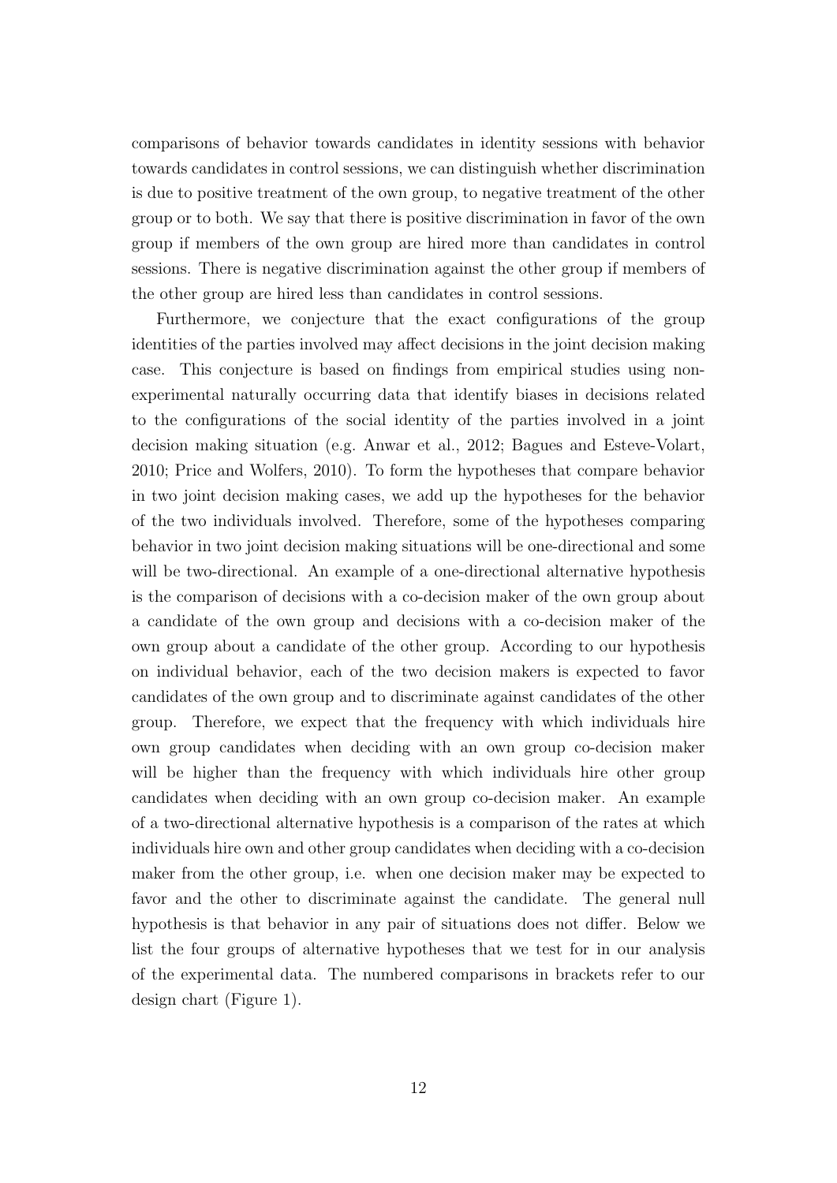comparisons of behavior towards candidates in identity sessions with behavior towards candidates in control sessions, we can distinguish whether discrimination is due to positive treatment of the own group, to negative treatment of the other group or to both. We say that there is positive discrimination in favor of the own group if members of the own group are hired more than candidates in control sessions. There is negative discrimination against the other group if members of the other group are hired less than candidates in control sessions.

Furthermore, we conjecture that the exact configurations of the group identities of the parties involved may affect decisions in the joint decision making case. This conjecture is based on findings from empirical studies using non-experimental naturally occurring data that identify biases in decisions related to the configurations of the social identity of the parties involved in a joint decision making situation (e.g. Anwar et al., 2012; Bagues and Esteve-Volart, 2010; Price and Wolfers, 2010). To form the hypotheses that compare behavior in two joint decision making cases, we add up the hypotheses for the behavior of the two individuals involved. Therefore, some of the hypotheses comparing behavior in two joint decision making situations will be one-directional and some will be two-directional. An example of a one-directional alternative hypothesis is the comparison of decisions with a co-decision maker of the own group about a candidate of the own group and decisions with a co-decision maker of the own group about a candidate of the other group. According to our hypothesis on individual behavior, each of the two decision makers is expected to favor candidates of the own group and to discriminate against candidates of the other group. Therefore, we expect that the frequency with which individuals hire own group candidates when deciding with an own group co-decision maker will be higher than the frequency with which individuals hire other group candidates when deciding with an own group co-decision maker. An example of a two-directional alternative hypothesis is a comparison of the rates at which individuals hire own and other group candidates when deciding with a co-decision maker from the other group, i.e. when one decision maker may be expected to favor and the other to discriminate against the candidate. The general null hypothesis is that behavior in any pair of situations does not differ. Below we list the four groups of alternative hypotheses that we test for in our analysis of the experimental data. The numbered comparisons in brackets refer to our design chart (Figure 1).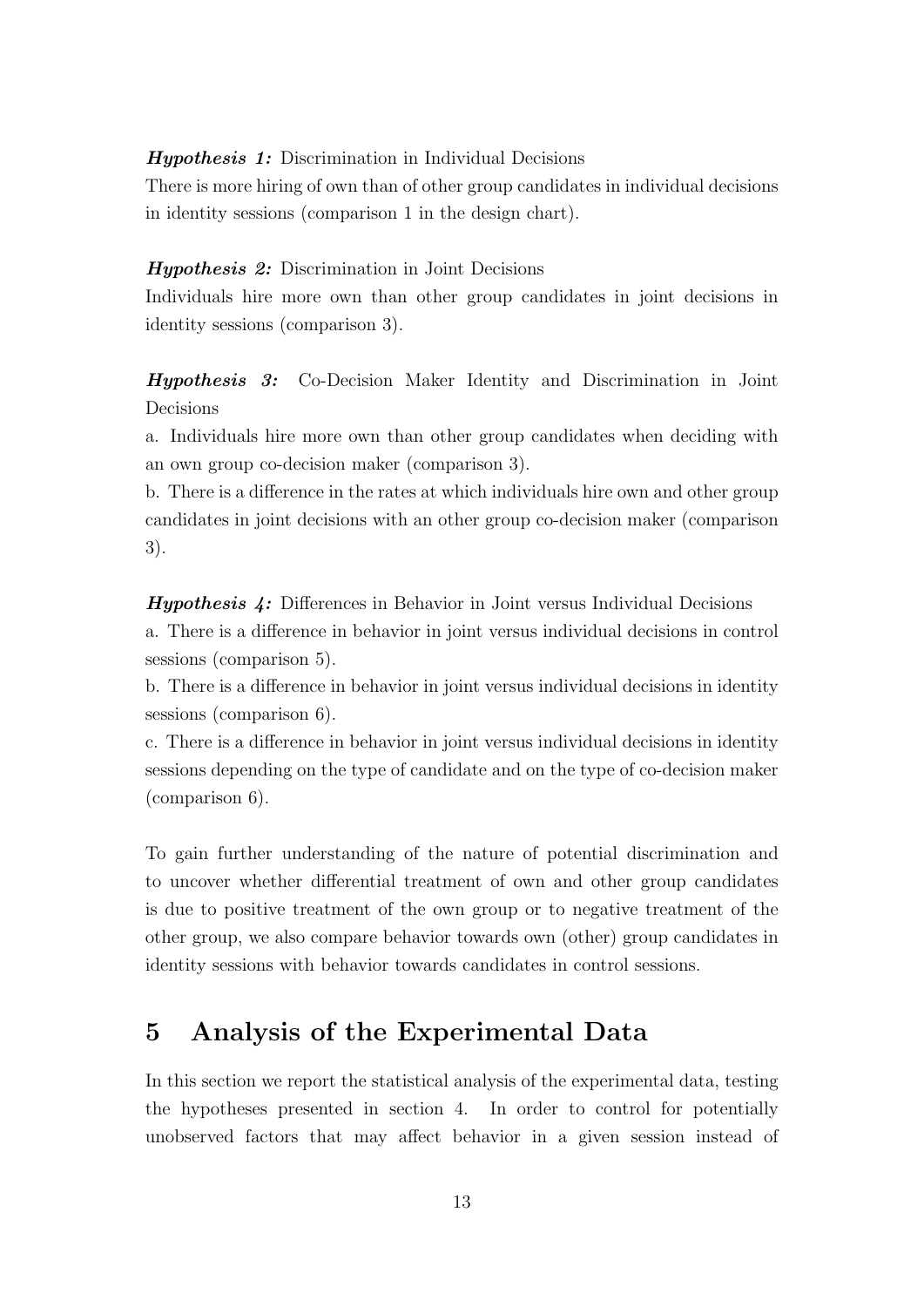***Hypothesis 1:*** Discrimination in Individual Decisions
There is more hiring of own than of other group candidates in individual decisions in identity sessions (comparison 1 in the design chart).

***Hypothesis 2:*** Discrimination in Joint Decisions
Individuals hire more own than other group candidates in joint decisions in identity sessions (comparison 3).

***Hypothesis 3:*** Co-Decision Maker Identity and Discrimination in Joint Decisions
a. Individuals hire more own than other group candidates when deciding with an own group co-decision maker (comparison 3).
b. There is a difference in the rates at which individuals hire own and other group candidates in joint decisions with an other group co-decision maker (comparison 3).

***Hypothesis 4:*** Differences in Behavior in Joint versus Individual Decisions
a. There is a difference in behavior in joint versus individual decisions in control sessions (comparison 5).
b. There is a difference in behavior in joint versus individual decisions in identity sessions (comparison 6).
c. There is a difference in behavior in joint versus individual decisions in identity sessions depending on the type of candidate and on the type of co-decision maker (comparison 6).

To gain further understanding of the nature of potential discrimination and to uncover whether differential treatment of own and other group candidates is due to positive treatment of the own group or to negative treatment of the other group, we also compare behavior towards own (other) group candidates in identity sessions with behavior towards candidates in control sessions.

# 5 Analysis of the Experimental Data

In this section we report the statistical analysis of the experimental data, testing the hypotheses presented in section 4. In order to control for potentially unobserved factors that may affect behavior in a given session instead of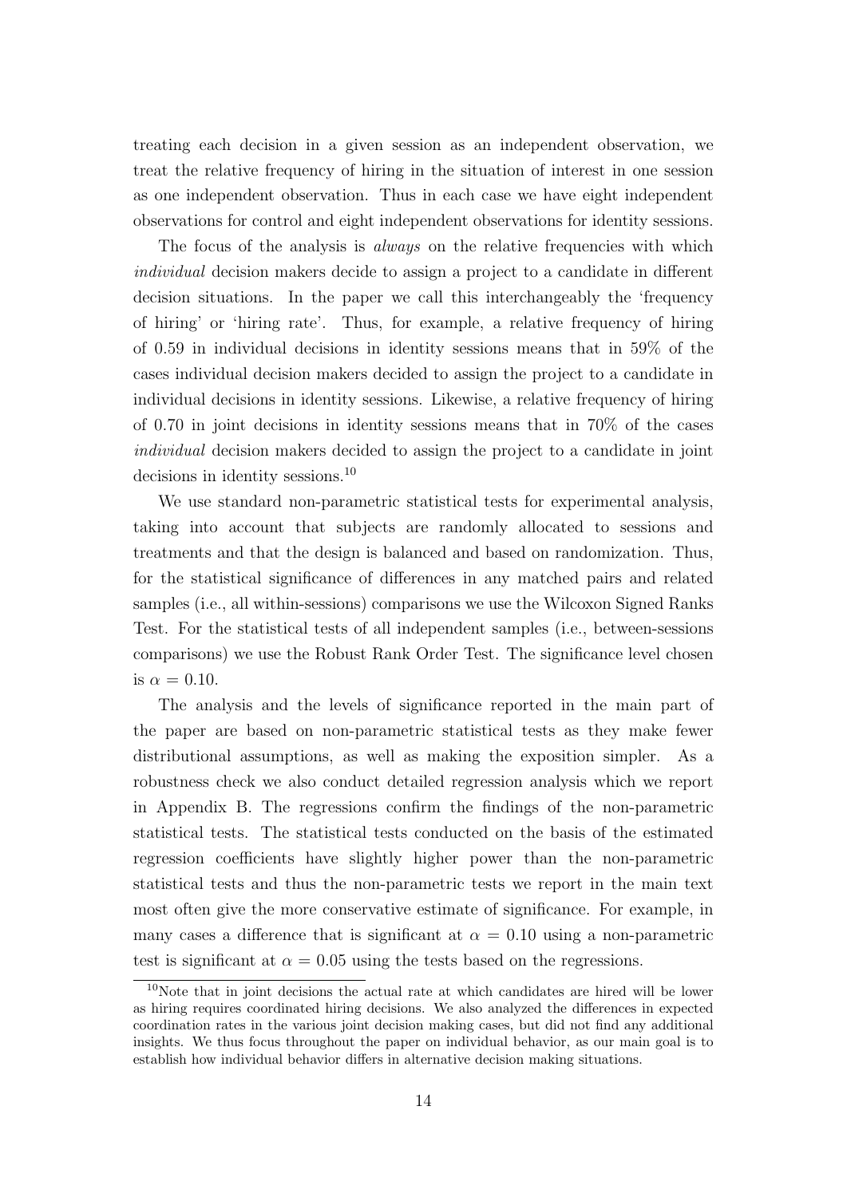treating each decision in a given session as an independent observation, we treat the relative frequency of hiring in the situation of interest in one session as one independent observation. Thus in each case we have eight independent observations for control and eight independent observations for identity sessions.

The focus of the analysis is *always* on the relative frequencies with which *individual* decision makers decide to assign a project to a candidate in different decision situations. In the paper we call this interchangeably the 'frequency of hiring' or 'hiring rate'. Thus, for example, a relative frequency of hiring of 0.59 in individual decisions in identity sessions means that in 59% of the cases individual decision makers decided to assign the project to a candidate in individual decisions in identity sessions. Likewise, a relative frequency of hiring of 0.70 in joint decisions in identity sessions means that in 70% of the cases *individual* decision makers decided to assign the project to a candidate in joint decisions in identity sessions.[10]

We use standard non-parametric statistical tests for experimental analysis, taking into account that subjects are randomly allocated to sessions and treatments and that the design is balanced and based on randomization. Thus, for the statistical significance of differences in any matched pairs and related samples (i.e., all within-sessions) comparisons we use the Wilcoxon Signed Ranks Test. For the statistical tests of all independent samples (i.e., between-sessions comparisons) we use the Robust Rank Order Test. The significance level chosen is $\alpha = 0.10$.

The analysis and the levels of significance reported in the main part of the paper are based on non-parametric statistical tests as they make fewer distributional assumptions, as well as making the exposition simpler. As a robustness check we also conduct detailed regression analysis which we report in Appendix B. The regressions confirm the findings of the non-parametric statistical tests. The statistical tests conducted on the basis of the estimated regression coefficients have slightly higher power than the non-parametric statistical tests and thus the non-parametric tests we report in the main text most often give the more conservative estimate of significance. For example, in many cases a difference that is significant at $\alpha = 0.10$ using a non-parametric test is significant at $\alpha = 0.05$ using the tests based on the regressions.

[10] Note that in joint decisions the actual rate at which candidates are hired will be lower as hiring requires coordinated hiring decisions. We also analyzed the differences in expected coordination rates in the various joint decision making cases, but did not find any additional insights. We thus focus throughout the paper on individual behavior, as our main goal is to establish how individual behavior differs in alternative decision making situations.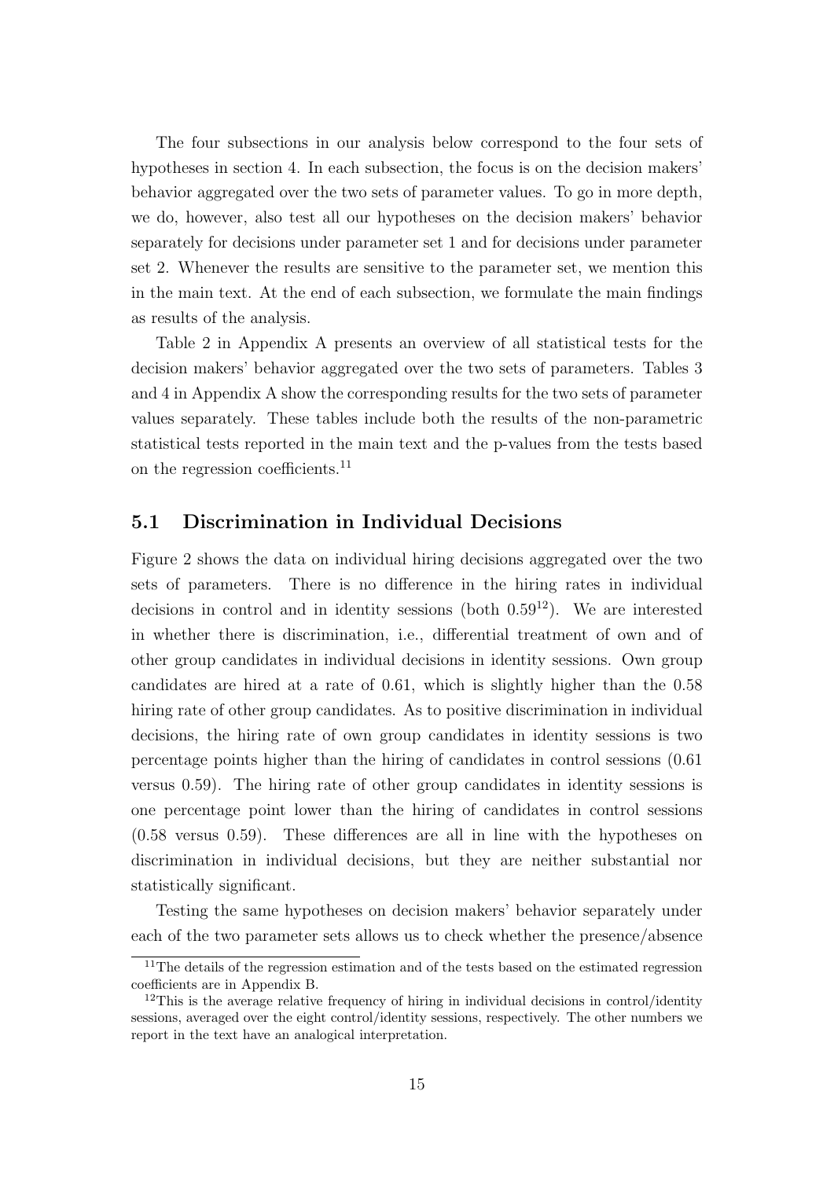The four subsections in our analysis below correspond to the four sets of hypotheses in section 4. In each subsection, the focus is on the decision makers' behavior aggregated over the two sets of parameter values. To go in more depth, we do, however, also test all our hypotheses on the decision makers' behavior separately for decisions under parameter set 1 and for decisions under parameter set 2. Whenever the results are sensitive to the parameter set, we mention this in the main text. At the end of each subsection, we formulate the main findings as results of the analysis.

Table 2 in Appendix A presents an overview of all statistical tests for the decision makers' behavior aggregated over the two sets of parameters. Tables 3 and 4 in Appendix A show the corresponding results for the two sets of parameter values separately. These tables include both the results of the non-parametric statistical tests reported in the main text and the p-values from the tests based on the regression coefficients.[11]

## 5.1 Discrimination in Individual Decisions

Figure 2 shows the data on individual hiring decisions aggregated over the two sets of parameters. There is no difference in the hiring rates in individual decisions in control and in identity sessions (both 0.59[12]). We are interested in whether there is discrimination, i.e., differential treatment of own and of other group candidates in individual decisions in identity sessions. Own group candidates are hired at a rate of 0.61, which is slightly higher than the 0.58 hiring rate of other group candidates. As to positive discrimination in individual decisions, the hiring rate of own group candidates in identity sessions is two percentage points higher than the hiring of candidates in control sessions (0.61 versus 0.59). The hiring rate of other group candidates in identity sessions is one percentage point lower than the hiring of candidates in control sessions (0.58 versus 0.59). These differences are all in line with the hypotheses on discrimination in individual decisions, but they are neither substantial nor statistically significant.

Testing the same hypotheses on decision makers' behavior separately under each of the two parameter sets allows us to check whether the presence/absence

[11] The details of the regression estimation and of the tests based on the estimated regression coefficients are in Appendix B.

[12] This is the average relative frequency of hiring in individual decisions in control/identity sessions, averaged over the eight control/identity sessions, respectively. The other numbers we report in the text have an analogical interpretation.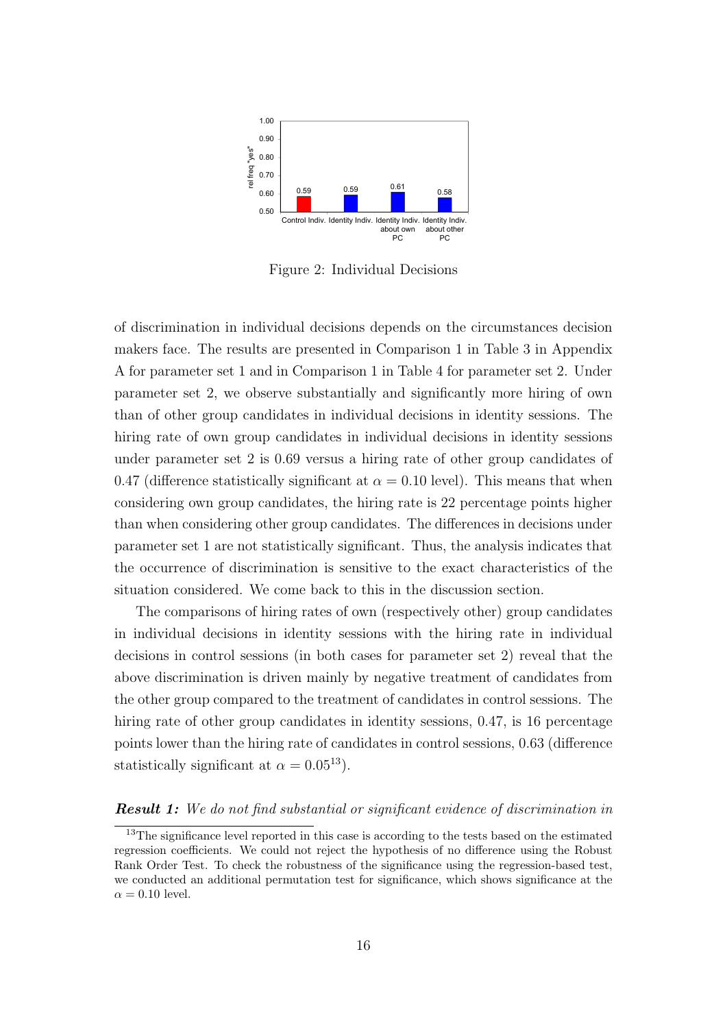Figure 2: Individual Decisions

of discrimination in individual decisions depends on the circumstances decision makers face. The results are presented in Comparison 1 in Table 3 in Appendix A for parameter set 1 and in Comparison 1 in Table 4 for parameter set 2. Under parameter set 2, we observe substantially and significantly more hiring of own than of other group candidates in individual decisions in identity sessions. The hiring rate of own group candidates in individual decisions in identity sessions under parameter set 2 is 0.69 versus a hiring rate of other group candidates of 0.47 (difference statistically significant at $\alpha = 0.10$ level). This means that when considering own group candidates, the hiring rate is 22 percentage points higher than when considering other group candidates. The differences in decisions under parameter set 1 are not statistically significant. Thus, the analysis indicates that the occurrence of discrimination is sensitive to the exact characteristics of the situation considered. We come back to this in the discussion section.

The comparisons of hiring rates of own (respectively other) group candidates in individual decisions in identity sessions with the hiring rate in individual decisions in control sessions (in both cases for parameter set 2) reveal that the above discrimination is driven mainly by negative treatment of candidates from the other group compared to the treatment of candidates in control sessions. The hiring rate of other group candidates in identity sessions, 0.47, is 16 percentage points lower than the hiring rate of candidates in control sessions, 0.63 (difference statistically significant at $\alpha = 0.05$[13]).

***Result 1:*** *We do not find substantial or significant evidence of discrimination in*

[13]The significance level reported in this case is according to the tests based on the estimated regression coefficients. We could not reject the hypothesis of no difference using the Robust Rank Order Test. To check the robustness of the significance using the regression-based test, we conducted an additional permutation test for significance, which shows significance at the $\alpha = 0.10$ level.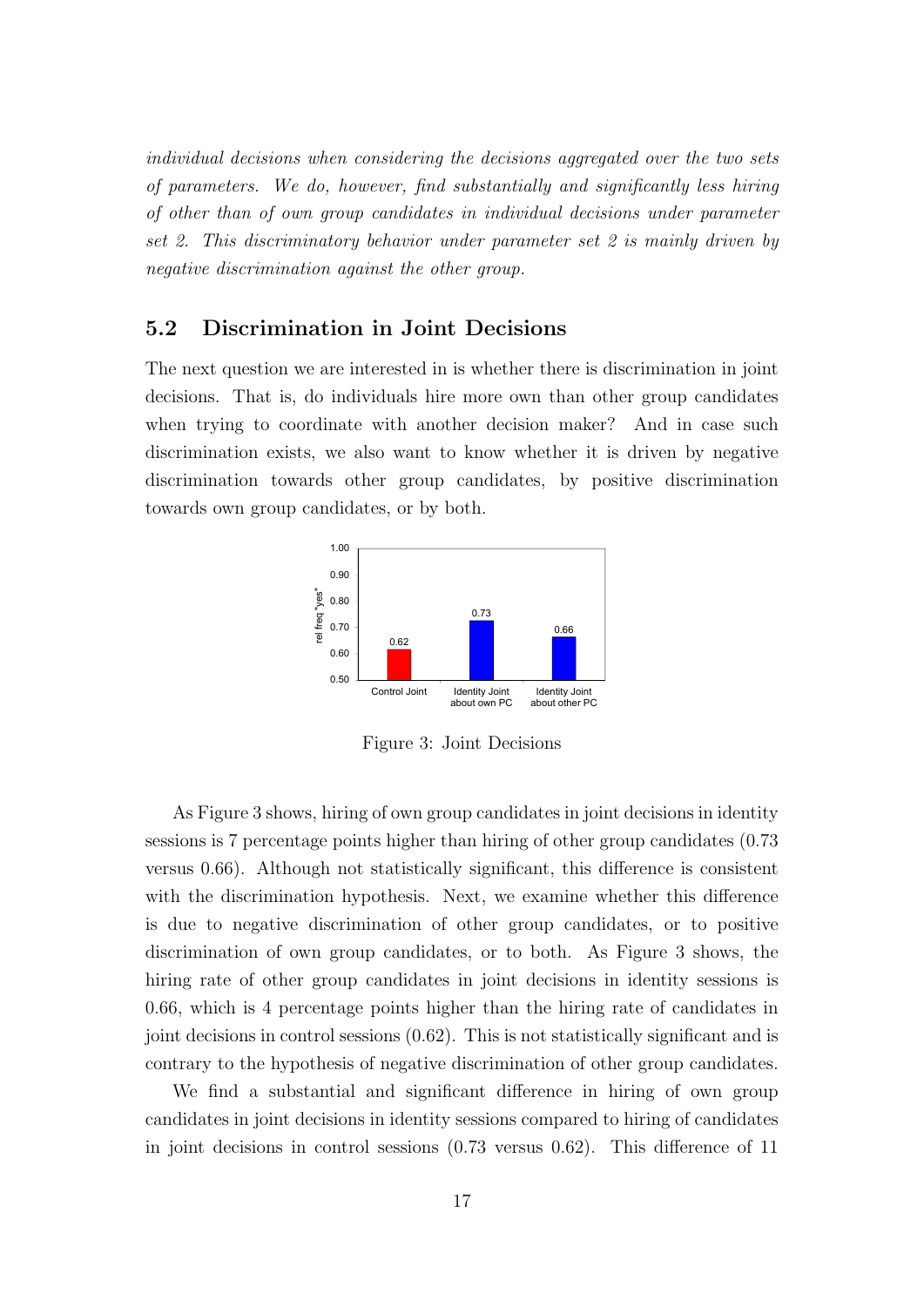*individual decisions when considering the decisions aggregated over the two sets of parameters. We do, however, find substantially and significantly less hiring of other than of own group candidates in individual decisions under parameter set 2. This discriminatory behavior under parameter set 2 is mainly driven by negative discrimination against the other group.*

## 5.2 Discrimination in Joint Decisions

The next question we are interested in is whether there is discrimination in joint decisions. That is, do individuals hire more own than other group candidates when trying to coordinate with another decision maker? And in case such discrimination exists, we also want to know whether it is driven by negative discrimination towards other group candidates, by positive discrimination towards own group candidates, or by both.

Figure 3: Joint Decisions

As Figure 3 shows, hiring of own group candidates in joint decisions in identity sessions is 7 percentage points higher than hiring of other group candidates (0.73 versus 0.66). Although not statistically significant, this difference is consistent with the discrimination hypothesis. Next, we examine whether this difference is due to negative discrimination of other group candidates, or to positive discrimination of own group candidates, or to both. As Figure 3 shows, the hiring rate of other group candidates in joint decisions in identity sessions is 0.66, which is 4 percentage points higher than the hiring rate of candidates in joint decisions in control sessions (0.62). This is not statistically significant and is contrary to the hypothesis of negative discrimination of other group candidates.

We find a substantial and significant difference in hiring of own group candidates in joint decisions in identity sessions compared to hiring of candidates in joint decisions in control sessions (0.73 versus 0.62). This difference of 11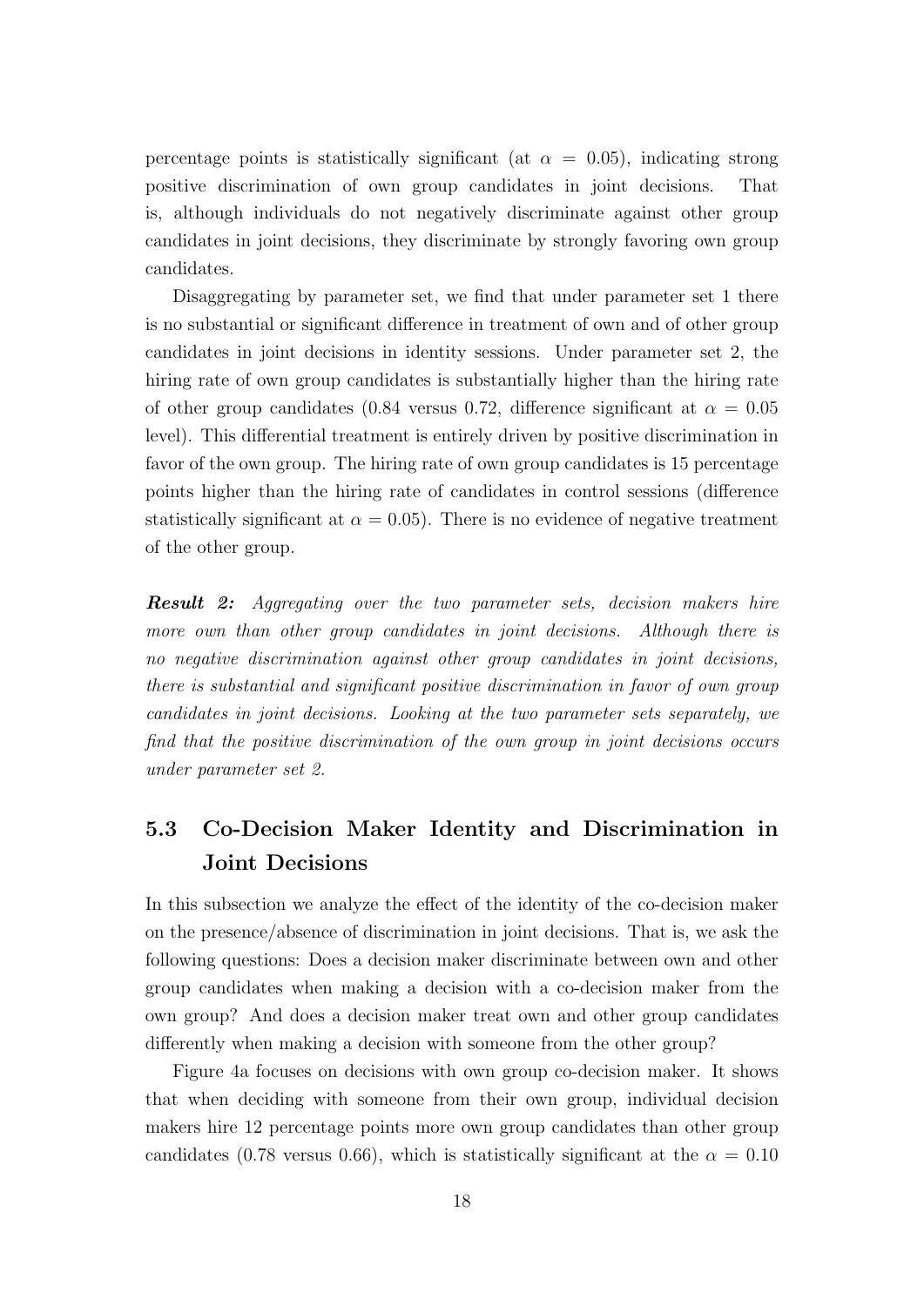percentage points is statistically significant (at $\alpha = 0.05$), indicating strong positive discrimination of own group candidates in joint decisions. That is, although individuals do not negatively discriminate against other group candidates in joint decisions, they discriminate by strongly favoring own group candidates.

Disaggregating by parameter set, we find that under parameter set 1 there is no substantial or significant difference in treatment of own and of other group candidates in joint decisions in identity sessions. Under parameter set 2, the hiring rate of own group candidates is substantially higher than the hiring rate of other group candidates (0.84 versus 0.72, difference significant at $\alpha = 0.05$ level). This differential treatment is entirely driven by positive discrimination in favor of the own group. The hiring rate of own group candidates is 15 percentage points higher than the hiring rate of candidates in control sessions (difference statistically significant at $\alpha = 0.05$). There is no evidence of negative treatment of the other group.

***Result 2:*** *Aggregating over the two parameter sets, decision makers hire more own than other group candidates in joint decisions. Although there is no negative discrimination against other group candidates in joint decisions, there is substantial and significant positive discrimination in favor of own group candidates in joint decisions. Looking at the two parameter sets separately, we find that the positive discrimination of the own group in joint decisions occurs under parameter set 2.*

## 5.3 Co-Decision Maker Identity and Discrimination in Joint Decisions

In this subsection we analyze the effect of the identity of the co-decision maker on the presence/absence of discrimination in joint decisions. That is, we ask the following questions: Does a decision maker discriminate between own and other group candidates when making a decision with a co-decision maker from the own group? And does a decision maker treat own and other group candidates differently when making a decision with someone from the other group?

Figure 4a focuses on decisions with own group co-decision maker. It shows that when deciding with someone from their own group, individual decision makers hire 12 percentage points more own group candidates than other group candidates (0.78 versus 0.66), which is statistically significant at the $\alpha = 0.10$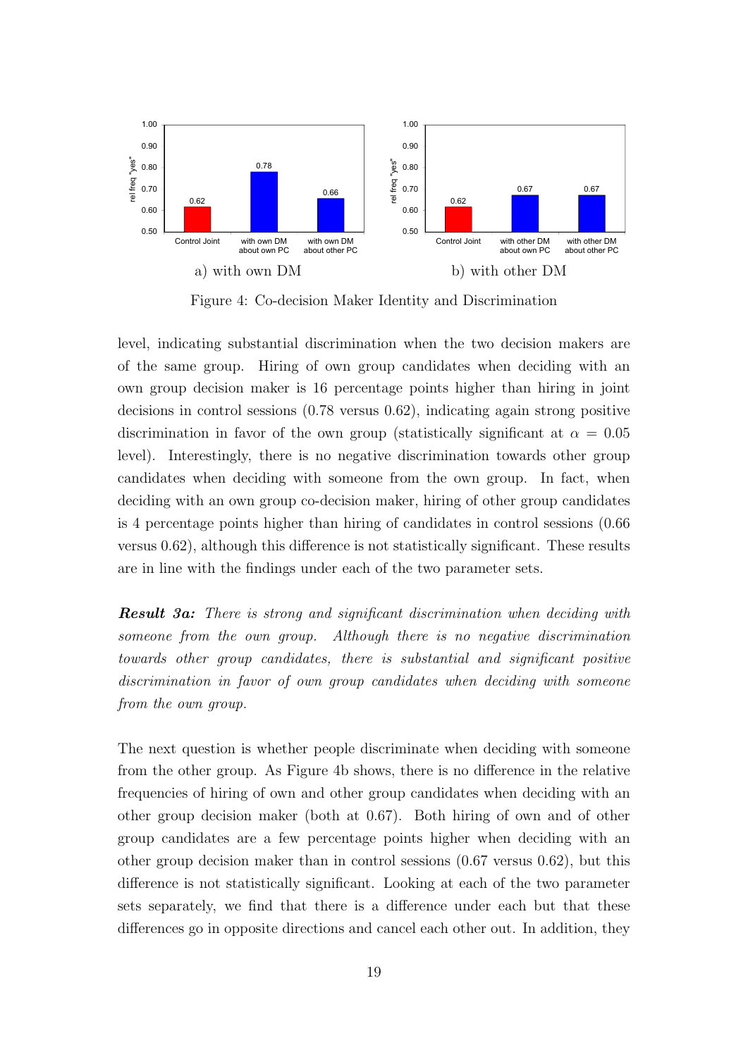Figure 4: Co-decision Maker Identity and Discrimination

a) with own DM

b) with other DM

level, indicating substantial discrimination when the two decision makers are of the same group. Hiring of own group candidates when deciding with an own group decision maker is 16 percentage points higher than hiring in joint decisions in control sessions (0.78 versus 0.62), indicating again strong positive discrimination in favor of the own group (statistically significant at $\alpha = 0.05$ level). Interestingly, there is no negative discrimination towards other group candidates when deciding with someone from the own group. In fact, when deciding with an own group co-decision maker, hiring of other group candidates is 4 percentage points higher than hiring of candidates in control sessions (0.66 versus 0.62), although this difference is not statistically significant. These results are in line with the findings under each of the two parameter sets.

***Result 3a:*** *There is strong and significant discrimination when deciding with someone from the own group. Although there is no negative discrimination towards other group candidates, there is substantial and significant positive discrimination in favor of own group candidates when deciding with someone from the own group.*

The next question is whether people discriminate when deciding with someone from the other group. As Figure 4b shows, there is no difference in the relative frequencies of hiring of own and other group candidates when deciding with an other group decision maker (both at 0.67). Both hiring of own and of other group candidates are a few percentage points higher when deciding with an other group decision maker than in control sessions (0.67 versus 0.62), but this difference is not statistically significant. Looking at each of the two parameter sets separately, we find that there is a difference under each but that these differences go in opposite directions and cancel each other out. In addition, they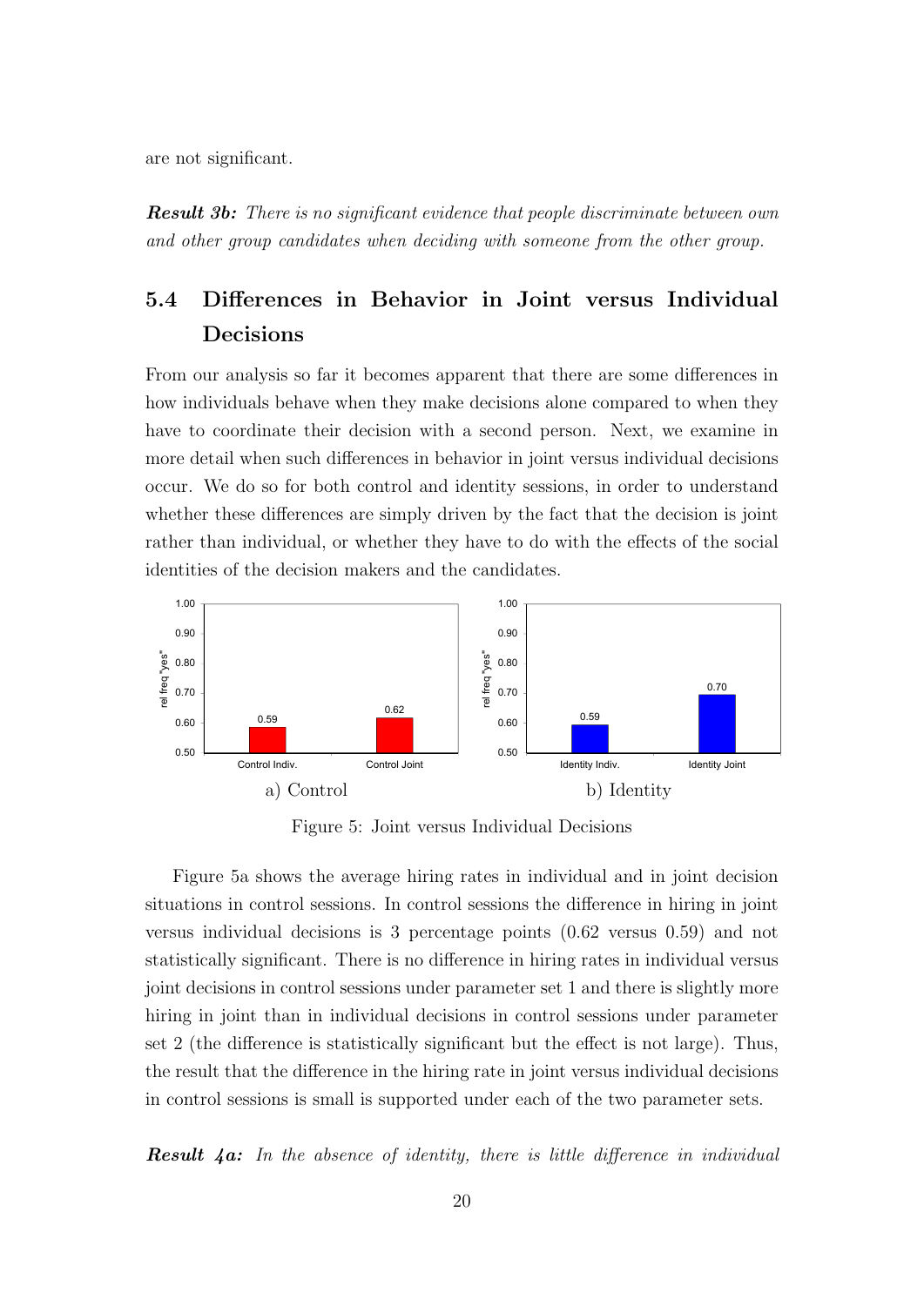are not significant.

***Result 3b:*** *There is no significant evidence that people discriminate between own and other group candidates when deciding with someone from the other group.*

## 5.4 Differences in Behavior in Joint versus Individual Decisions

From our analysis so far it becomes apparent that there are some differences in how individuals behave when they make decisions alone compared to when they have to coordinate their decision with a second person. Next, we examine in more detail when such differences in behavior in joint versus individual decisions occur. We do so for both control and identity sessions, in order to understand whether these differences are simply driven by the fact that the decision is joint rather than individual, or whether they have to do with the effects of the social identities of the decision makers and the candidates.

a) Control

b) Identity

Figure 5: Joint versus Individual Decisions

Figure 5a shows the average hiring rates in individual and in joint decision situations in control sessions. In control sessions the difference in hiring in joint versus individual decisions is 3 percentage points (0.62 versus 0.59) and not statistically significant. There is no difference in hiring rates in individual versus joint decisions in control sessions under parameter set 1 and there is slightly more hiring in joint than in individual decisions in control sessions under parameter set 2 (the difference is statistically significant but the effect is not large). Thus, the result that the difference in the hiring rate in joint versus individual decisions in control sessions is small is supported under each of the two parameter sets.

***Result 4a:*** *In the absence of identity, there is little difference in individual*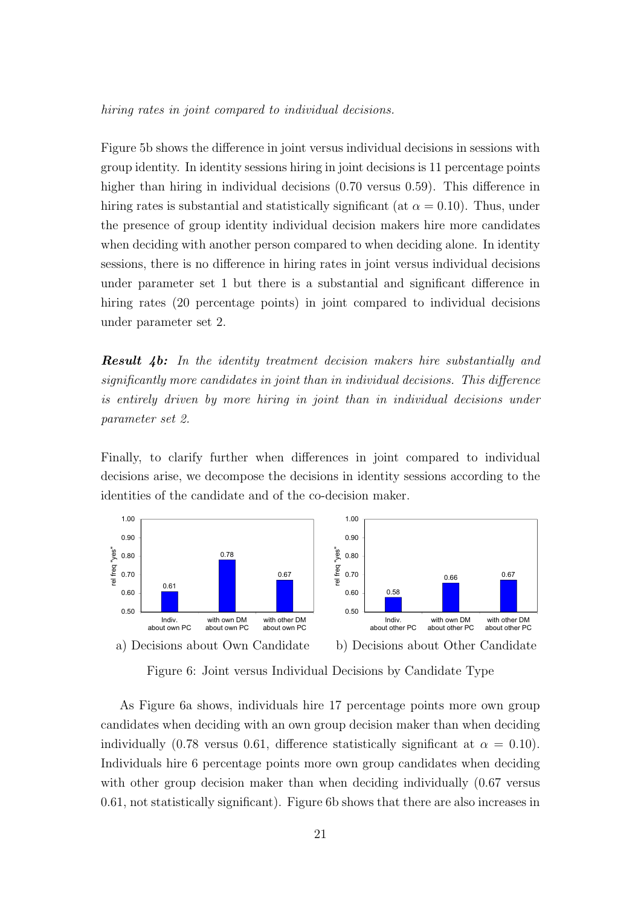*hiring rates in joint compared to individual decisions.*

Figure 5b shows the difference in joint versus individual decisions in sessions with group identity. In identity sessions hiring in joint decisions is 11 percentage points higher than hiring in individual decisions (0.70 versus 0.59). This difference in hiring rates is substantial and statistically significant (at $\alpha = 0.10$). Thus, under the presence of group identity individual decision makers hire more candidates when deciding with another person compared to when deciding alone. In identity sessions, there is no difference in hiring rates in joint versus individual decisions under parameter set 1 but there is a substantial and significant difference in hiring rates (20 percentage points) in joint compared to individual decisions under parameter set 2.

***Result 4b:*** *In the identity treatment decision makers hire substantially and significantly more candidates in joint than in individual decisions. This difference is entirely driven by more hiring in joint than in individual decisions under parameter set 2.*

Finally, to clarify further when differences in joint compared to individual decisions arise, we decompose the decisions in identity sessions according to the identities of the candidate and of the co-decision maker.

a) Decisions about Own Candidate

b) Decisions about Other Candidate

Figure 6: Joint versus Individual Decisions by Candidate Type

As Figure 6a shows, individuals hire 17 percentage points more own group candidates when deciding with an own group decision maker than when deciding individually (0.78 versus 0.61, difference statistically significant at $\alpha = 0.10$). Individuals hire 6 percentage points more own group candidates when deciding with other group decision maker than when deciding individually (0.67 versus 0.61, not statistically significant). Figure 6b shows that there are also increases in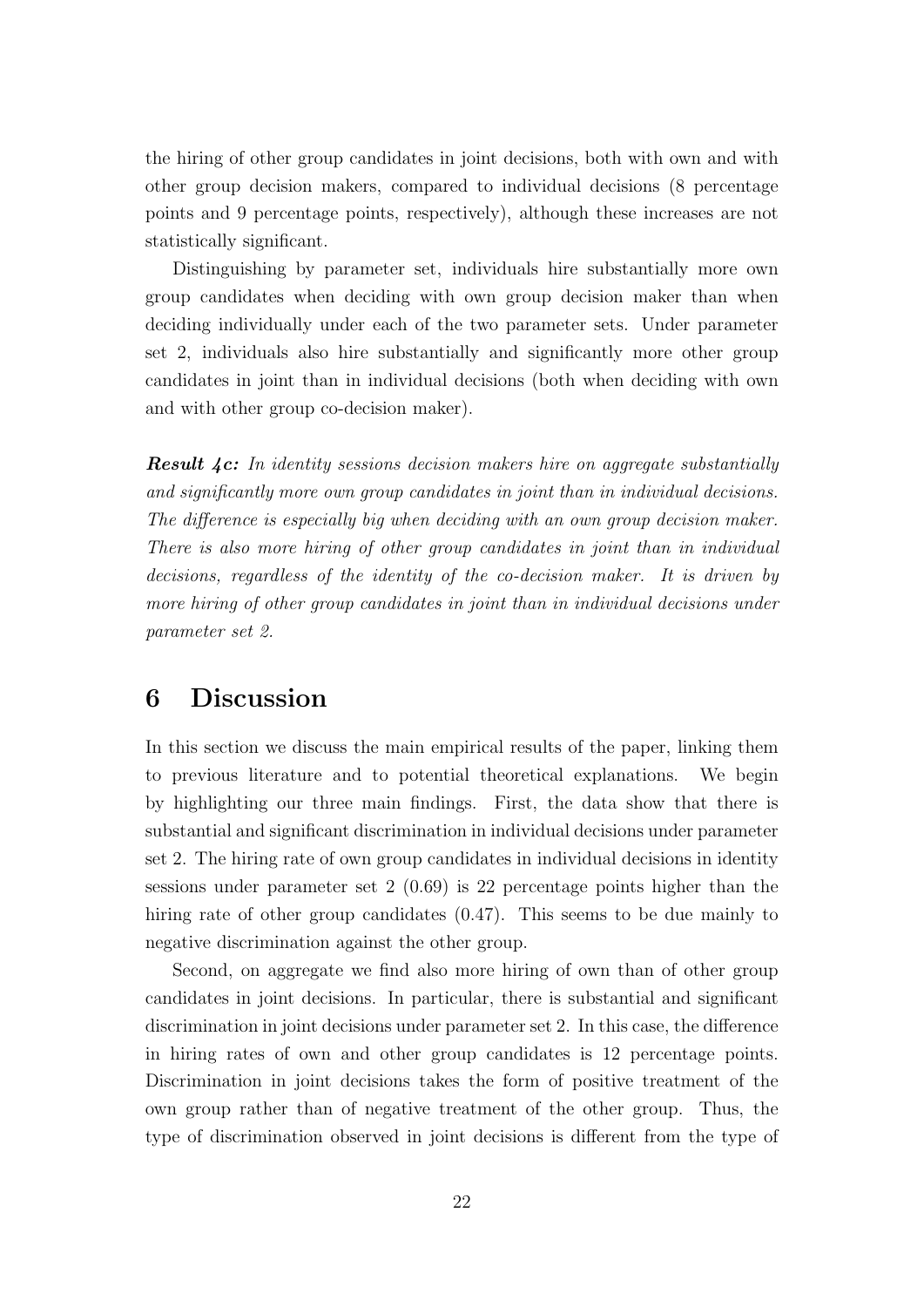the hiring of other group candidates in joint decisions, both with own and with other group decision makers, compared to individual decisions (8 percentage points and 9 percentage points, respectively), although these increases are not statistically significant.

Distinguishing by parameter set, individuals hire substantially more own group candidates when deciding with own group decision maker than when deciding individually under each of the two parameter sets. Under parameter set 2, individuals also hire substantially and significantly more other group candidates in joint than in individual decisions (both when deciding with own and with other group co-decision maker).

***Result 4c:*** *In identity sessions decision makers hire on aggregate substantially and significantly more own group candidates in joint than in individual decisions. The difference is especially big when deciding with an own group decision maker. There is also more hiring of other group candidates in joint than in individual decisions, regardless of the identity of the co-decision maker. It is driven by more hiring of other group candidates in joint than in individual decisions under parameter set 2.*

# 6 Discussion

In this section we discuss the main empirical results of the paper, linking them to previous literature and to potential theoretical explanations. We begin by highlighting our three main findings. First, the data show that there is substantial and significant discrimination in individual decisions under parameter set 2. The hiring rate of own group candidates in individual decisions in identity sessions under parameter set 2 (0.69) is 22 percentage points higher than the hiring rate of other group candidates (0.47). This seems to be due mainly to negative discrimination against the other group.

Second, on aggregate we find also more hiring of own than of other group candidates in joint decisions. In particular, there is substantial and significant discrimination in joint decisions under parameter set 2. In this case, the difference in hiring rates of own and other group candidates is 12 percentage points. Discrimination in joint decisions takes the form of positive treatment of the own group rather than of negative treatment of the other group. Thus, the type of discrimination observed in joint decisions is different from the type of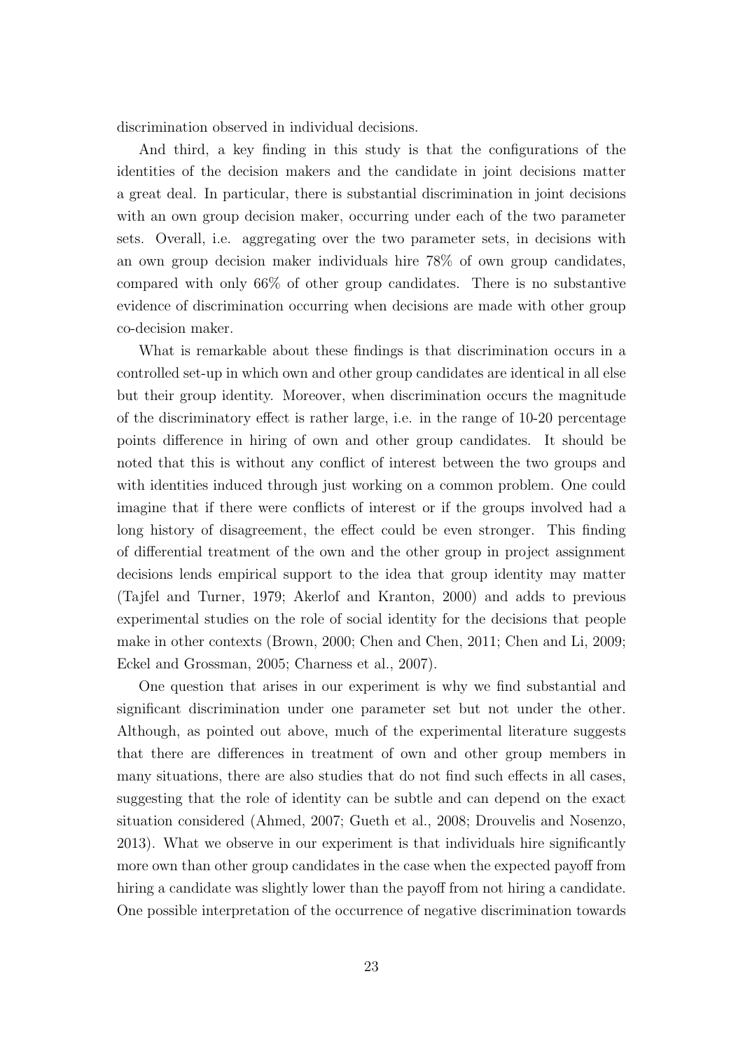discrimination observed in individual decisions.

And third, a key finding in this study is that the configurations of the identities of the decision makers and the candidate in joint decisions matter a great deal. In particular, there is substantial discrimination in joint decisions with an own group decision maker, occurring under each of the two parameter sets. Overall, i.e. aggregating over the two parameter sets, in decisions with an own group decision maker individuals hire 78% of own group candidates, compared with only 66% of other group candidates. There is no substantive evidence of discrimination occurring when decisions are made with other group co-decision maker.

What is remarkable about these findings is that discrimination occurs in a controlled set-up in which own and other group candidates are identical in all else but their group identity. Moreover, when discrimination occurs the magnitude of the discriminatory effect is rather large, i.e. in the range of 10-20 percentage points difference in hiring of own and other group candidates. It should be noted that this is without any conflict of interest between the two groups and with identities induced through just working on a common problem. One could imagine that if there were conflicts of interest or if the groups involved had a long history of disagreement, the effect could be even stronger. This finding of differential treatment of the own and the other group in project assignment decisions lends empirical support to the idea that group identity may matter (Tajfel and Turner, 1979; Akerlof and Kranton, 2000) and adds to previous experimental studies on the role of social identity for the decisions that people make in other contexts (Brown, 2000; Chen and Chen, 2011; Chen and Li, 2009; Eckel and Grossman, 2005; Charness et al., 2007).

One question that arises in our experiment is why we find substantial and significant discrimination under one parameter set but not under the other. Although, as pointed out above, much of the experimental literature suggests that there are differences in treatment of own and other group members in many situations, there are also studies that do not find such effects in all cases, suggesting that the role of identity can be subtle and can depend on the exact situation considered (Ahmed, 2007; Gueth et al., 2008; Drouvelis and Nosenzo, 2013). What we observe in our experiment is that individuals hire significantly more own than other group candidates in the case when the expected payoff from hiring a candidate was slightly lower than the payoff from not hiring a candidate. One possible interpretation of the occurrence of negative discrimination towards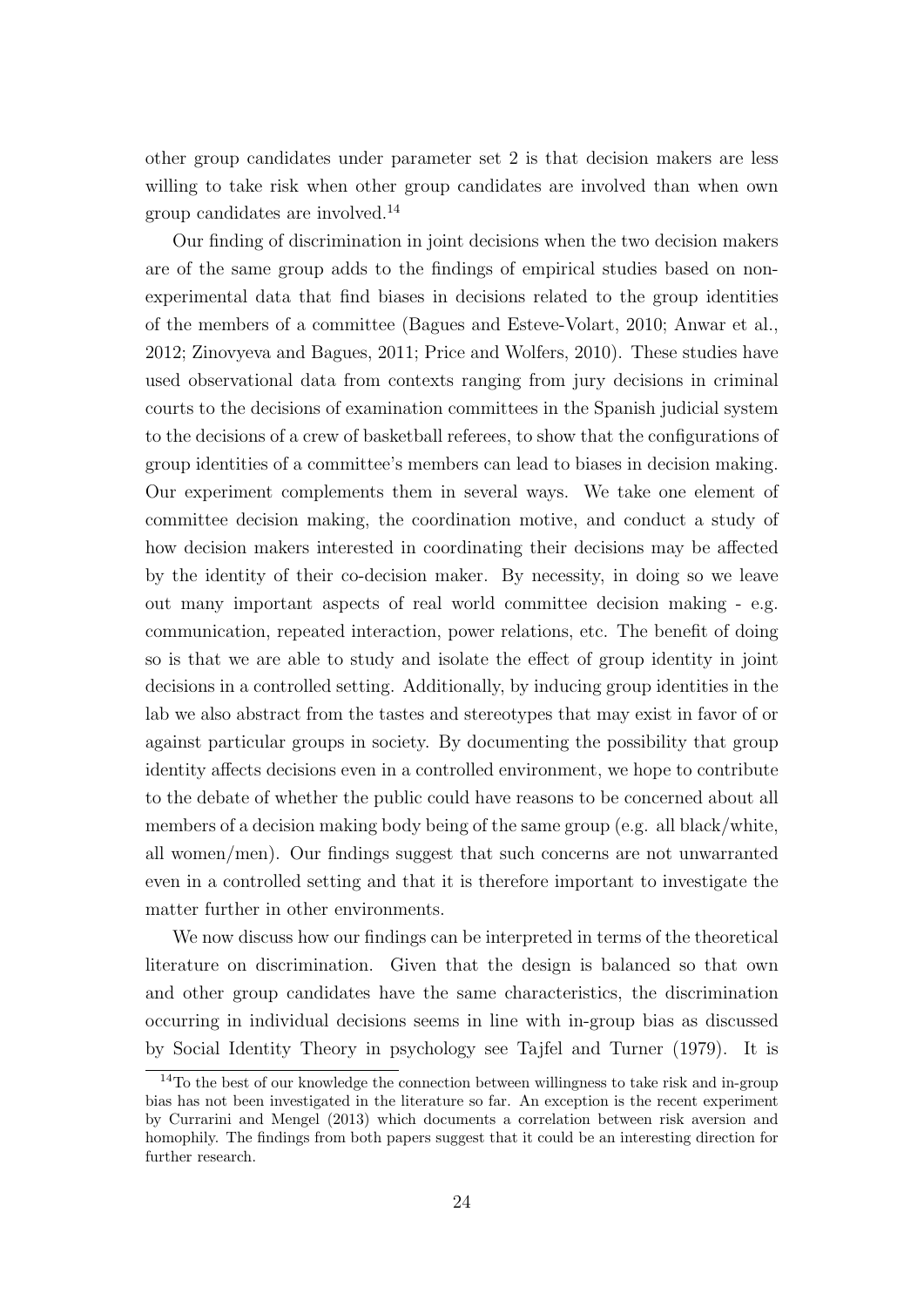other group candidates under parameter set 2 is that decision makers are less willing to take risk when other group candidates are involved than when own group candidates are involved.[14]

Our finding of discrimination in joint decisions when the two decision makers are of the same group adds to the findings of empirical studies based on non-experimental data that find biases in decisions related to the group identities of the members of a committee (Bagues and Esteve-Volart, 2010; Anwar et al., 2012; Zinovyeva and Bagues, 2011; Price and Wolfers, 2010). These studies have used observational data from contexts ranging from jury decisions in criminal courts to the decisions of examination committees in the Spanish judicial system to the decisions of a crew of basketball referees, to show that the configurations of group identities of a committee's members can lead to biases in decision making. Our experiment complements them in several ways. We take one element of committee decision making, the coordination motive, and conduct a study of how decision makers interested in coordinating their decisions may be affected by the identity of their co-decision maker. By necessity, in doing so we leave out many important aspects of real world committee decision making - e.g. communication, repeated interaction, power relations, etc. The benefit of doing so is that we are able to study and isolate the effect of group identity in joint decisions in a controlled setting. Additionally, by inducing group identities in the lab we also abstract from the tastes and stereotypes that may exist in favor of or against particular groups in society. By documenting the possibility that group identity affects decisions even in a controlled environment, we hope to contribute to the debate of whether the public could have reasons to be concerned about all members of a decision making body being of the same group (e.g. all black/white, all women/men). Our findings suggest that such concerns are not unwarranted even in a controlled setting and that it is therefore important to investigate the matter further in other environments.

We now discuss how our findings can be interpreted in terms of the theoretical literature on discrimination. Given that the design is balanced so that own and other group candidates have the same characteristics, the discrimination occurring in individual decisions seems in line with in-group bias as discussed by Social Identity Theory in psychology see Tajfel and Turner (1979). It is

[14]To the best of our knowledge the connection between willingness to take risk and in-group bias has not been investigated in the literature so far. An exception is the recent experiment by Currarini and Mengel (2013) which documents a correlation between risk aversion and homophily. The findings from both papers suggest that it could be an interesting direction for further research.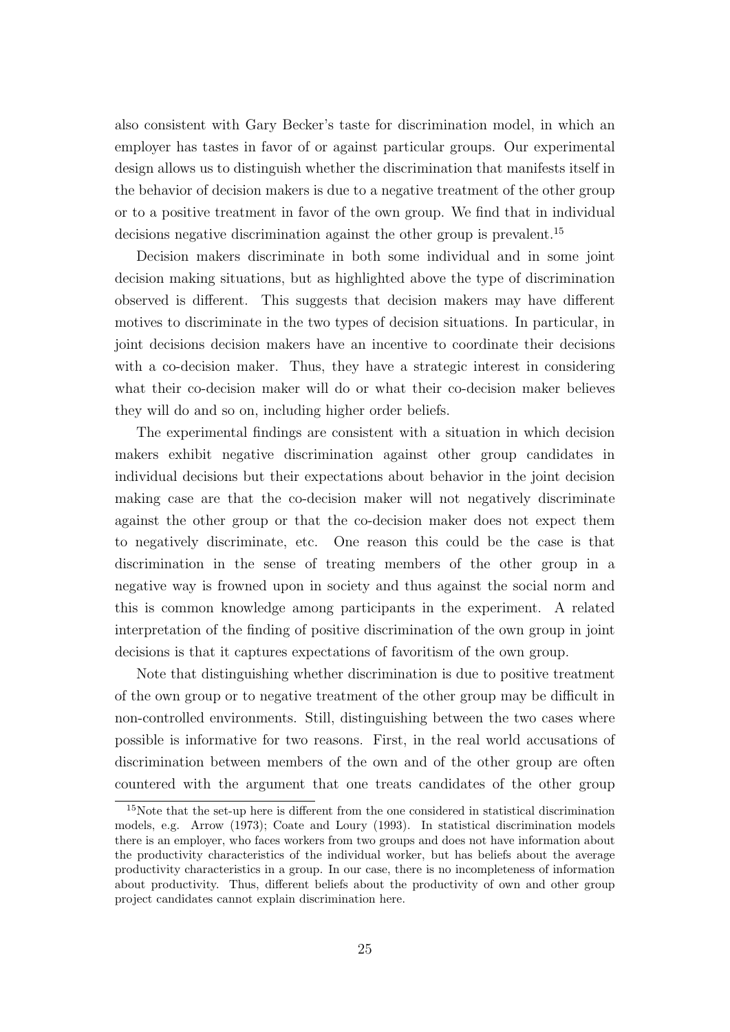also consistent with Gary Becker's taste for discrimination model, in which an employer has tastes in favor of or against particular groups. Our experimental design allows us to distinguish whether the discrimination that manifests itself in the behavior of decision makers is due to a negative treatment of the other group or to a positive treatment in favor of the own group. We find that in individual decisions negative discrimination against the other group is prevalent.[15]

Decision makers discriminate in both some individual and in some joint decision making situations, but as highlighted above the type of discrimination observed is different. This suggests that decision makers may have different motives to discriminate in the two types of decision situations. In particular, in joint decisions decision makers have an incentive to coordinate their decisions with a co-decision maker. Thus, they have a strategic interest in considering what their co-decision maker will do or what their co-decision maker believes they will do and so on, including higher order beliefs.

The experimental findings are consistent with a situation in which decision makers exhibit negative discrimination against other group candidates in individual decisions but their expectations about behavior in the joint decision making case are that the co-decision maker will not negatively discriminate against the other group or that the co-decision maker does not expect them to negatively discriminate, etc. One reason this could be the case is that discrimination in the sense of treating members of the other group in a negative way is frowned upon in society and thus against the social norm and this is common knowledge among participants in the experiment. A related interpretation of the finding of positive discrimination of the own group in joint decisions is that it captures expectations of favoritism of the own group.

Note that distinguishing whether discrimination is due to positive treatment of the own group or to negative treatment of the other group may be difficult in non-controlled environments. Still, distinguishing between the two cases where possible is informative for two reasons. First, in the real world accusations of discrimination between members of the own and of the other group are often countered with the argument that one treats candidates of the other group

[15] Note that the set-up here is different from the one considered in statistical discrimination models, e.g. Arrow (1973); Coate and Loury (1993). In statistical discrimination models there is an employer, who faces workers from two groups and does not have information about the productivity characteristics of the individual worker, but has beliefs about the average productivity characteristics in a group. In our case, there is no incompleteness of information about productivity. Thus, different beliefs about the productivity of own and other group project candidates cannot explain discrimination here.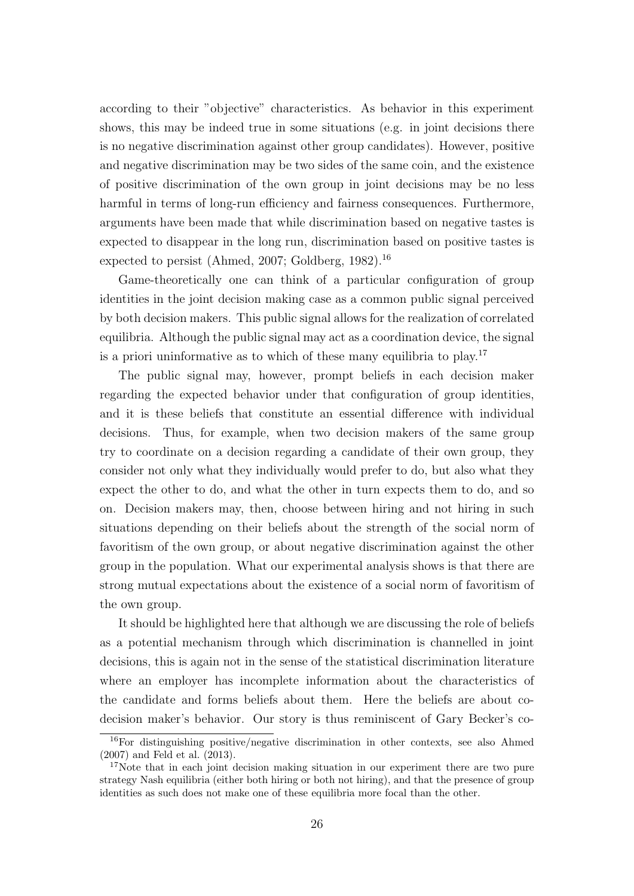according to their "objective" characteristics. As behavior in this experiment shows, this may be indeed true in some situations (e.g. in joint decisions there is no negative discrimination against other group candidates). However, positive and negative discrimination may be two sides of the same coin, and the existence of positive discrimination of the own group in joint decisions may be no less harmful in terms of long-run efficiency and fairness consequences. Furthermore, arguments have been made that while discrimination based on negative tastes is expected to disappear in the long run, discrimination based on positive tastes is expected to persist (Ahmed, 2007; Goldberg, 1982).[16]

Game-theoretically one can think of a particular configuration of group identities in the joint decision making case as a common public signal perceived by both decision makers. This public signal allows for the realization of correlated equilibria. Although the public signal may act as a coordination device, the signal is a priori uninformative as to which of these many equilibria to play.[17]

The public signal may, however, prompt beliefs in each decision maker regarding the expected behavior under that configuration of group identities, and it is these beliefs that constitute an essential difference with individual decisions. Thus, for example, when two decision makers of the same group try to coordinate on a decision regarding a candidate of their own group, they consider not only what they individually would prefer to do, but also what they expect the other to do, and what the other in turn expects them to do, and so on. Decision makers may, then, choose between hiring and not hiring in such situations depending on their beliefs about the strength of the social norm of favoritism of the own group, or about negative discrimination against the other group in the population. What our experimental analysis shows is that there are strong mutual expectations about the existence of a social norm of favoritism of the own group.

It should be highlighted here that although we are discussing the role of beliefs as a potential mechanism through which discrimination is channelled in joint decisions, this is again not in the sense of the statistical discrimination literature where an employer has incomplete information about the characteristics of the candidate and forms beliefs about them. Here the beliefs are about co-decision maker's behavior. Our story is thus reminiscent of Gary Becker's co-

[16]For distinguishing positive/negative discrimination in other contexts, see also Ahmed (2007) and Feld et al. (2013).

[17]Note that in each joint decision making situation in our experiment there are two pure strategy Nash equilibria (either both hiring or both not hiring), and that the presence of group identities as such does not make one of these equilibria more focal than the other.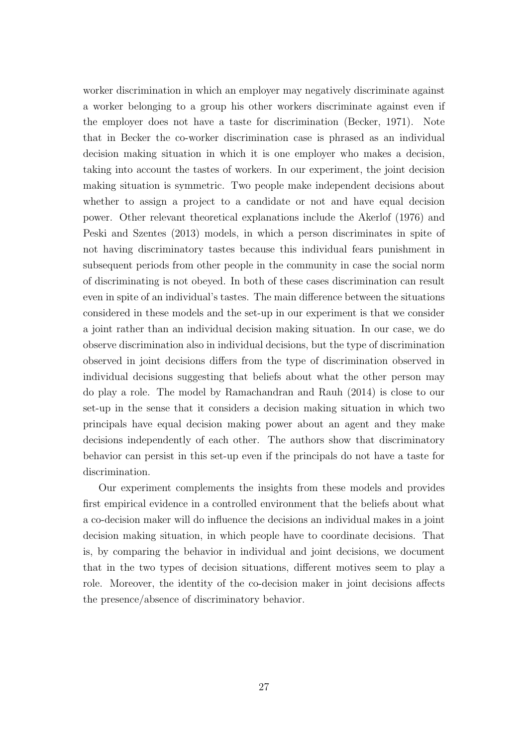worker discrimination in which an employer may negatively discriminate against a worker belonging to a group his other workers discriminate against even if the employer does not have a taste for discrimination (Becker, 1971). Note that in Becker the co-worker discrimination case is phrased as an individual decision making situation in which it is one employer who makes a decision, taking into account the tastes of workers. In our experiment, the joint decision making situation is symmetric. Two people make independent decisions about whether to assign a project to a candidate or not and have equal decision power. Other relevant theoretical explanations include the Akerlof (1976) and Peski and Szentes (2013) models, in which a person discriminates in spite of not having discriminatory tastes because this individual fears punishment in subsequent periods from other people in the community in case the social norm of discriminating is not obeyed. In both of these cases discrimination can result even in spite of an individual's tastes. The main difference between the situations considered in these models and the set-up in our experiment is that we consider a joint rather than an individual decision making situation. In our case, we do observe discrimination also in individual decisions, but the type of discrimination observed in joint decisions differs from the type of discrimination observed in individual decisions suggesting that beliefs about what the other person may do play a role. The model by Ramachandran and Rauh (2014) is close to our set-up in the sense that it considers a decision making situation in which two principals have equal decision making power about an agent and they make decisions independently of each other. The authors show that discriminatory behavior can persist in this set-up even if the principals do not have a taste for discrimination.

Our experiment complements the insights from these models and provides first empirical evidence in a controlled environment that the beliefs about what a co-decision maker will do influence the decisions an individual makes in a joint decision making situation, in which people have to coordinate decisions. That is, by comparing the behavior in individual and joint decisions, we document that in the two types of decision situations, different motives seem to play a role. Moreover, the identity of the co-decision maker in joint decisions affects the presence/absence of discriminatory behavior.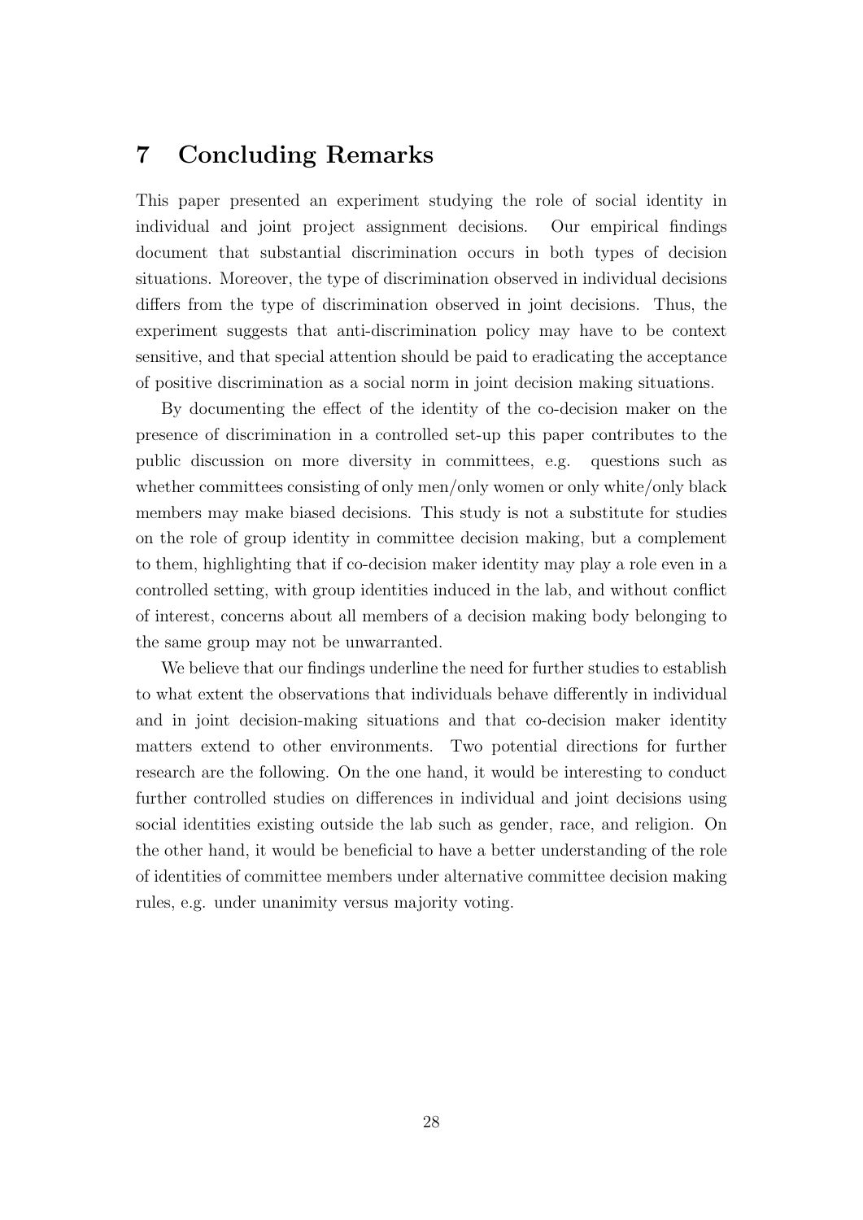## 7 Concluding Remarks

This paper presented an experiment studying the role of social identity in individual and joint project assignment decisions. Our empirical findings document that substantial discrimination occurs in both types of decision situations. Moreover, the type of discrimination observed in individual decisions differs from the type of discrimination observed in joint decisions. Thus, the experiment suggests that anti-discrimination policy may have to be context sensitive, and that special attention should be paid to eradicating the acceptance of positive discrimination as a social norm in joint decision making situations.

By documenting the effect of the identity of the co-decision maker on the presence of discrimination in a controlled set-up this paper contributes to the public discussion on more diversity in committees, e.g. questions such as whether committees consisting of only men/only women or only white/only black members may make biased decisions. This study is not a substitute for studies on the role of group identity in committee decision making, but a complement to them, highlighting that if co-decision maker identity may play a role even in a controlled setting, with group identities induced in the lab, and without conflict of interest, concerns about all members of a decision making body belonging to the same group may not be unwarranted.

We believe that our findings underline the need for further studies to establish to what extent the observations that individuals behave differently in individual and in joint decision-making situations and that co-decision maker identity matters extend to other environments. Two potential directions for further research are the following. On the one hand, it would be interesting to conduct further controlled studies on differences in individual and joint decisions using social identities existing outside the lab such as gender, race, and religion. On the other hand, it would be beneficial to have a better understanding of the role of identities of committee members under alternative committee decision making rules, e.g. under unanimity versus majority voting.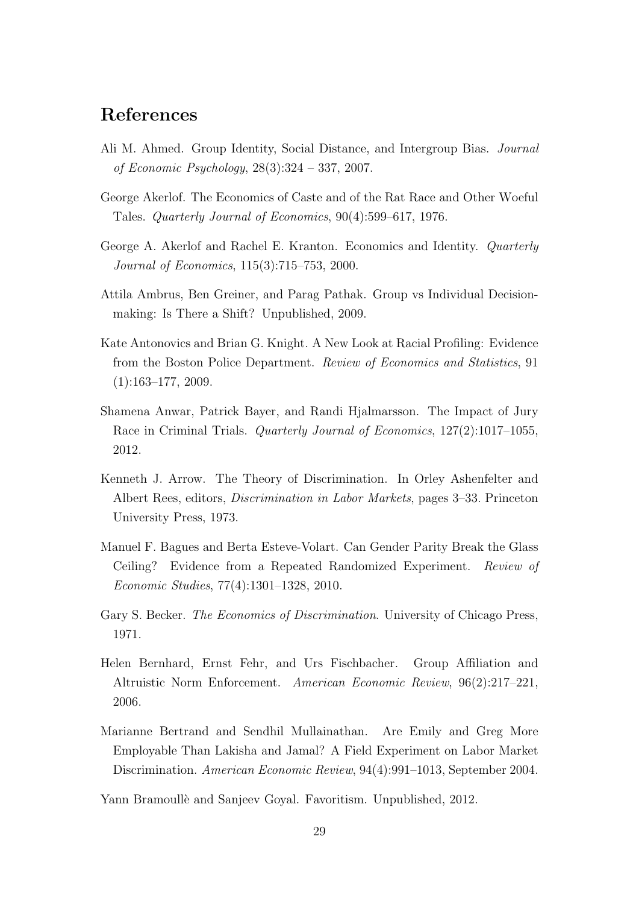## References

Ali M. Ahmed. Group Identity, Social Distance, and Intergroup Bias. *Journal of Economic Psychology*, 28(3):324 – 337, 2007.

George Akerlof. The Economics of Caste and of the Rat Race and Other Woeful Tales. *Quarterly Journal of Economics*, 90(4):599–617, 1976.

George A. Akerlof and Rachel E. Kranton. Economics and Identity. *Quarterly Journal of Economics*, 115(3):715–753, 2000.

Attila Ambrus, Ben Greiner, and Parag Pathak. Group vs Individual Decision-making: Is There a Shift? Unpublished, 2009.

Kate Antonovics and Brian G. Knight. A New Look at Racial Profiling: Evidence from the Boston Police Department. *Review of Economics and Statistics*, 91 (1):163–177, 2009.

Shamena Anwar, Patrick Bayer, and Randi Hjalmarsson. The Impact of Jury Race in Criminal Trials. *Quarterly Journal of Economics*, 127(2):1017–1055, 2012.

Kenneth J. Arrow. The Theory of Discrimination. In Orley Ashenfelter and Albert Rees, editors, *Discrimination in Labor Markets*, pages 3–33. Princeton University Press, 1973.

Manuel F. Bagues and Berta Esteve-Volart. Can Gender Parity Break the Glass Ceiling? Evidence from a Repeated Randomized Experiment. *Review of Economic Studies*, 77(4):1301–1328, 2010.

Gary S. Becker. *The Economics of Discrimination*. University of Chicago Press, 1971.

Helen Bernhard, Ernst Fehr, and Urs Fischbacher. Group Affiliation and Altruistic Norm Enforcement. *American Economic Review*, 96(2):217–221, 2006.

Marianne Bertrand and Sendhil Mullainathan. Are Emily and Greg More Employable Than Lakisha and Jamal? A Field Experiment on Labor Market Discrimination. *American Economic Review*, 94(4):991–1013, September 2004.

Yann Bramoullè and Sanjeev Goyal. Favoritism. Unpublished, 2012.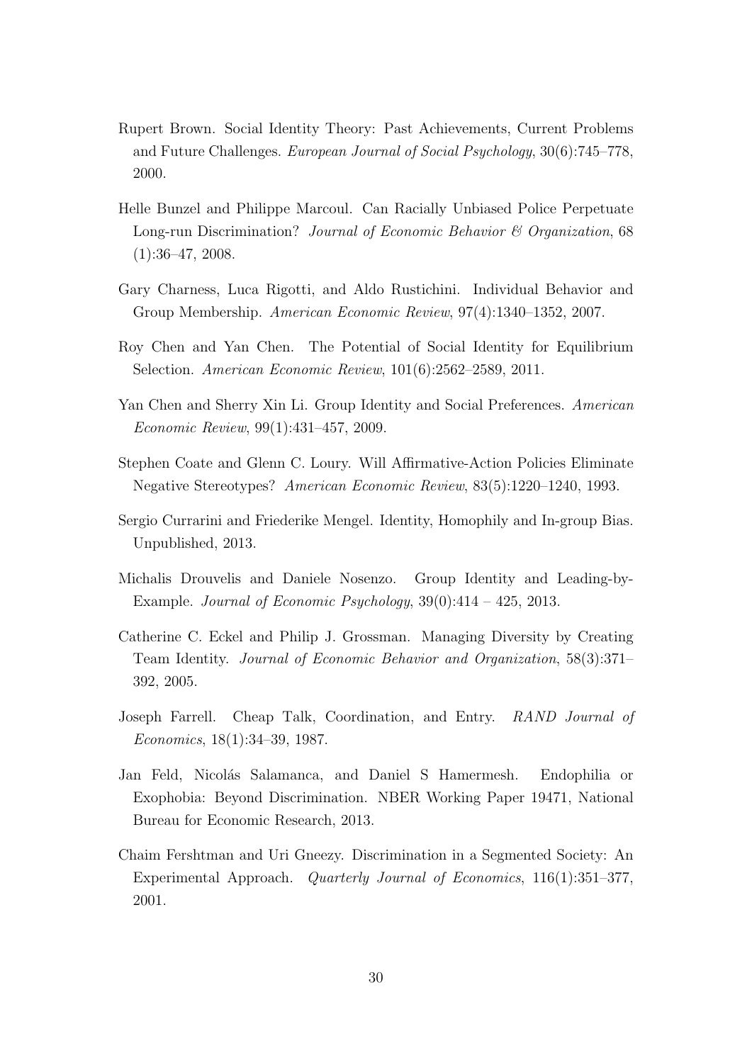Rupert Brown. Social Identity Theory: Past Achievements, Current Problems and Future Challenges. *European Journal of Social Psychology*, 30(6):745–778, 2000.

Helle Bunzel and Philippe Marcoul. Can Racially Unbiased Police Perpetuate Long-run Discrimination? *Journal of Economic Behavior & Organization*, 68 (1):36–47, 2008.

Gary Charness, Luca Rigotti, and Aldo Rustichini. Individual Behavior and Group Membership. *American Economic Review*, 97(4):1340–1352, 2007.

Roy Chen and Yan Chen. The Potential of Social Identity for Equilibrium Selection. *American Economic Review*, 101(6):2562–2589, 2011.

Yan Chen and Sherry Xin Li. Group Identity and Social Preferences. *American Economic Review*, 99(1):431–457, 2009.

Stephen Coate and Glenn C. Loury. Will Affirmative-Action Policies Eliminate Negative Stereotypes? *American Economic Review*, 83(5):1220–1240, 1993.

Sergio Currarini and Friederike Mengel. Identity, Homophily and In-group Bias. Unpublished, 2013.

Michalis Drouvelis and Daniele Nosenzo. Group Identity and Leading-by-Example. *Journal of Economic Psychology*, 39(0):414 – 425, 2013.

Catherine C. Eckel and Philip J. Grossman. Managing Diversity by Creating Team Identity. *Journal of Economic Behavior and Organization*, 58(3):371–392, 2005.

Joseph Farrell. Cheap Talk, Coordination, and Entry. *RAND Journal of Economics*, 18(1):34–39, 1987.

Jan Feld, Nicolás Salamanca, and Daniel S Hamermesh. Endophilia or Exophobia: Beyond Discrimination. NBER Working Paper 19471, National Bureau for Economic Research, 2013.

Chaim Fershtman and Uri Gneezy. Discrimination in a Segmented Society: An Experimental Approach. *Quarterly Journal of Economics*, 116(1):351–377, 2001.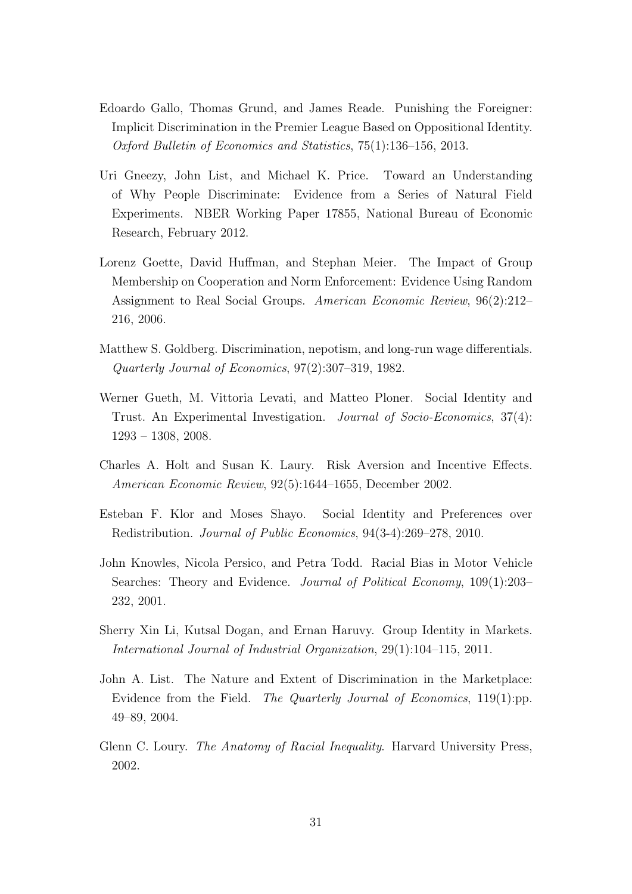Edoardo Gallo, Thomas Grund, and James Reade. Punishing the Foreigner: Implicit Discrimination in the Premier League Based on Oppositional Identity. *Oxford Bulletin of Economics and Statistics*, 75(1):136–156, 2013.

Uri Gneezy, John List, and Michael K. Price. Toward an Understanding of Why People Discriminate: Evidence from a Series of Natural Field Experiments. NBER Working Paper 17855, National Bureau of Economic Research, February 2012.

Lorenz Goette, David Huffman, and Stephan Meier. The Impact of Group Membership on Cooperation and Norm Enforcement: Evidence Using Random Assignment to Real Social Groups. *American Economic Review*, 96(2):212–216, 2006.

Matthew S. Goldberg. Discrimination, nepotism, and long-run wage differentials. *Quarterly Journal of Economics*, 97(2):307–319, 1982.

Werner Gueth, M. Vittoria Levati, and Matteo Ploner. Social Identity and Trust. An Experimental Investigation. *Journal of Socio-Economics*, 37(4): 1293 – 1308, 2008.

Charles A. Holt and Susan K. Laury. Risk Aversion and Incentive Effects. *American Economic Review*, 92(5):1644–1655, December 2002.

Esteban F. Klor and Moses Shayo. Social Identity and Preferences over Redistribution. *Journal of Public Economics*, 94(3-4):269–278, 2010.

John Knowles, Nicola Persico, and Petra Todd. Racial Bias in Motor Vehicle Searches: Theory and Evidence. *Journal of Political Economy*, 109(1):203–232, 2001.

Sherry Xin Li, Kutsal Dogan, and Ernan Haruvy. Group Identity in Markets. *International Journal of Industrial Organization*, 29(1):104–115, 2011.

John A. List. The Nature and Extent of Discrimination in the Marketplace: Evidence from the Field. *The Quarterly Journal of Economics*, 119(1):pp. 49–89, 2004.

Glenn C. Loury. *The Anatomy of Racial Inequality*. Harvard University Press, 2002.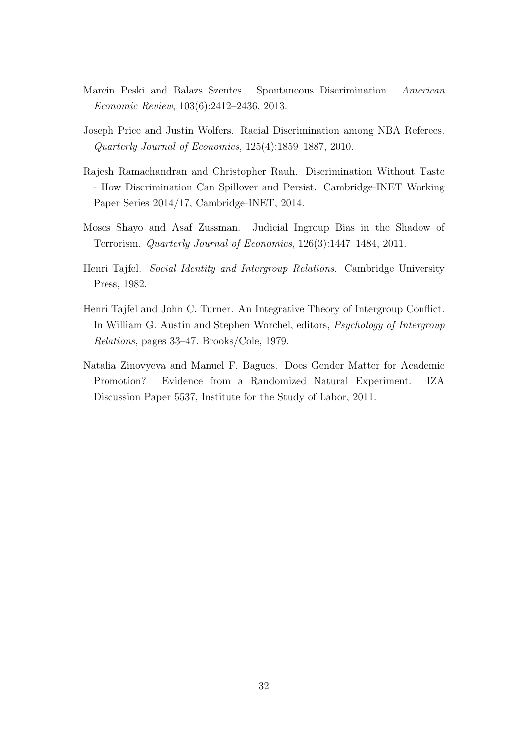Marcin Peski and Balazs Szentes. Spontaneous Discrimination. *American Economic Review*, 103(6):2412–2436, 2013.

Joseph Price and Justin Wolfers. Racial Discrimination among NBA Referees. *Quarterly Journal of Economics*, 125(4):1859–1887, 2010.

Rajesh Ramachandran and Christopher Rauh. Discrimination Without Taste - How Discrimination Can Spillover and Persist. Cambridge-INET Working Paper Series 2014/17, Cambridge-INET, 2014.

Moses Shayo and Asaf Zussman. Judicial Ingroup Bias in the Shadow of Terrorism. *Quarterly Journal of Economics*, 126(3):1447–1484, 2011.

Henri Tajfel. *Social Identity and Intergroup Relations*. Cambridge University Press, 1982.

Henri Tajfel and John C. Turner. An Integrative Theory of Intergroup Conflict. In William G. Austin and Stephen Worchel, editors, *Psychology of Intergroup Relations*, pages 33–47. Brooks/Cole, 1979.

Natalia Zinovyeva and Manuel F. Bagues. Does Gender Matter for Academic Promotion? Evidence from a Randomized Natural Experiment. IZA Discussion Paper 5537, Institute for the Study of Labor, 2011.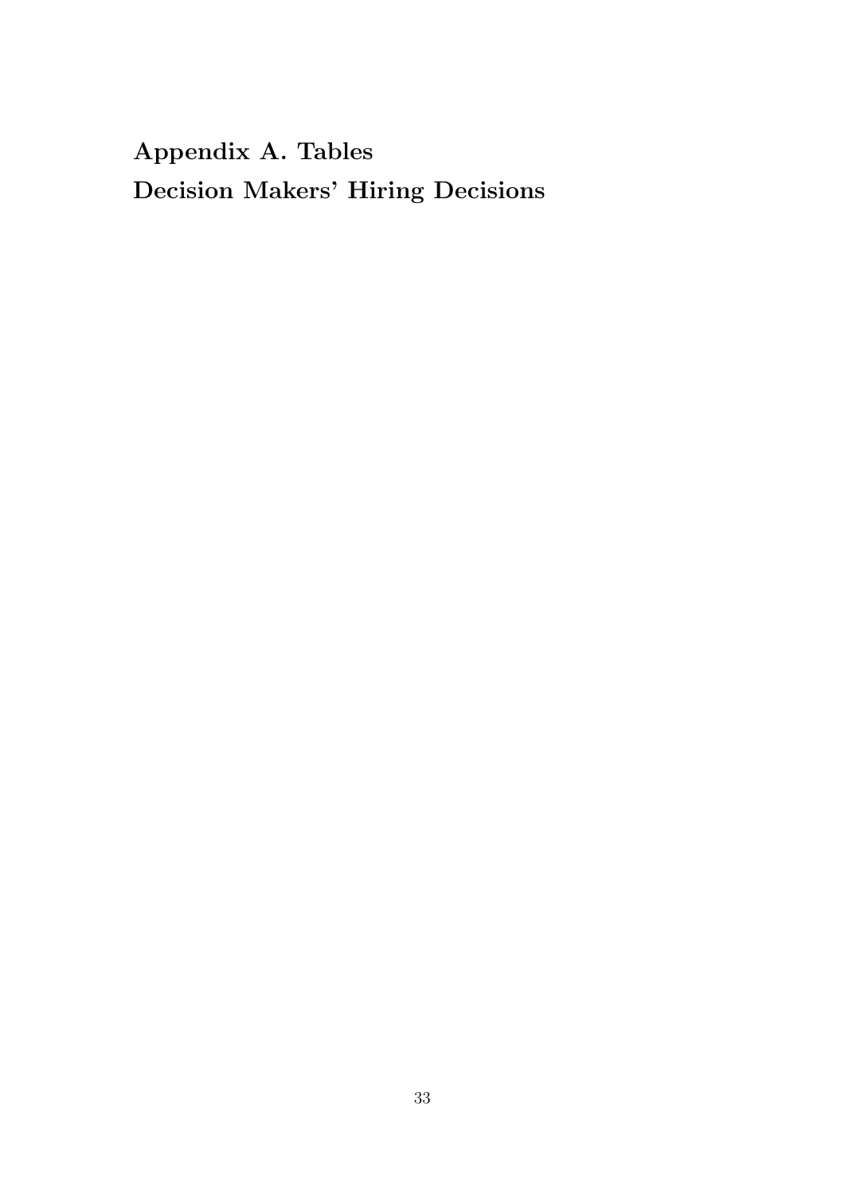## Appendix A. Tables

### Decision Makers' Hiring Decisions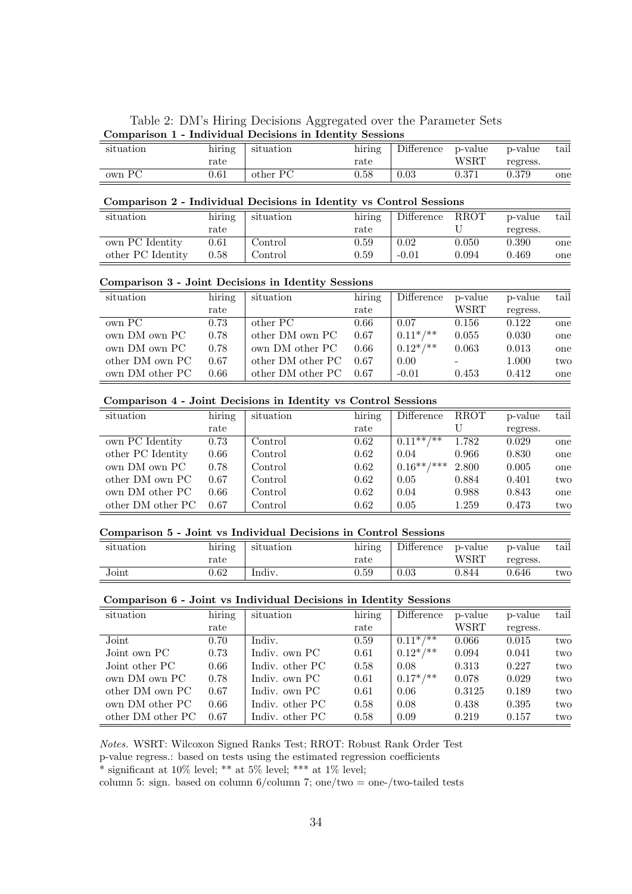Table 2: DM's Hiring Decisions Aggregated over the Parameter Sets

**Comparison 1 - Individual Decisions in Identity Sessions**

| situation | hiring rate | situation | hiring rate | Difference | p-value WSRT | p-value regress. | tail |
|---|---|---|---|---|---|---|---|
| own PC | 0.61 | other PC | 0.58 | 0.03 | 0.371 | 0.379 | one |

**Comparison 2 - Individual Decisions in Identity vs Control Sessions**

| situation | hiring rate | situation | hiring rate | Difference | RROT U | p-value regress. | tail |
|---|---|---|---|---|---|---|---|
| own PC Identity | 0.61 | Control | 0.59 | 0.02 | 0.050 | 0.390 | one |
| other PC Identity | 0.58 | Control | 0.59 | -0.01 | 0.094 | 0.469 | one |

**Comparison 3 - Joint Decisions in Identity Sessions**

| situation | hiring rate | situation | hiring rate | Difference | p-value WSRT | p-value regress. | tail |
|---|---|---|---|---|---|---|---|
| own PC | 0.73 | other PC | 0.66 | 0.07 | 0.156 | 0.122 | one |
| own DM own PC | 0.78 | other DM own PC | 0.67 | 0.11*/** | 0.055 | 0.030 | one |
| own DM own PC | 0.78 | own DM other PC | 0.66 | 0.12*/** | 0.063 | 0.013 | one |
| other DM own PC | 0.67 | other DM other PC | 0.67 | 0.00 | - | 1.000 | two |
| own DM other PC | 0.66 | other DM other PC | 0.67 | -0.01 | 0.453 | 0.412 | one |

**Comparison 4 - Joint Decisions in Identity vs Control Sessions**

| situation | hiring rate | situation | hiring rate | Difference | RROT U | p-value regress. | tail |
|---|---|---|---|---|---|---|---|
| own PC Identity | 0.73 | Control | 0.62 | 0.11**/** | 1.782 | 0.029 | one |
| other PC Identity | 0.66 | Control | 0.62 | 0.04 | 0.966 | 0.830 | one |
| own DM own PC | 0.78 | Control | 0.62 | 0.16**/*** | 2.800 | 0.005 | one |
| other DM own PC | 0.67 | Control | 0.62 | 0.05 | 0.884 | 0.401 | two |
| own DM other PC | 0.66 | Control | 0.62 | 0.04 | 0.988 | 0.843 | one |
| other DM other PC | 0.67 | Control | 0.62 | 0.05 | 1.259 | 0.473 | two |

**Comparison 5 - Joint vs Individual Decisions in Control Sessions**

| situation | hiring rate | situation | hiring rate | Difference | p-value WSRT | p-value regress. | tail |
|---|---|---|---|---|---|---|---|
| Joint | 0.62 | Indiv. | 0.59 | 0.03 | 0.844 | 0.646 | two |

**Comparison 6 - Joint vs Individual Decisions in Identity Sessions**

| situation | hiring rate | situation | hiring rate | Difference | p-value WSRT | p-value regress. | tail |
|---|---|---|---|---|---|---|---|
| Joint | 0.70 | Indiv. | 0.59 | 0.11*/** | 0.066 | 0.015 | two |
| Joint own PC | 0.73 | Indiv. own PC | 0.61 | 0.12*/** | 0.094 | 0.041 | two |
| Joint other PC | 0.66 | Indiv. other PC | 0.58 | 0.08 | 0.313 | 0.227 | two |
| own DM own PC | 0.78 | Indiv. own PC | 0.61 | 0.17*/** | 0.078 | 0.029 | two |
| other DM own PC | 0.67 | Indiv. own PC | 0.61 | 0.06 | 0.3125 | 0.189 | two |
| own DM other PC | 0.66 | Indiv. other PC | 0.58 | 0.08 | 0.438 | 0.395 | two |
| other DM other PC | 0.67 | Indiv. other PC | 0.58 | 0.09 | 0.219 | 0.157 | two |

*Notes.* WSRT: Wilcoxon Signed Ranks Test; RROT: Robust Rank Order Test
p-value regress.: based on tests using the estimated regression coefficients
* significant at 10% level; ** at 5% level; *** at 1% level;
column 5: sign. based on column 6/column 7; one/two = one-/two-tailed tests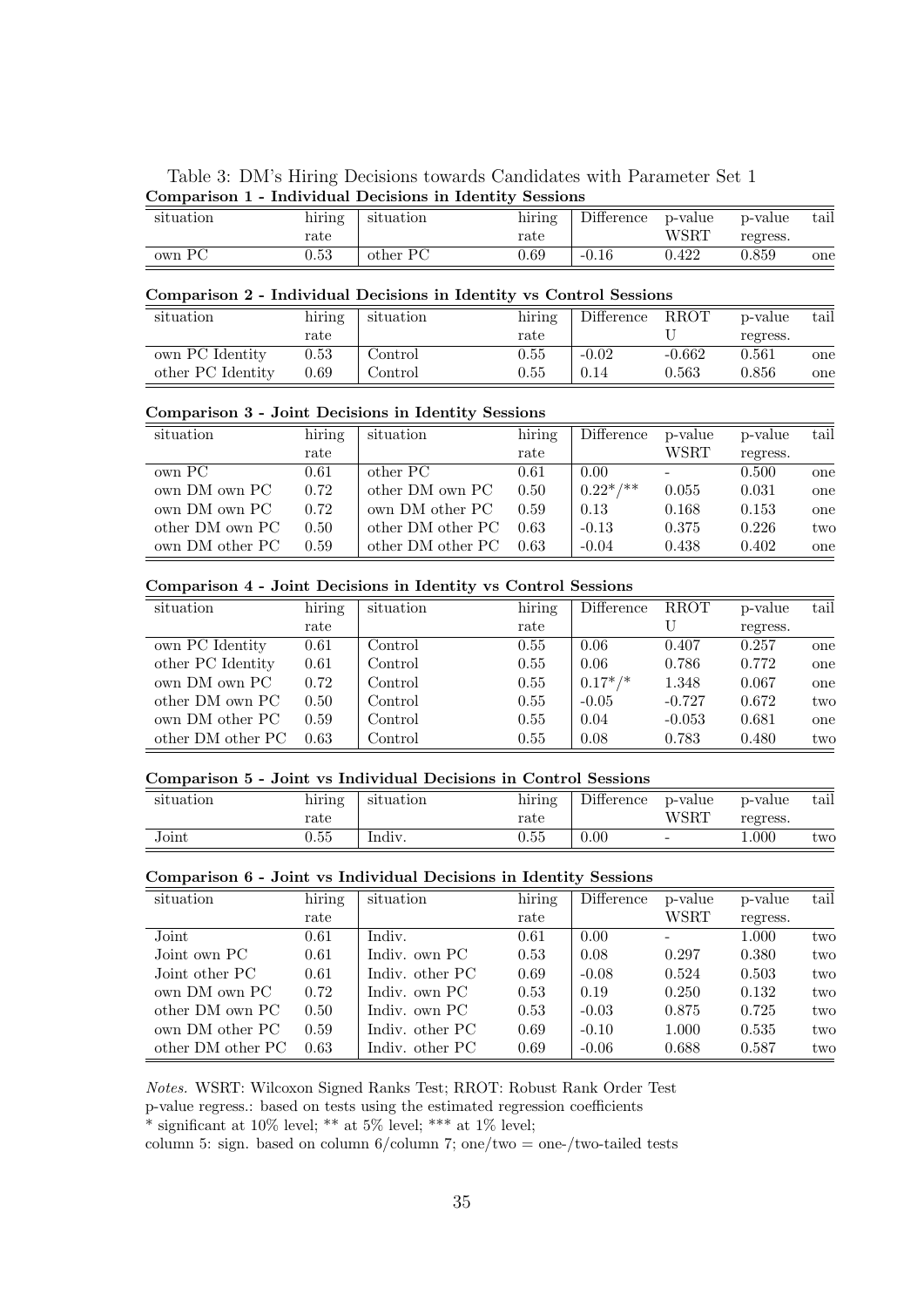Table 3: DM's Hiring Decisions towards Candidates with Parameter Set 1

**Comparison 1 - Individual Decisions in Identity Sessions**

| situation | hiring rate | situation | hiring rate | Difference | p-value WSRT | p-value regress. | tail |
|---|---|---|---|---|---|---|---|
| own PC | 0.53 | other PC | 0.69 | -0.16 | 0.422 | 0.859 | one |

**Comparison 2 - Individual Decisions in Identity vs Control Sessions**

| situation | hiring rate | situation | hiring rate | Difference | RROT U | p-value regress. | tail |
|---|---|---|---|---|---|---|---|
| own PC Identity | 0.53 | Control | 0.55 | -0.02 | -0.662 | 0.561 | one |
| other PC Identity | 0.69 | Control | 0.55 | 0.14 | 0.563 | 0.856 | one |

**Comparison 3 - Joint Decisions in Identity Sessions**

| situation | hiring rate | situation | hiring rate | Difference | p-value WSRT | p-value regress. | tail |
|---|---|---|---|---|---|---|---|
| own PC | 0.61 | other PC | 0.61 | 0.00 | - | 0.500 | one |
| own DM own PC | 0.72 | other DM own PC | 0.50 | 0.22*/** | 0.055 | 0.031 | one |
| own DM own PC | 0.72 | own DM other PC | 0.59 | 0.13 | 0.168 | 0.153 | one |
| other DM own PC | 0.50 | other DM other PC | 0.63 | -0.13 | 0.375 | 0.226 | two |
| own DM other PC | 0.59 | other DM other PC | 0.63 | -0.04 | 0.438 | 0.402 | one |

**Comparison 4 - Joint Decisions in Identity vs Control Sessions**

| situation | hiring rate | situation | hiring rate | Difference | RROT U | p-value regress. | tail |
|---|---|---|---|---|---|---|---|
| own PC Identity | 0.61 | Control | 0.55 | 0.06 | 0.407 | 0.257 | one |
| other PC Identity | 0.61 | Control | 0.55 | 0.06 | 0.786 | 0.772 | one |
| own DM own PC | 0.72 | Control | 0.55 | 0.17*/* | 1.348 | 0.067 | one |
| other DM own PC | 0.50 | Control | 0.55 | -0.05 | -0.727 | 0.672 | two |
| own DM other PC | 0.59 | Control | 0.55 | 0.04 | -0.053 | 0.681 | one |
| other DM other PC | 0.63 | Control | 0.55 | 0.08 | 0.783 | 0.480 | two |

**Comparison 5 - Joint vs Individual Decisions in Control Sessions**

| situation | hiring rate | situation | hiring rate | Difference | p-value WSRT | p-value regress. | tail |
|---|---|---|---|---|---|---|---|
| Joint | 0.55 | Indiv. | 0.55 | 0.00 | - | 1.000 | two |

**Comparison 6 - Joint vs Individual Decisions in Identity Sessions**

| situation | hiring rate | situation | hiring rate | Difference | p-value WSRT | p-value regress. | tail |
|---|---|---|---|---|---|---|---|
| Joint | 0.61 | Indiv. | 0.61 | 0.00 | - | 1.000 | two |
| Joint own PC | 0.61 | Indiv. own PC | 0.53 | 0.08 | 0.297 | 0.380 | two |
| Joint other PC | 0.61 | Indiv. other PC | 0.69 | -0.08 | 0.524 | 0.503 | two |
| own DM own PC | 0.72 | Indiv. own PC | 0.53 | 0.19 | 0.250 | 0.132 | two |
| other DM own PC | 0.50 | Indiv. own PC | 0.53 | -0.03 | 0.875 | 0.725 | two |
| own DM other PC | 0.59 | Indiv. other PC | 0.69 | -0.10 | 1.000 | 0.535 | two |
| other DM other PC | 0.63 | Indiv. other PC | 0.69 | -0.06 | 0.688 | 0.587 | two |

*Notes.* WSRT: Wilcoxon Signed Ranks Test; RROT: Robust Rank Order Test
p-value regress.: based on tests using the estimated regression coefficients
\* significant at 10% level; ** at 5% level; *** at 1% level;
column 5: sign. based on column 6/column 7; one/two = one-/two-tailed tests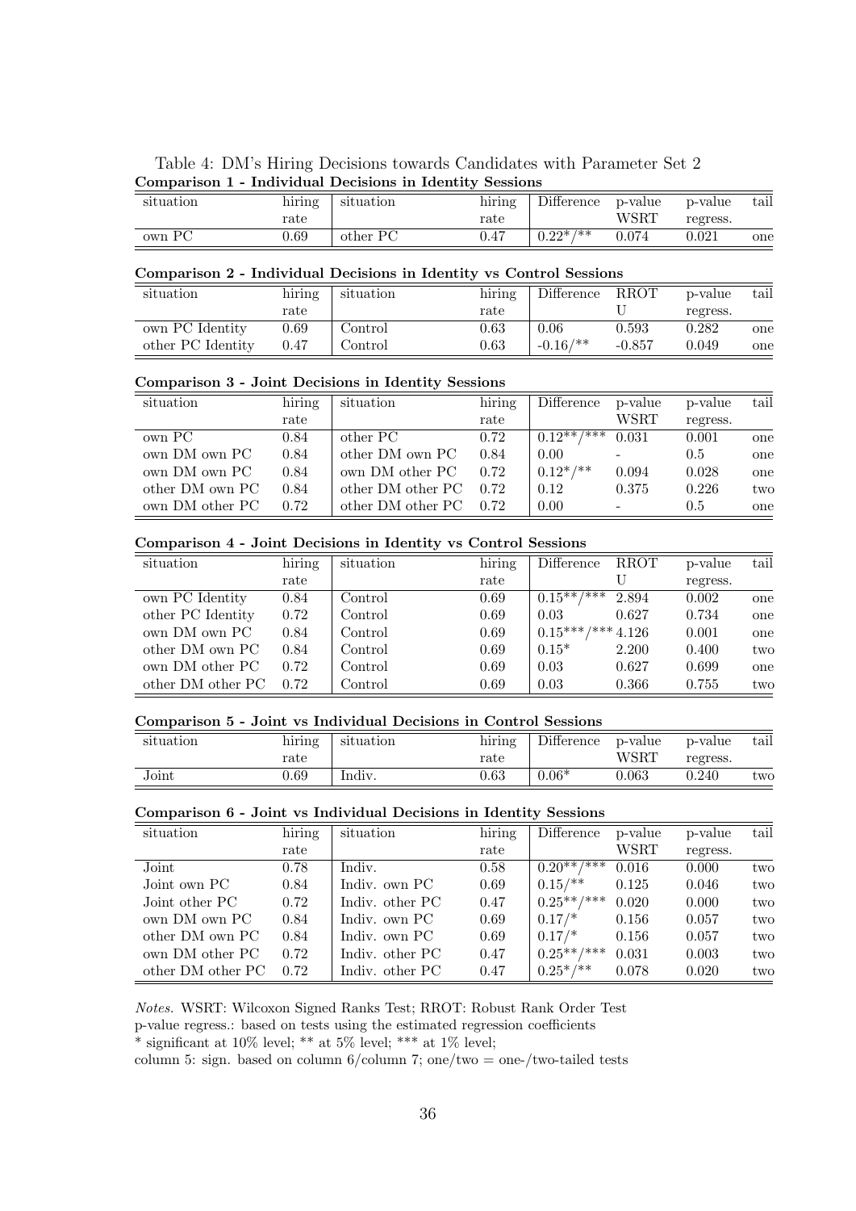Table 4: DM's Hiring Decisions towards Candidates with Parameter Set 2

**Comparison 1 - Individual Decisions in Identity Sessions**

| situation | hiring rate | situation | hiring rate | Difference | p-value WSRT | p-value regress. | tail |
|---|---|---|---|---|---|---|---|
| own PC | 0.69 | other PC | 0.47 | 0.22*/** | 0.074 | 0.021 | one |

**Comparison 2 - Individual Decisions in Identity vs Control Sessions**

| situation | hiring rate | situation | hiring rate | Difference | RROT U | p-value regress. | tail |
|---|---|---|---|---|---|---|---|
| own PC Identity | 0.69 | Control | 0.63 | 0.06 | 0.593 | 0.282 | one |
| other PC Identity | 0.47 | Control | 0.63 | -0.16/** | -0.857 | 0.049 | one |

**Comparison 3 - Joint Decisions in Identity Sessions**

| situation | hiring rate | situation | hiring rate | Difference | p-value WSRT | p-value regress. | tail |
|---|---|---|---|---|---|---|---|
| own PC | 0.84 | other PC | 0.72 | 0.12**/*** | 0.031 | 0.001 | one |
| own DM own PC | 0.84 | other DM own PC | 0.84 | 0.00 | - | 0.5 | one |
| own DM own PC | 0.84 | own DM other PC | 0.72 | 0.12*/** | 0.094 | 0.028 | one |
| other DM own PC | 0.84 | other DM other PC | 0.72 | 0.12 | 0.375 | 0.226 | two |
| own DM other PC | 0.72 | other DM other PC | 0.72 | 0.00 | - | 0.5 | one |

**Comparison 4 - Joint Decisions in Identity vs Control Sessions**

| situation | hiring rate | situation | hiring rate | Difference | RROT U | p-value regress. | tail |
|---|---|---|---|---|---|---|---|
| own PC Identity | 0.84 | Control | 0.69 | 0.15**/*** | 2.894 | 0.002 | one |
| other PC Identity | 0.72 | Control | 0.69 | 0.03 | 0.627 | 0.734 | one |
| own DM own PC | 0.84 | Control | 0.69 | 0.15***/*** | 4.126 | 0.001 | one |
| other DM own PC | 0.84 | Control | 0.69 | 0.15* | 2.200 | 0.400 | two |
| own DM other PC | 0.72 | Control | 0.69 | 0.03 | 0.627 | 0.699 | one |
| other DM other PC | 0.72 | Control | 0.69 | 0.03 | 0.366 | 0.755 | two |

**Comparison 5 - Joint vs Individual Decisions in Control Sessions**

| situation | hiring rate | situation | hiring rate | Difference | p-value WSRT | p-value regress. | tail |
|---|---|---|---|---|---|---|---|
| Joint | 0.69 | Indiv. | 0.63 | 0.06* | 0.063 | 0.240 | two |

**Comparison 6 - Joint vs Individual Decisions in Identity Sessions**

| situation | hiring rate | situation | hiring rate | Difference | p-value WSRT | p-value regress. | tail |
|---|---|---|---|---|---|---|---|
| Joint | 0.78 | Indiv. | 0.58 | 0.20**/*** | 0.016 | 0.000 | two |
| Joint own PC | 0.84 | Indiv. own PC | 0.69 | 0.15/** | 0.125 | 0.046 | two |
| Joint other PC | 0.72 | Indiv. other PC | 0.47 | 0.25**/*** | 0.020 | 0.000 | two |
| own DM own PC | 0.84 | Indiv. own PC | 0.69 | 0.17/* | 0.156 | 0.057 | two |
| other DM own PC | 0.84 | Indiv. own PC | 0.69 | 0.17/* | 0.156 | 0.057 | two |
| own DM other PC | 0.72 | Indiv. other PC | 0.47 | 0.25**/*** | 0.031 | 0.003 | two |
| other DM other PC | 0.72 | Indiv. other PC | 0.47 | 0.25*/** | 0.078 | 0.020 | two |

*Notes.* WSRT: Wilcoxon Signed Ranks Test; RROT: Robust Rank Order Test
p-value regress.: based on tests using the estimated regression coefficients
* significant at 10% level; ** at 5% level; *** at 1% level;
column 5: sign. based on column 6/column 7; one/two = one-/two-tailed tests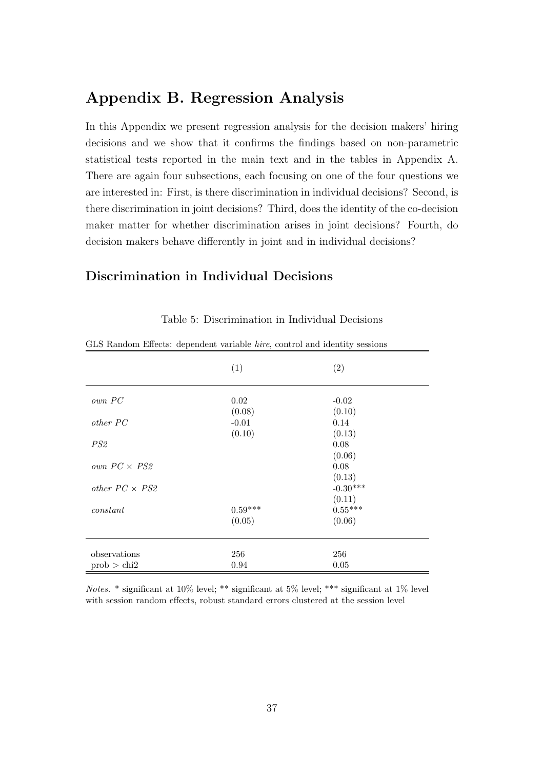# Appendix B. Regression Analysis

In this Appendix we present regression analysis for the decision makers' hiring decisions and we show that it confirms the findings based on non-parametric statistical tests reported in the main text and in the tables in Appendix A. There are again four subsections, each focusing on one of the four questions we are interested in: First, is there discrimination in individual decisions? Second, is there discrimination in joint decisions? Third, does the identity of the co-decision maker matter for whether discrimination arises in joint decisions? Fourth, do decision makers behave differently in joint and in individual decisions?

## Discrimination in Individual Decisions

Table 5: Discrimination in Individual Decisions

GLS Random Effects: dependent variable *hire*, control and identity sessions

| | (1) | (2) |
|---|---|---|
| *own PC* | 0.02 | -0.02 |
| | (0.08) | (0.10) |
| *other PC* | -0.01 | 0.14 |
| | (0.10) | (0.13) |
| *PS2* | | 0.08 |
| | | (0.06) |
| *own PC × PS2* | | 0.08 |
| | | (0.13) |
| *other PC × PS2* | | -0.30*** |
| | | (0.11) |
| *constant* | 0.59*** | 0.55*** |
| | (0.05) | (0.06) |
| observations | 256 | 256 |
| prob > chi2 | 0.94 | 0.05 |

*Notes.* * significant at 10% level; ** significant at 5% level; *** significant at 1% level with session random effects, robust standard errors clustered at the session level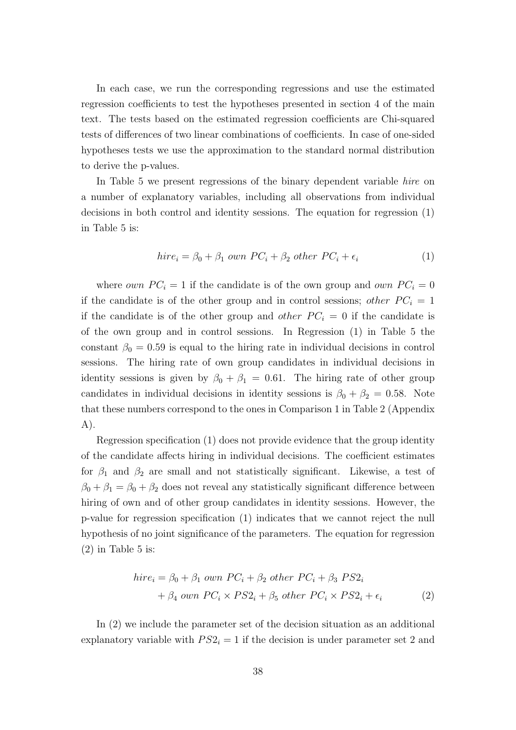In each case, we run the corresponding regressions and use the estimated regression coefficients to test the hypotheses presented in section 4 of the main text. The tests based on the estimated regression coefficients are Chi-squared tests of differences of two linear combinations of coefficients. In case of one-sided hypotheses tests we use the approximation to the standard normal distribution to derive the p-values.

In Table 5 we present regressions of the binary dependent variable *hire* on a number of explanatory variables, including all observations from individual decisions in both control and identity sessions. The equation for regression (1) in Table 5 is:

$$hire_i = \beta_0 + \beta_1 \; own \; PC_i + \beta_2 \; other \; PC_i + \epsilon_i \tag{1}$$

where $own\ PC_i = 1$ if the candidate is of the own group and $own\ PC_i = 0$ if the candidate is of the other group and in control sessions; $other\ PC_i = 1$ if the candidate is of the other group and $other\ PC_i = 0$ if the candidate is of the own group and in control sessions. In Regression (1) in Table 5 the constant $\beta_0 = 0.59$ is equal to the hiring rate in individual decisions in control sessions. The hiring rate of own group candidates in individual decisions in identity sessions is given by $\beta_0 + \beta_1 = 0.61$. The hiring rate of other group candidates in individual decisions in identity sessions is $\beta_0 + \beta_2 = 0.58$. Note that these numbers correspond to the ones in Comparison 1 in Table 2 (Appendix A).

Regression specification (1) does not provide evidence that the group identity of the candidate affects hiring in individual decisions. The coefficient estimates for $\beta_1$ and $\beta_2$ are small and not statistically significant. Likewise, a test of $\beta_0 + \beta_1 = \beta_0 + \beta_2$ does not reveal any statistically significant difference between hiring of own and of other group candidates in identity sessions. However, the p-value for regression specification (1) indicates that we cannot reject the null hypothesis of no joint significance of the parameters. The equation for regression (2) in Table 5 is:

$$\begin{aligned} hire_i = & \beta_0 + \beta_1 \; own \; PC_i + \beta_2 \; other \; PC_i + \beta_3 \; PS2_i \\ & + \beta_4 \; own \; PC_i \times PS2_i + \beta_5 \; other \; PC_i \times PS2_i + \epsilon_i \end{aligned} \tag{2}$$

In (2) we include the parameter set of the decision situation as an additional explanatory variable with $PS2_i = 1$ if the decision is under parameter set 2 and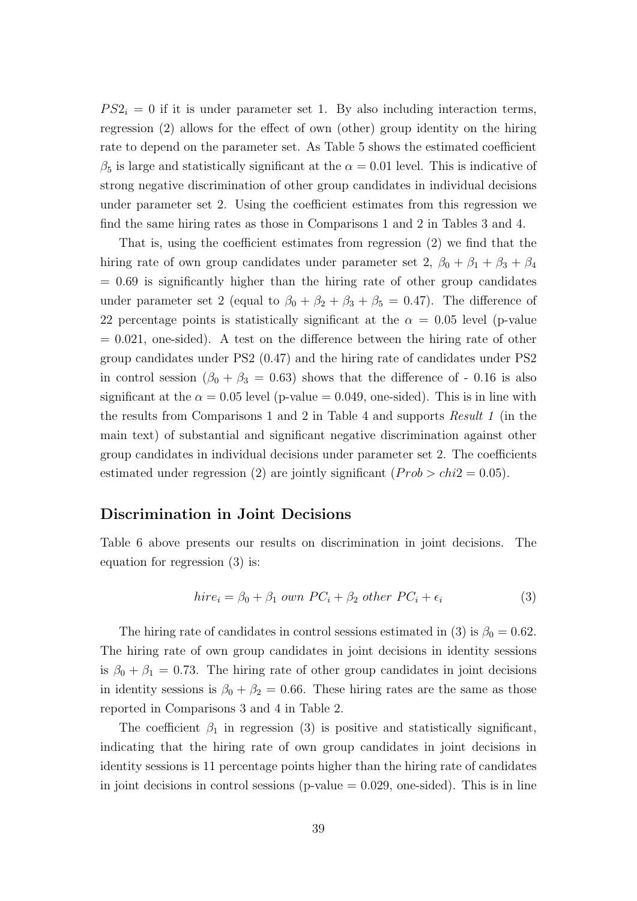$PS2_i = 0$ if it is under parameter set 1. By also including interaction terms, regression (2) allows for the effect of own (other) group identity on the hiring rate to depend on the parameter set. As Table 5 shows the estimated coefficient $\beta_5$ is large and statistically significant at the $\alpha = 0.01$ level. This is indicative of strong negative discrimination of other group candidates in individual decisions under parameter set 2. Using the coefficient estimates from this regression we find the same hiring rates as those in Comparisons 1 and 2 in Tables 3 and 4.

That is, using the coefficient estimates from regression (2) we find that the hiring rate of own group candidates under parameter set 2, $\beta_0 + \beta_1 + \beta_3 + \beta_4 = 0.69$ is significantly higher than the hiring rate of other group candidates under parameter set 2 (equal to $\beta_0 + \beta_2 + \beta_3 + \beta_5 = 0.47$). The difference of 22 percentage points is statistically significant at the $\alpha = 0.05$ level (p-value $= 0.021$, one-sided). A test on the difference between the hiring rate of other group candidates under PS2 (0.47) and the hiring rate of candidates under PS2 in control session ($\beta_0 + \beta_3 = 0.63$) shows that the difference of - 0.16 is also significant at the $\alpha = 0.05$ level (p-value $= 0.049$, one-sided). This is in line with the results from Comparisons 1 and 2 in Table 4 and supports *Result 1* (in the main text) of substantial and significant negative discrimination against other group candidates in individual decisions under parameter set 2. The coefficients estimated under regression (2) are jointly significant ($Prob > chi2 = 0.05$).

## Discrimination in Joint Decisions

Table 6 above presents our results on discrimination in joint decisions. The equation for regression (3) is:

$$hire_i = \beta_0 + \beta_1 \ own \ PC_i + \beta_2 \ other \ PC_i + \epsilon_i \tag{3}$$

The hiring rate of candidates in control sessions estimated in (3) is $\beta_0 = 0.62$. The hiring rate of own group candidates in joint decisions in identity sessions is $\beta_0 + \beta_1 = 0.73$. The hiring rate of other group candidates in joint decisions in identity sessions is $\beta_0 + \beta_2 = 0.66$. These hiring rates are the same as those reported in Comparisons 3 and 4 in Table 2.

The coefficient $\beta_1$ in regression (3) is positive and statistically significant, indicating that the hiring rate of own group candidates in joint decisions in identity sessions is 11 percentage points higher than the hiring rate of candidates in joint decisions in control sessions (p-value $= 0.029$, one-sided). This is in line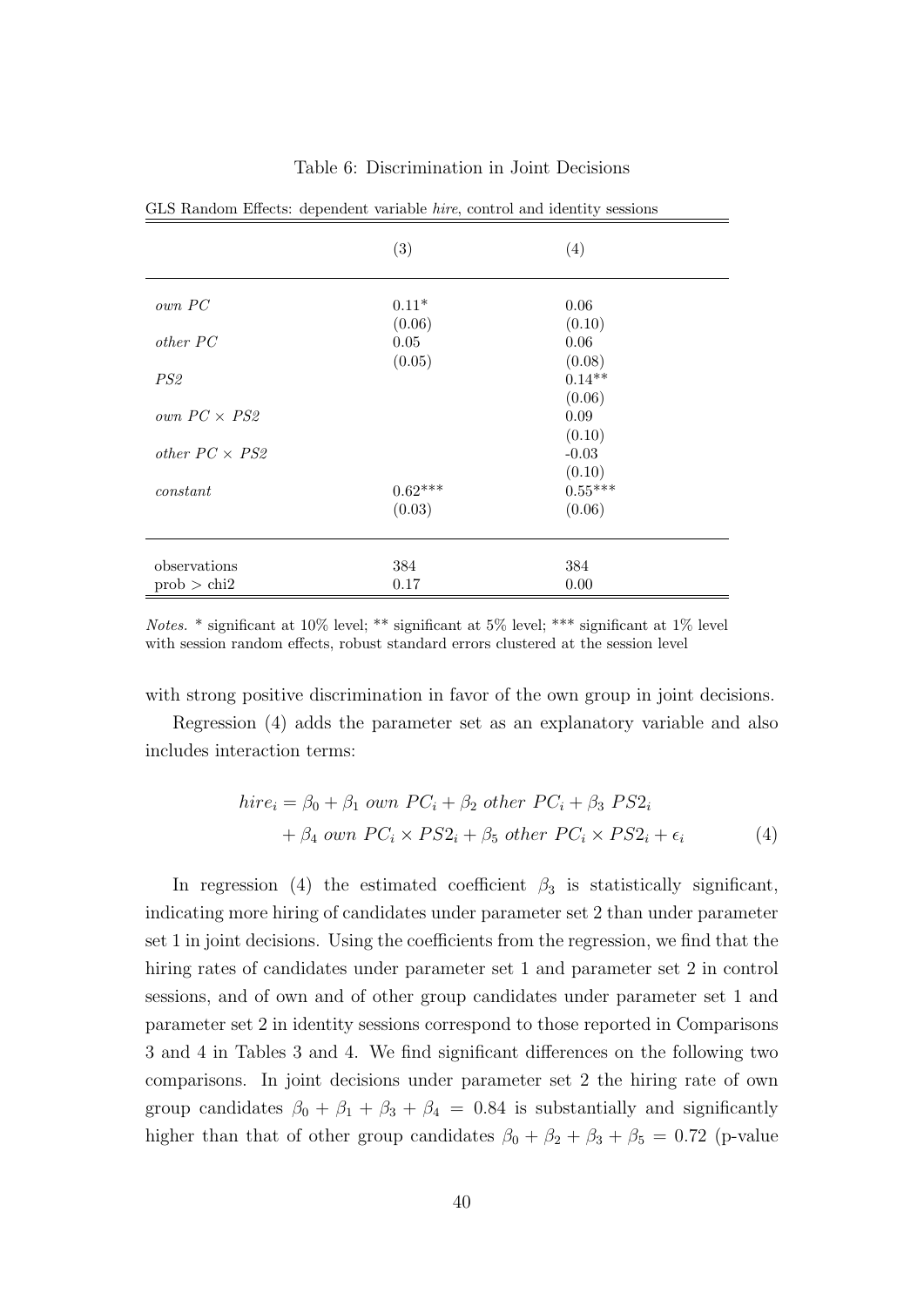Table 6: Discrimination in Joint Decisions

GLS Random Effects: dependent variable *hire*, control and identity sessions

| | (3) | (4) |
|---|---|---|
| *own PC* | 0.11* | 0.06 |
| | (0.06) | (0.10) |
| *other PC* | 0.05 | 0.06 |
| | (0.05) | (0.08) |
| *PS2* | | 0.14** |
| | | (0.06) |
| *own PC* × *PS2* | | 0.09 |
| | | (0.10) |
| *other PC* × *PS2* | | -0.03 |
| | | (0.10) |
| *constant* | 0.62*** | 0.55*** |
| | (0.03) | (0.06) |
| observations | 384 | 384 |
| prob > chi2 | 0.17 | 0.00 |

*Notes.* * significant at 10% level; ** significant at 5% level; *** significant at 1% level with session random effects, robust standard errors clustered at the session level

with strong positive discrimination in favor of the own group in joint decisions.

Regression (4) adds the parameter set as an explanatory variable and also includes interaction terms:

$$
\begin{aligned}
hire_i = \beta_0 + \beta_1 \; own\ PC_i + \beta_2 \; other\ PC_i + \beta_3 \; PS2_i \\
+ \beta_4 \; own\ PC_i \times PS2_i + \beta_5 \; other\ PC_i \times PS2_i + \epsilon_i
\end{aligned}
\tag{4}
$$

In regression (4) the estimated coefficient $\beta_3$ is statistically significant, indicating more hiring of candidates under parameter set 2 than under parameter set 1 in joint decisions. Using the coefficients from the regression, we find that the hiring rates of candidates under parameter set 1 and parameter set 2 in control sessions, and of own and of other group candidates under parameter set 1 and parameter set 2 in identity sessions correspond to those reported in Comparisons 3 and 4 in Tables 3 and 4. We find significant differences on the following two comparisons. In joint decisions under parameter set 2 the hiring rate of own group candidates $\beta_0 + \beta_1 + \beta_3 + \beta_4 = 0.84$ is substantially and significantly higher than that of other group candidates $\beta_0 + \beta_2 + \beta_3 + \beta_5 = 0.72$ (p-value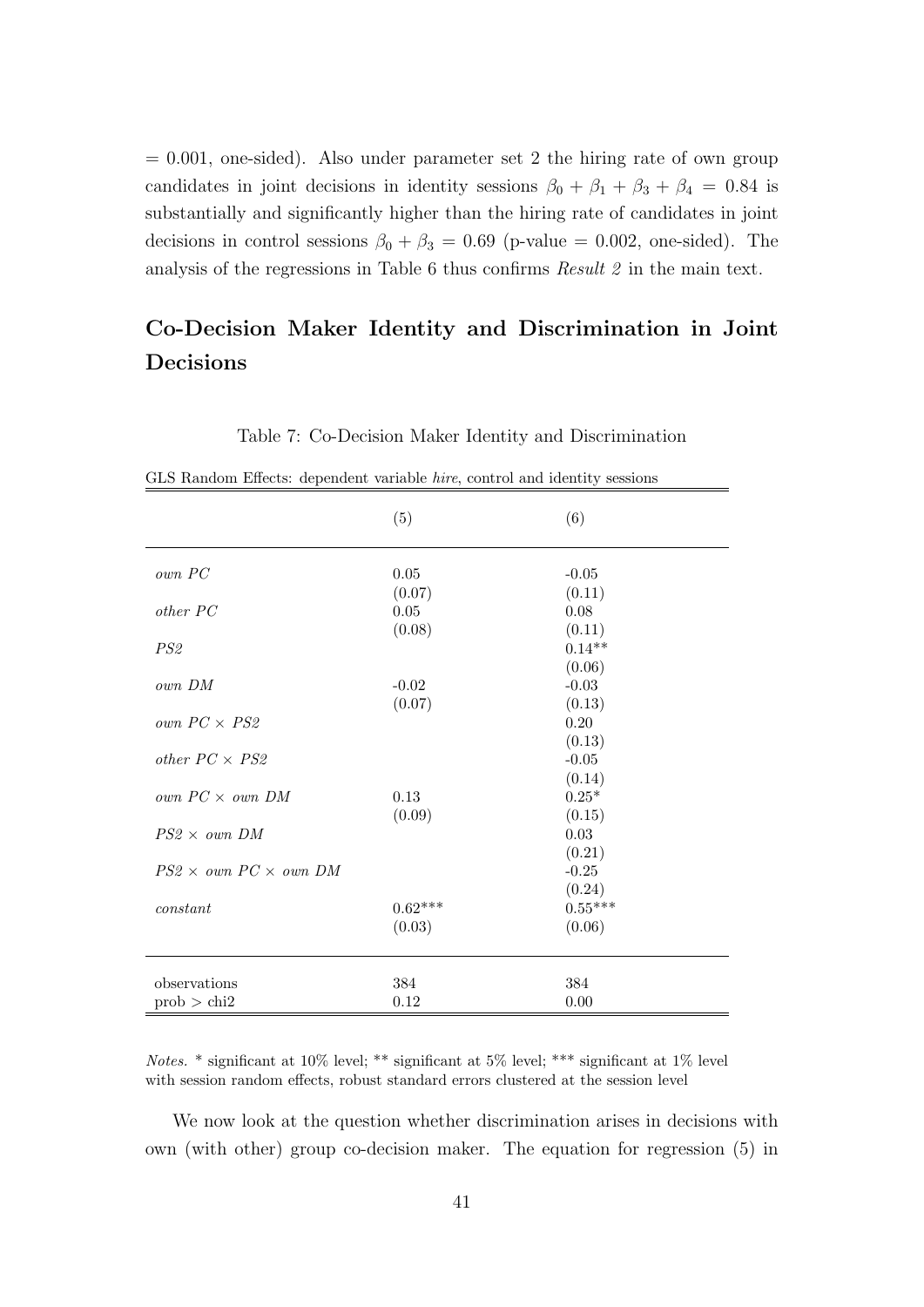= 0.001, one-sided). Also under parameter set 2 the hiring rate of own group candidates in joint decisions in identity sessions $\beta_0 + \beta_1 + \beta_3 + \beta_4 = 0.84$ is substantially and significantly higher than the hiring rate of candidates in joint decisions in control sessions $\beta_0 + \beta_3 = 0.69$ (p-value = 0.002, one-sided). The analysis of the regressions in Table 6 thus confirms *Result 2* in the main text.

## Co-Decision Maker Identity and Discrimination in Joint Decisions

Table 7: Co-Decision Maker Identity and Discrimination

GLS Random Effects: dependent variable *hire*, control and identity sessions

| | (5) | (6) |
|---|---|---|
| *own PC* | 0.05 | -0.05 |
| | (0.07) | (0.11) |
| *other PC* | 0.05 | 0.08 |
| | (0.08) | (0.11) |
| *PS2* | | 0.14** |
| | | (0.06) |
| *own DM* | -0.02 | -0.03 |
| | (0.07) | (0.13) |
| *own PC* × *PS2* | | 0.20 |
| | | (0.13) |
| *other PC* × *PS2* | | -0.05 |
| | | (0.14) |
| *own PC* × *own DM* | 0.13 | 0.25* |
| | (0.09) | (0.15) |
| *PS2* × *own DM* | | 0.03 |
| | | (0.21) |
| *PS2* × *own PC* × *own DM* | | -0.25 |
| | | (0.24) |
| *constant* | 0.62*** | 0.55*** |
| | (0.03) | (0.06) |
| observations | 384 | 384 |
| prob > chi2 | 0.12 | 0.00 |

*Notes.* * significant at 10% level; ** significant at 5% level; *** significant at 1% level with session random effects, robust standard errors clustered at the session level

We now look at the question whether discrimination arises in decisions with own (with other) group co-decision maker. The equation for regression (5) in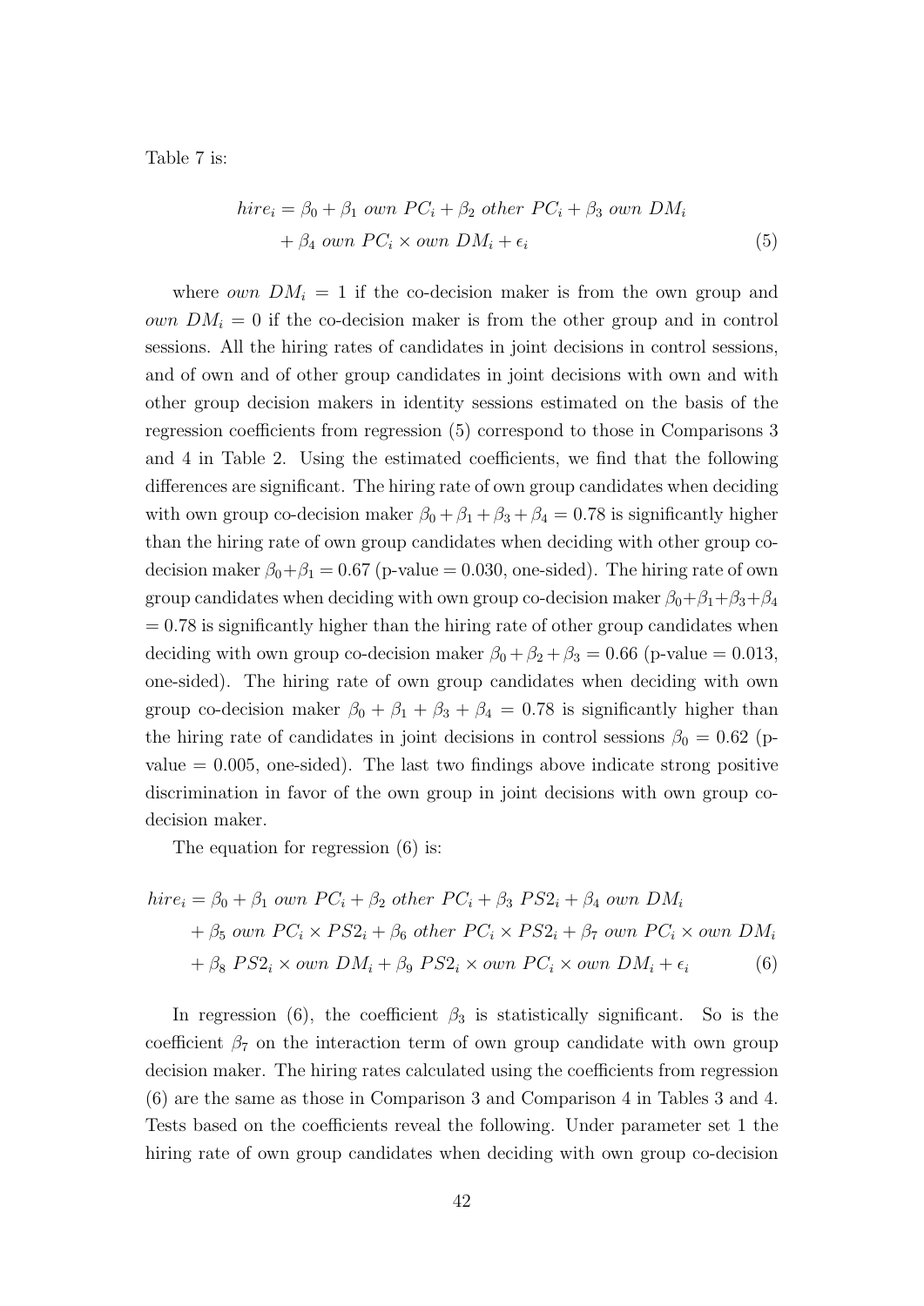Table 7 is:

$$
\begin{aligned}
hire_i = \beta_0 + \beta_1 \; own \; PC_i + \beta_2 \; other \; PC_i + \beta_3 \; own \; DM_i \\
+ \beta_4 \; own \; PC_i \times own \; DM_i + \epsilon_i
\end{aligned}
\tag{5}
$$

where $own \; DM_i = 1$ if the co-decision maker is from the own group and $own \; DM_i = 0$ if the co-decision maker is from the other group and in control sessions. All the hiring rates of candidates in joint decisions in control sessions, and of own and of other group candidates in joint decisions with own and with other group decision makers in identity sessions estimated on the basis of the regression coefficients from regression (5) correspond to those in Comparisons 3 and 4 in Table 2. Using the estimated coefficients, we find that the following differences are significant. The hiring rate of own group candidates when deciding with own group co-decision maker $\beta_0 + \beta_1 + \beta_3 + \beta_4 = 0.78$ is significantly higher than the hiring rate of own group candidates when deciding with other group co-decision maker $\beta_0 + \beta_1 = 0.67$ (p-value = 0.030, one-sided). The hiring rate of own group candidates when deciding with own group co-decision maker $\beta_0 + \beta_1 + \beta_3 + \beta_4 = 0.78$ is significantly higher than the hiring rate of other group candidates when deciding with own group co-decision maker $\beta_0 + \beta_2 + \beta_3 = 0.66$ (p-value = 0.013, one-sided). The hiring rate of own group candidates when deciding with own group co-decision maker $\beta_0 + \beta_1 + \beta_3 + \beta_4 = 0.78$ is significantly higher than the hiring rate of candidates in joint decisions in control sessions $\beta_0 = 0.62$ (p-value = 0.005, one-sided). The last two findings above indicate strong positive discrimination in favor of the own group in joint decisions with own group co-decision maker.

The equation for regression (6) is:

$$
\begin{aligned}
hire_i = \beta_0 + \beta_1 \; own \; PC_i + \beta_2 \; other \; PC_i + \beta_3 \; PS2_i + \beta_4 \; own \; DM_i \\
+ \beta_5 \; own \; PC_i \times PS2_i + \beta_6 \; other \; PC_i \times PS2_i + \beta_7 \; own \; PC_i \times own \; DM_i \\
+ \beta_8 \; PS2_i \times own \; DM_i + \beta_9 \; PS2_i \times own \; PC_i \times own \; DM_i + \epsilon_i
\end{aligned}
\tag{6}
$$

In regression (6), the coefficient $\beta_3$ is statistically significant. So is the coefficient $\beta_7$ on the interaction term of own group candidate with own group decision maker. The hiring rates calculated using the coefficients from regression (6) are the same as those in Comparison 3 and Comparison 4 in Tables 3 and 4. Tests based on the coefficients reveal the following. Under parameter set 1 the hiring rate of own group candidates when deciding with own group co-decision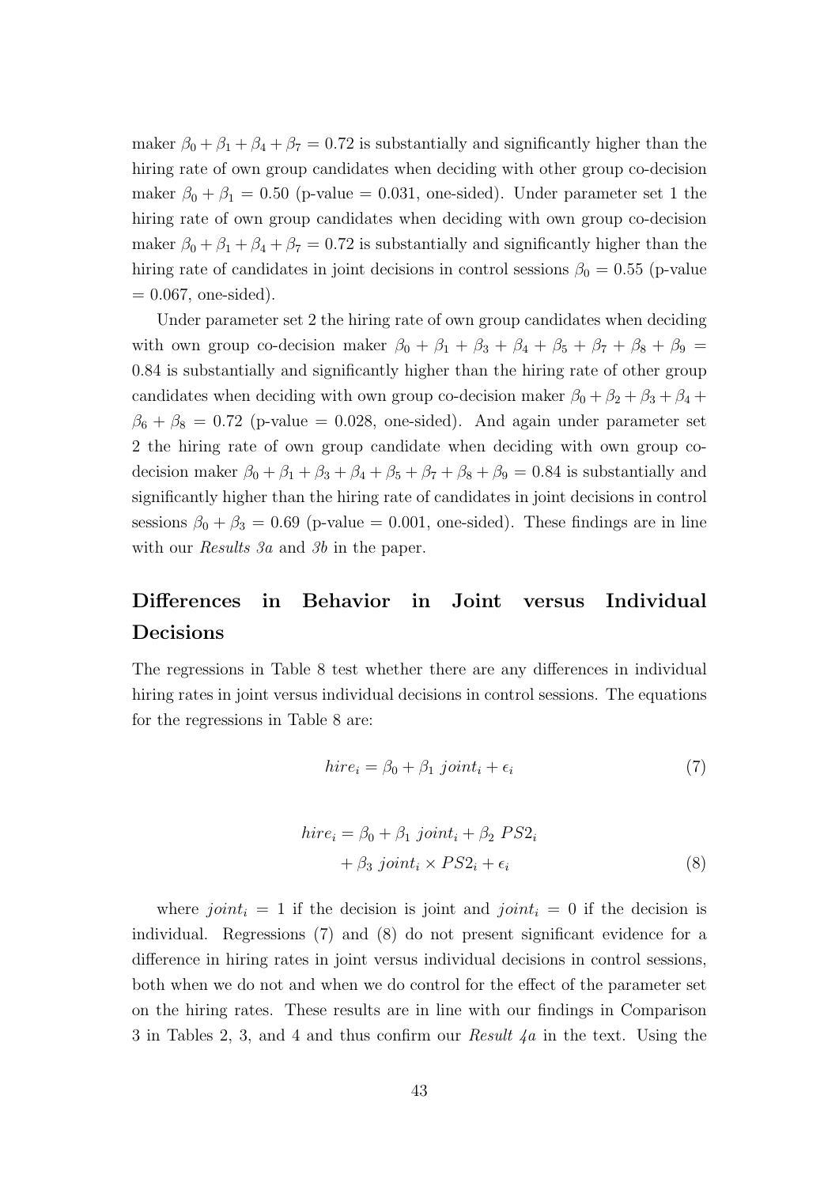maker $\beta_0 + \beta_1 + \beta_4 + \beta_7 = 0.72$ is substantially and significantly higher than the hiring rate of own group candidates when deciding with other group co-decision maker $\beta_0 + \beta_1 = 0.50$ (p-value = 0.031, one-sided). Under parameter set 1 the hiring rate of own group candidates when deciding with own group co-decision maker $\beta_0 + \beta_1 + \beta_4 + \beta_7 = 0.72$ is substantially and significantly higher than the hiring rate of candidates in joint decisions in control sessions $\beta_0 = 0.55$ (p-value = 0.067, one-sided).

Under parameter set 2 the hiring rate of own group candidates when deciding with own group co-decision maker $\beta_0 + \beta_1 + \beta_3 + \beta_4 + \beta_5 + \beta_7 + \beta_8 + \beta_9 = 0.84$ is substantially and significantly higher than the hiring rate of other group candidates when deciding with own group co-decision maker $\beta_0 + \beta_2 + \beta_3 + \beta_4 + \beta_6 + \beta_8 = 0.72$ (p-value = 0.028, one-sided). And again under parameter set 2 the hiring rate of own group candidate when deciding with own group co-decision maker $\beta_0 + \beta_1 + \beta_3 + \beta_4 + \beta_5 + \beta_7 + \beta_8 + \beta_9 = 0.84$ is substantially and significantly higher than the hiring rate of candidates in joint decisions in control sessions $\beta_0 + \beta_3 = 0.69$ (p-value = 0.001, one-sided). These findings are in line with our *Results 3a* and *3b* in the paper.

## Differences in Behavior in Joint versus Individual Decisions

The regressions in Table 8 test whether there are any differences in individual hiring rates in joint versus individual decisions in control sessions. The equations for the regressions in Table 8 are:

$$hire_i = \beta_0 + \beta_1 \; joint_i + \epsilon_i \tag{7}$$

$$\begin{aligned} hire_i = \beta_0 + \beta_1 \; joint_i + \beta_2 \; PS2_i \\ + \beta_3 \; joint_i \times PS2_i + \epsilon_i \end{aligned} \tag{8}$$

where $joint_i = 1$ if the decision is joint and $joint_i = 0$ if the decision is individual. Regressions (7) and (8) do not present significant evidence for a difference in hiring rates in joint versus individual decisions in control sessions, both when we do not and when we do control for the effect of the parameter set on the hiring rates. These results are in line with our findings in Comparison 3 in Tables 2, 3, and 4 and thus confirm our *Result 4a* in the text. Using the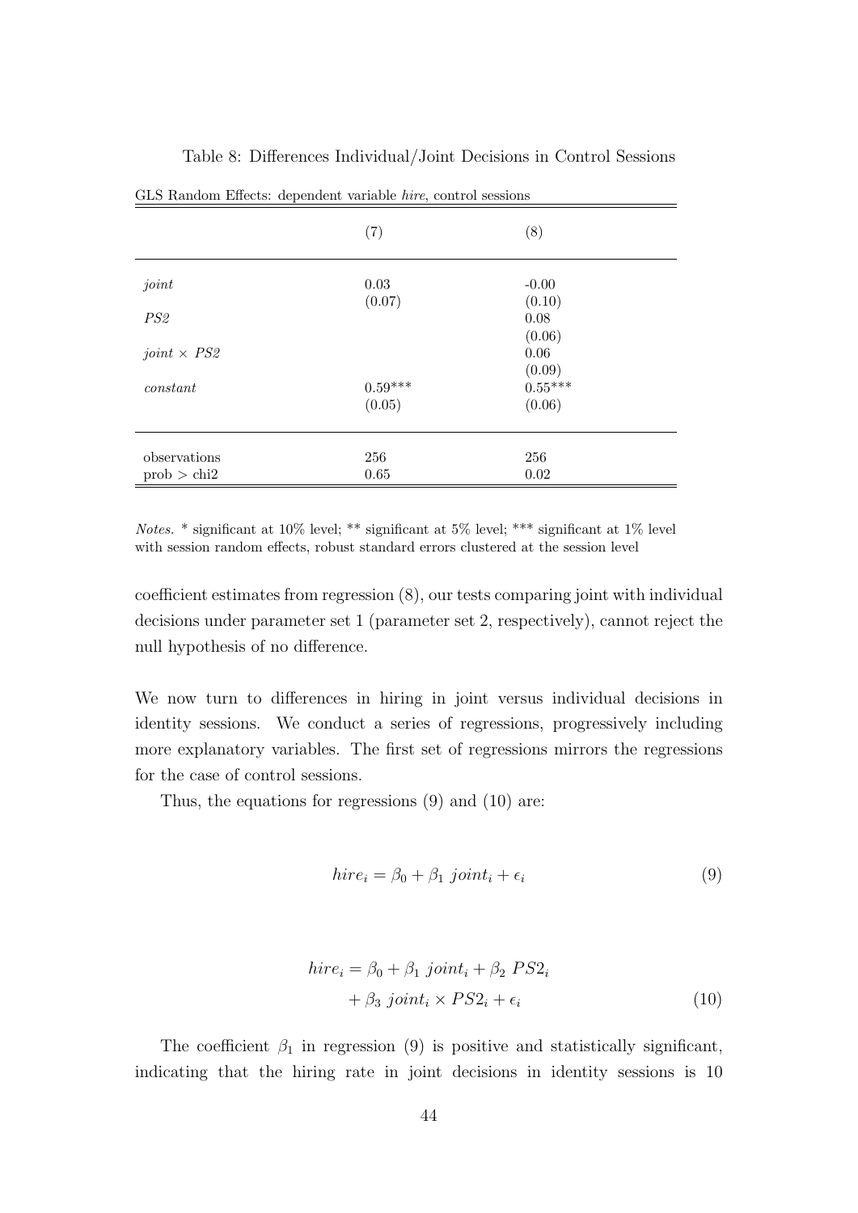Table 8: Differences Individual/Joint Decisions in Control Sessions

GLS Random Effects: dependent variable *hire*, control sessions

| | (7) | (8) |
|---|---|---|
| *joint* | 0.03 | -0.00 |
| | (0.07) | (0.10) |
| *PS2* | | 0.08 |
| | | (0.06) |
| *joint* × *PS2* | | 0.06 |
| | | (0.09) |
| *constant* | 0.59*** | 0.55*** |
| | (0.05) | (0.06) |
| observations | 256 | 256 |
| prob > chi2 | 0.65 | 0.02 |

*Notes.* * significant at 10% level; ** significant at 5% level; *** significant at 1% level with session random effects, robust standard errors clustered at the session level

coefficient estimates from regression (8), our tests comparing joint with individual decisions under parameter set 1 (parameter set 2, respectively), cannot reject the null hypothesis of no difference.

We now turn to differences in hiring in joint versus individual decisions in identity sessions. We conduct a series of regressions, progressively including more explanatory variables. The first set of regressions mirrors the regressions for the case of control sessions.

Thus, the equations for regressions (9) and (10) are:

$$hire_i = \beta_0 + \beta_1 \; joint_i + \epsilon_i \tag{9}$$

$$\begin{aligned} hire_i = \beta_0 + \beta_1 \; joint_i + \beta_2 \; PS2_i \\ + \beta_3 \; joint_i \times PS2_i + \epsilon_i \end{aligned} \tag{10}$$

The coefficient $\beta_1$ in regression (9) is positive and statistically significant, indicating that the hiring rate in joint decisions in identity sessions is 10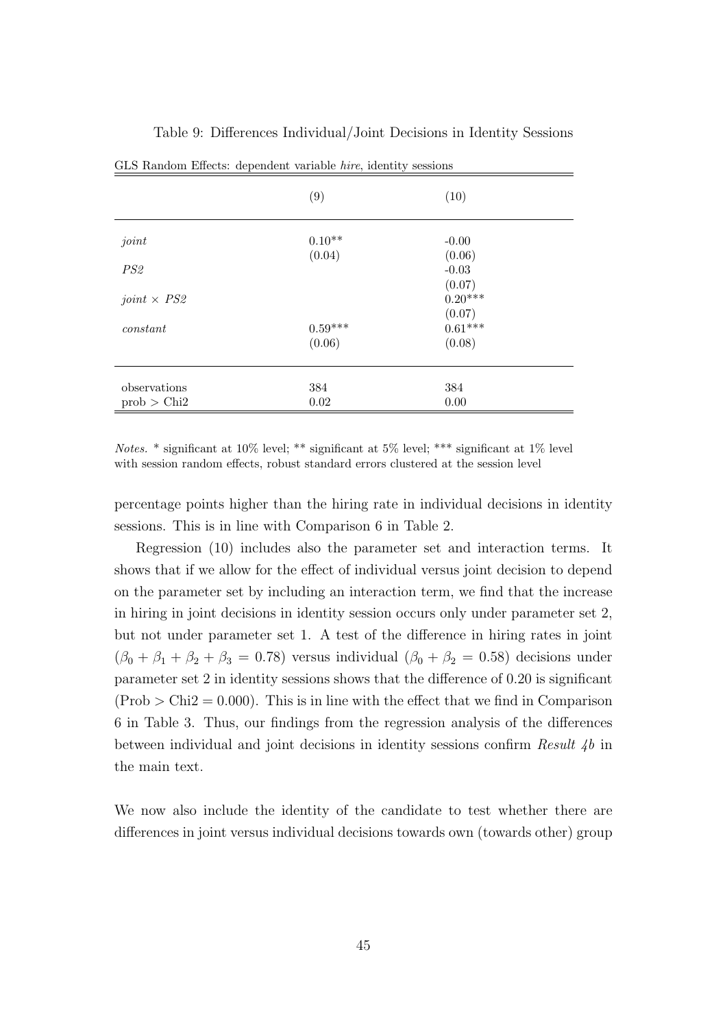Table 9: Differences Individual/Joint Decisions in Identity Sessions

GLS Random Effects: dependent variable *hire*, identity sessions

| | (9) | (10) |
|---|---|---|
| *joint* | 0.10** | -0.00 |
| | (0.04) | (0.06) |
| *PS2* | | -0.03 |
| | | (0.07) |
| *joint* × *PS2* | | 0.20*** |
| | | (0.07) |
| *constant* | 0.59*** | 0.61*** |
| | (0.06) | (0.08) |
| observations | 384 | 384 |
| prob > Chi2 | 0.02 | 0.00 |

*Notes.* * significant at 10% level; ** significant at 5% level; *** significant at 1% level with session random effects, robust standard errors clustered at the session level

percentage points higher than the hiring rate in individual decisions in identity sessions. This is in line with Comparison 6 in Table 2.

Regression (10) includes also the parameter set and interaction terms. It shows that if we allow for the effect of individual versus joint decision to depend on the parameter set by including an interaction term, we find that the increase in hiring in joint decisions in identity session occurs only under parameter set 2, but not under parameter set 1. A test of the difference in hiring rates in joint ($\beta_0 + \beta_1 + \beta_2 + \beta_3 = 0.78$) versus individual ($\beta_0 + \beta_2 = 0.58$) decisions under parameter set 2 in identity sessions shows that the difference of 0.20 is significant (Prob > Chi2 = 0.000). This is in line with the effect that we find in Comparison 6 in Table 3. Thus, our findings from the regression analysis of the differences between individual and joint decisions in identity sessions confirm *Result 4b* in the main text.

We now also include the identity of the candidate to test whether there are differences in joint versus individual decisions towards own (towards other) group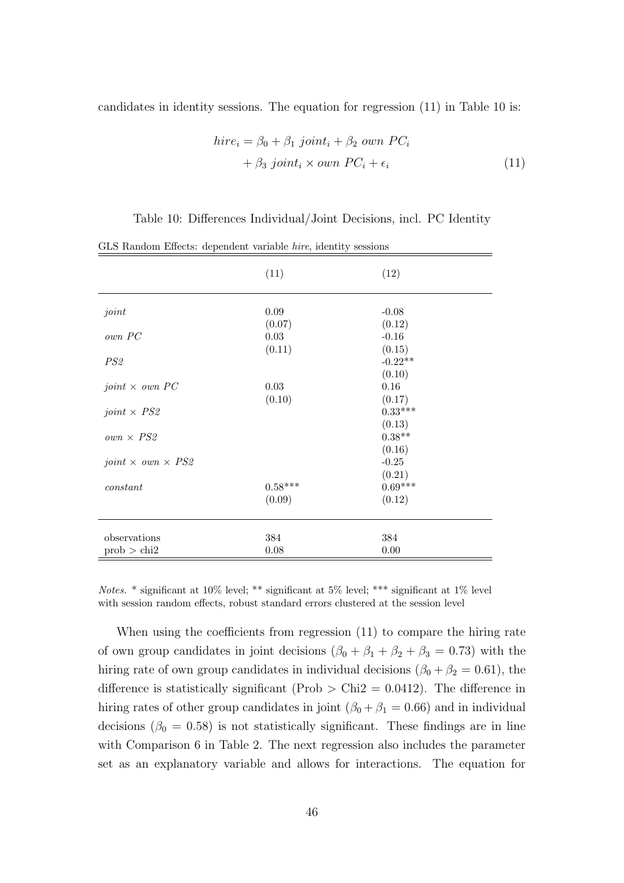candidates in identity sessions. The equation for regression (11) in Table 10 is:

$$
\begin{aligned}
hire_i = \beta_0 + \beta_1 \; joint_i + \beta_2 \; own \; PC_i \\
+ \beta_3 \; joint_i \times own \; PC_i + \epsilon_i
\end{aligned}
\tag{11}
$$

Table 10: Differences Individual/Joint Decisions, incl. PC Identity

GLS Random Effects: dependent variable *hire*, identity sessions

| | (11) | (12) |
|---|---|---|
| *joint* | 0.09 | -0.08 |
| | (0.07) | (0.12) |
| *own PC* | 0.03 | -0.16 |
| | (0.11) | (0.15) |
| *PS2* | | -0.22** |
| | | (0.10) |
| *joint* × *own PC* | 0.03 | 0.16 |
| | (0.10) | (0.17) |
| *joint* × *PS2* | | 0.33*** |
| | | (0.13) |
| *own* × *PS2* | | 0.38** |
| | | (0.16) |
| *joint* × *own* × *PS2* | | -0.25 |
| | | (0.21) |
| *constant* | 0.58*** | 0.69*** |
| | (0.09) | (0.12) |
| observations | 384 | 384 |
| prob > chi2 | 0.08 | 0.00 |

*Notes.* * significant at 10% level; ** significant at 5% level; *** significant at 1% level with session random effects, robust standard errors clustered at the session level

When using the coefficients from regression (11) to compare the hiring rate of own group candidates in joint decisions ($\beta_0 + \beta_1 + \beta_2 + \beta_3 = 0.73$) with the hiring rate of own group candidates in individual decisions ($\beta_0 + \beta_2 = 0.61$), the difference is statistically significant (Prob > Chi2 = 0.0412). The difference in hiring rates of other group candidates in joint ($\beta_0 + \beta_1 = 0.66$) and in individual decisions ($\beta_0 = 0.58$) is not statistically significant. These findings are in line with Comparison 6 in Table 2. The next regression also includes the parameter set as an explanatory variable and allows for interactions. The equation for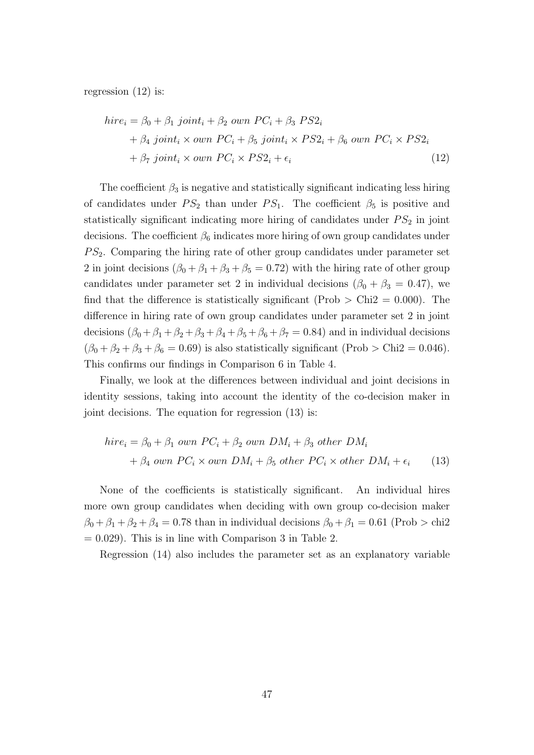regression (12) is:

$$
\begin{aligned}
hire_i = \beta_0 &+ \beta_1 \ joint_i + \beta_2 \ own \ PC_i + \beta_3 \ PS2_i \\
&+ \beta_4 \ joint_i \times own \ PC_i + \beta_5 \ joint_i \times PS2_i + \beta_6 \ own \ PC_i \times PS2_i \\
&+ \beta_7 \ joint_i \times own \ PC_i \times PS2_i + \epsilon_i
\end{aligned} \tag{12}
$$

The coefficient $\beta_3$ is negative and statistically significant indicating less hiring of candidates under $PS_2$ than under $PS_1$. The coefficient $\beta_5$ is positive and statistically significant indicating more hiring of candidates under $PS_2$ in joint decisions. The coefficient $\beta_6$ indicates more hiring of own group candidates under $PS_2$. Comparing the hiring rate of other group candidates under parameter set 2 in joint decisions ($\beta_0 + \beta_1 + \beta_3 + \beta_5 = 0.72$) with the hiring rate of other group candidates under parameter set 2 in individual decisions ($\beta_0 + \beta_3 = 0.47$), we find that the difference is statistically significant (Prob > Chi2 = 0.000). The difference in hiring rate of own group candidates under parameter set 2 in joint decisions ($\beta_0 + \beta_1 + \beta_2 + \beta_3 + \beta_4 + \beta_5 + \beta_6 + \beta_7 = 0.84$) and in individual decisions ($\beta_0 + \beta_2 + \beta_3 + \beta_6 = 0.69$) is also statistically significant (Prob > Chi2 = 0.046). This confirms our findings in Comparison 6 in Table 4.

Finally, we look at the differences between individual and joint decisions in identity sessions, taking into account the identity of the co-decision maker in joint decisions. The equation for regression (13) is:

$$
\begin{aligned}
hire_i = \beta_0 &+ \beta_1 \ own \ PC_i + \beta_2 \ own \ DM_i + \beta_3 \ other \ DM_i \\
&+ \beta_4 \ own \ PC_i \times own \ DM_i + \beta_5 \ other \ PC_i \times other \ DM_i + \epsilon_i
\end{aligned} \tag{13}
$$

None of the coefficients is statistically significant. An individual hires more own group candidates when deciding with own group co-decision maker $\beta_0 + \beta_1 + \beta_2 + \beta_4 = 0.78$ than in individual decisions $\beta_0 + \beta_1 = 0.61$ (Prob > chi2 = 0.029). This is in line with Comparison 3 in Table 2.

Regression (14) also includes the parameter set as an explanatory variable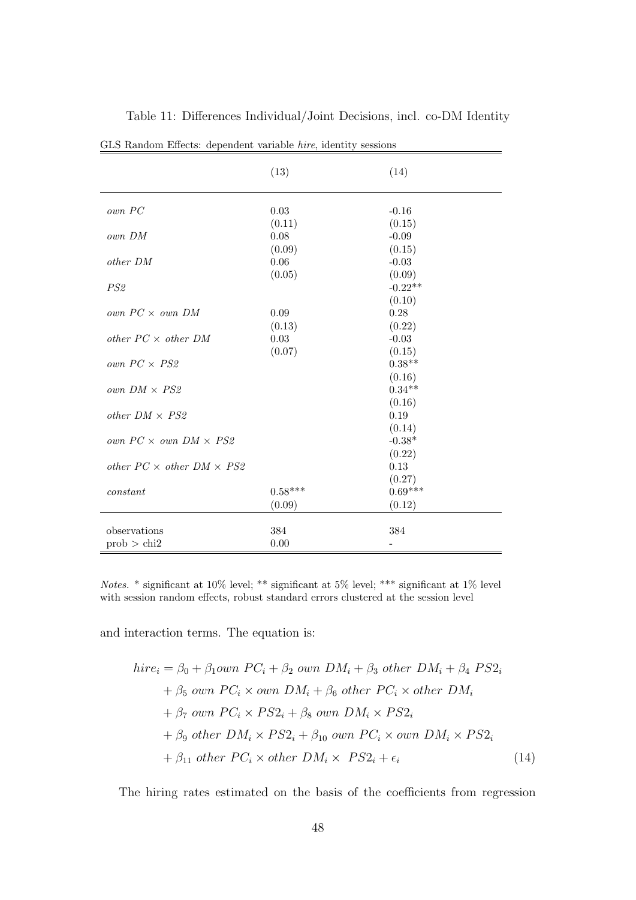Table 11: Differences Individual/Joint Decisions, incl. co-DM Identity

GLS Random Effects: dependent variable *hire*, identity sessions

| | (13) | (14) |
|---|---|---|
| *own PC* | 0.03 | -0.16 |
| | (0.11) | (0.15) |
| *own DM* | 0.08 | -0.09 |
| | (0.09) | (0.15) |
| *other DM* | 0.06 | -0.03 |
| | (0.05) | (0.09) |
| *PS2* | | -0.22** |
| | | (0.10) |
| *own PC* × *own DM* | 0.09 | 0.28 |
| | (0.13) | (0.22) |
| *other PC* × *other DM* | 0.03 | -0.03 |
| | (0.07) | (0.15) |
| *own PC* × *PS2* | | 0.38** |
| | | (0.16) |
| *own DM* × *PS2* | | 0.34** |
| | | (0.16) |
| *other DM* × *PS2* | | 0.19 |
| | | (0.14) |
| *own PC* × *own DM* × *PS2* | | -0.38* |
| | | (0.22) |
| *other PC* × *other DM* × *PS2* | | 0.13 |
| | | (0.27) |
| *constant* | 0.58*** | 0.69*** |
| | (0.09) | (0.12) |
| observations | 384 | 384 |
| prob > chi2 | 0.00 | - |

*Notes.* * significant at 10% level; ** significant at 5% level; *** significant at 1% level with session random effects, robust standard errors clustered at the session level

and interaction terms. The equation is:

$$
\begin{aligned}
hire_i = &\ \beta_0 + \beta_1 own\ PC_i + \beta_2\ own\ DM_i + \beta_3\ other\ DM_i + \beta_4\ PS2_i \\
&+ \beta_5\ own\ PC_i \times own\ DM_i + \beta_6\ other\ PC_i \times other\ DM_i \\
&+ \beta_7\ own\ PC_i \times PS2_i + \beta_8\ own\ DM_i \times PS2_i \\
&+ \beta_9\ other\ DM_i \times PS2_i + \beta_{10}\ own\ PC_i \times own\ DM_i \times PS2_i \\
&+ \beta_{11}\ other\ PC_i \times other\ DM_i \times\ PS2_i + \epsilon_i
\end{aligned}
\tag{14}
$$

The hiring rates estimated on the basis of the coefficients from regression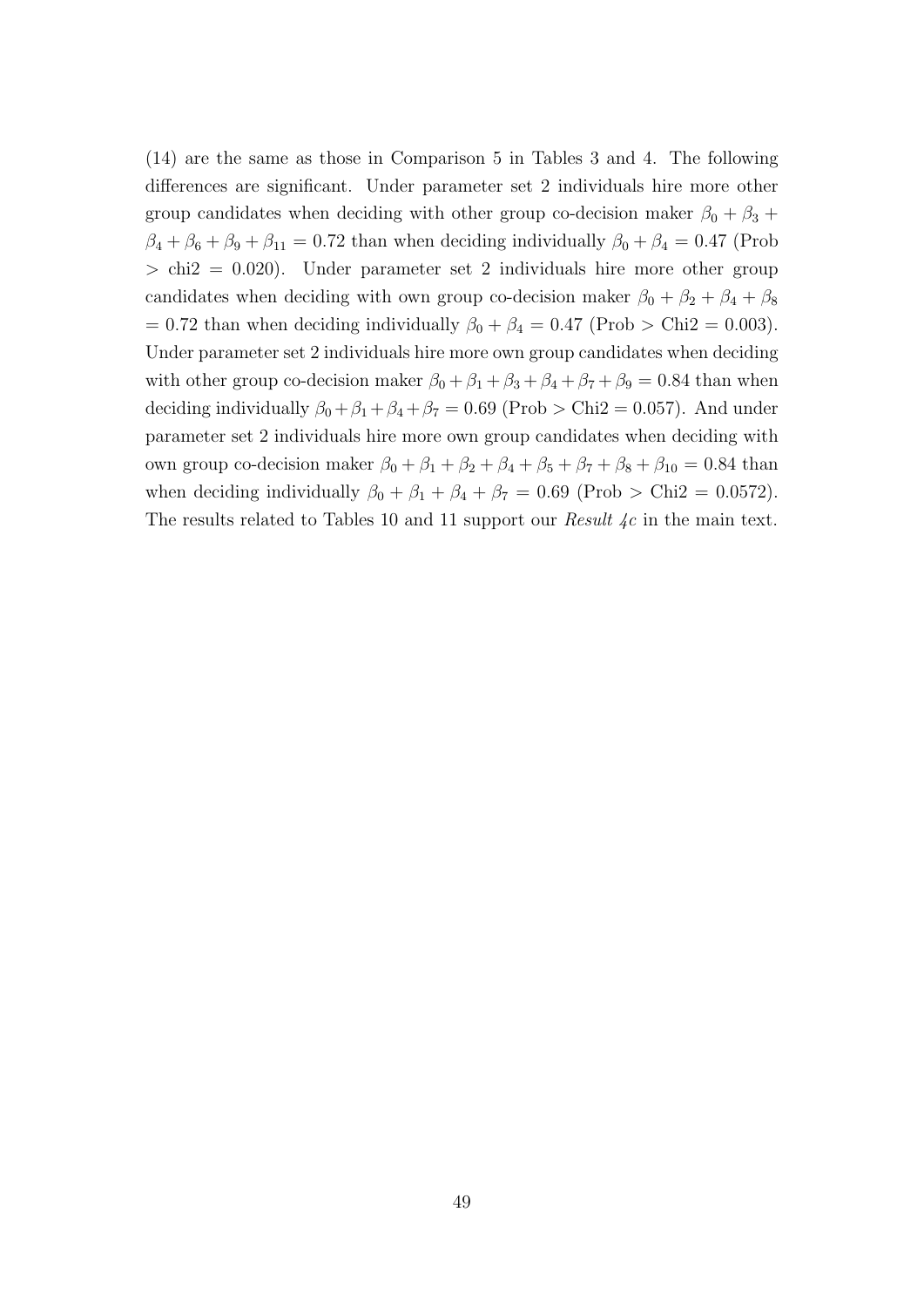(14) are the same as those in Comparison 5 in Tables 3 and 4. The following differences are significant. Under parameter set 2 individuals hire more other group candidates when deciding with other group co-decision maker $\beta_0 + \beta_3 + \beta_4 + \beta_6 + \beta_9 + \beta_{11} = 0.72$ than when deciding individually $\beta_0 + \beta_4 = 0.47$ (Prob > chi2 = 0.020). Under parameter set 2 individuals hire more other group candidates when deciding with own group co-decision maker $\beta_0 + \beta_2 + \beta_4 + \beta_8 = 0.72$ than when deciding individually $\beta_0 + \beta_4 = 0.47$ (Prob > Chi2 = 0.003). Under parameter set 2 individuals hire more own group candidates when deciding with other group co-decision maker $\beta_0 + \beta_1 + \beta_3 + \beta_4 + \beta_7 + \beta_9 = 0.84$ than when deciding individually $\beta_0 + \beta_1 + \beta_4 + \beta_7 = 0.69$ (Prob > Chi2 = 0.057). And under parameter set 2 individuals hire more own group candidates when deciding with own group co-decision maker $\beta_0 + \beta_1 + \beta_2 + \beta_4 + \beta_5 + \beta_7 + \beta_8 + \beta_{10} = 0.84$ than when deciding individually $\beta_0 + \beta_1 + \beta_4 + \beta_7 = 0.69$ (Prob > Chi2 = 0.0572). The results related to Tables 10 and 11 support our *Result 4c* in the main text.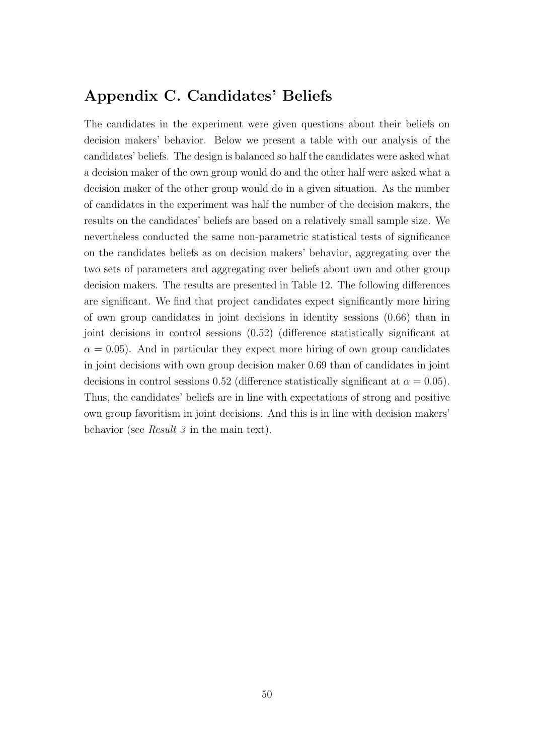## Appendix C. Candidates' Beliefs

The candidates in the experiment were given questions about their beliefs on decision makers' behavior. Below we present a table with our analysis of the candidates' beliefs. The design is balanced so half the candidates were asked what a decision maker of the own group would do and the other half were asked what a decision maker of the other group would do in a given situation. As the number of candidates in the experiment was half the number of the decision makers, the results on the candidates' beliefs are based on a relatively small sample size. We nevertheless conducted the same non-parametric statistical tests of significance on the candidates beliefs as on decision makers' behavior, aggregating over the two sets of parameters and aggregating over beliefs about own and other group decision makers. The results are presented in Table 12. The following differences are significant. We find that project candidates expect significantly more hiring of own group candidates in joint decisions in identity sessions (0.66) than in joint decisions in control sessions (0.52) (difference statistically significant at $\alpha = 0.05$). And in particular they expect more hiring of own group candidates in joint decisions with own group decision maker 0.69 than of candidates in joint decisions in control sessions 0.52 (difference statistically significant at $\alpha = 0.05$). Thus, the candidates' beliefs are in line with expectations of strong and positive own group favoritism in joint decisions. And this is in line with decision makers' behavior (see *Result 3* in the main text).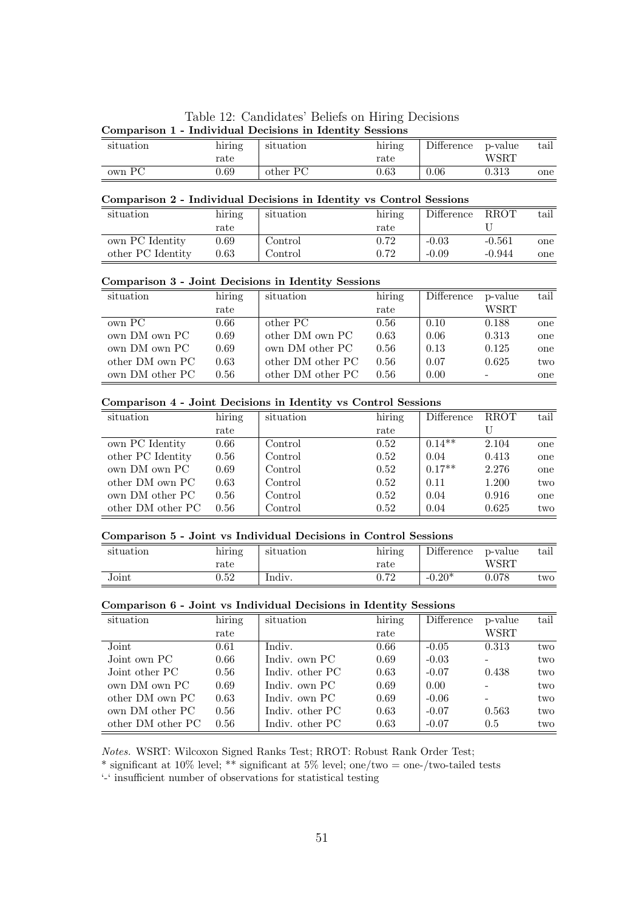Table 12: Candidates' Beliefs on Hiring Decisions

**Comparison 1 - Individual Decisions in Identity Sessions**

| situation | hiring rate | situation | hiring rate | Difference | p-value WSRT | tail |
|---|---|---|---|---|---|---|
| own PC | 0.69 | other PC | 0.63 | 0.06 | 0.313 | one |

**Comparison 2 - Individual Decisions in Identity vs Control Sessions**

| situation | hiring rate | situation | hiring rate | Difference | RROT U | tail |
|---|---|---|---|---|---|---|
| own PC Identity | 0.69 | Control | 0.72 | -0.03 | -0.561 | one |
| other PC Identity | 0.63 | Control | 0.72 | -0.09 | -0.944 | one |

**Comparison 3 - Joint Decisions in Identity Sessions**

| situation | hiring rate | situation | hiring rate | Difference | p-value WSRT | tail |
|---|---|---|---|---|---|---|
| own PC | 0.66 | other PC | 0.56 | 0.10 | 0.188 | one |
| own DM own PC | 0.69 | other DM own PC | 0.63 | 0.06 | 0.313 | one |
| own DM own PC | 0.69 | own DM other PC | 0.56 | 0.13 | 0.125 | one |
| other DM own PC | 0.63 | other DM other PC | 0.56 | 0.07 | 0.625 | two |
| own DM other PC | 0.56 | other DM other PC | 0.56 | 0.00 | - | one |

**Comparison 4 - Joint Decisions in Identity vs Control Sessions**

| situation | hiring rate | situation | hiring rate | Difference | RROT U | tail |
|---|---|---|---|---|---|---|
| own PC Identity | 0.66 | Control | 0.52 | 0.14** | 2.104 | one |
| other PC Identity | 0.56 | Control | 0.52 | 0.04 | 0.413 | one |
| own DM own PC | 0.69 | Control | 0.52 | 0.17** | 2.276 | one |
| other DM own PC | 0.63 | Control | 0.52 | 0.11 | 1.200 | two |
| own DM other PC | 0.56 | Control | 0.52 | 0.04 | 0.916 | one |
| other DM other PC | 0.56 | Control | 0.52 | 0.04 | 0.625 | two |

**Comparison 5 - Joint vs Individual Decisions in Control Sessions**

| situation | hiring rate | situation | hiring rate | Difference | p-value WSRT | tail |
|---|---|---|---|---|---|---|
| Joint | 0.52 | Indiv. | 0.72 | -0.20* | 0.078 | two |

**Comparison 6 - Joint vs Individual Decisions in Identity Sessions**

| situation | hiring rate | situation | hiring rate | Difference | p-value WSRT | tail |
|---|---|---|---|---|---|---|
| Joint | 0.61 | Indiv. | 0.66 | -0.05 | 0.313 | two |
| Joint own PC | 0.66 | Indiv. own PC | 0.69 | -0.03 | - | two |
| Joint other PC | 0.56 | Indiv. other PC | 0.63 | -0.07 | 0.438 | two |
| own DM own PC | 0.69 | Indiv. own PC | 0.69 | 0.00 | - | two |
| other DM own PC | 0.63 | Indiv. own PC | 0.69 | -0.06 | - | two |
| own DM other PC | 0.56 | Indiv. other PC | 0.63 | -0.07 | 0.563 | two |
| other DM other PC | 0.56 | Indiv. other PC | 0.63 | -0.07 | 0.5 | two |

*Notes.* WSRT: Wilcoxon Signed Ranks Test; RROT: Robust Rank Order Test;
* significant at 10% level; ** significant at 5% level; one/two = one-/two-tailed tests
'-' insufficient number of observations for statistical testing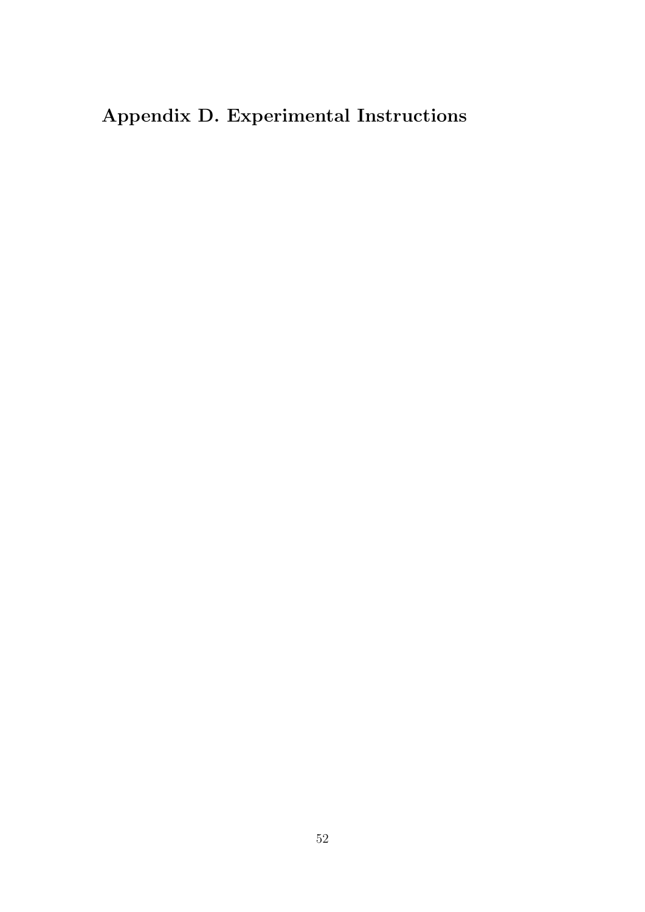# Appendix D. Experimental Instructions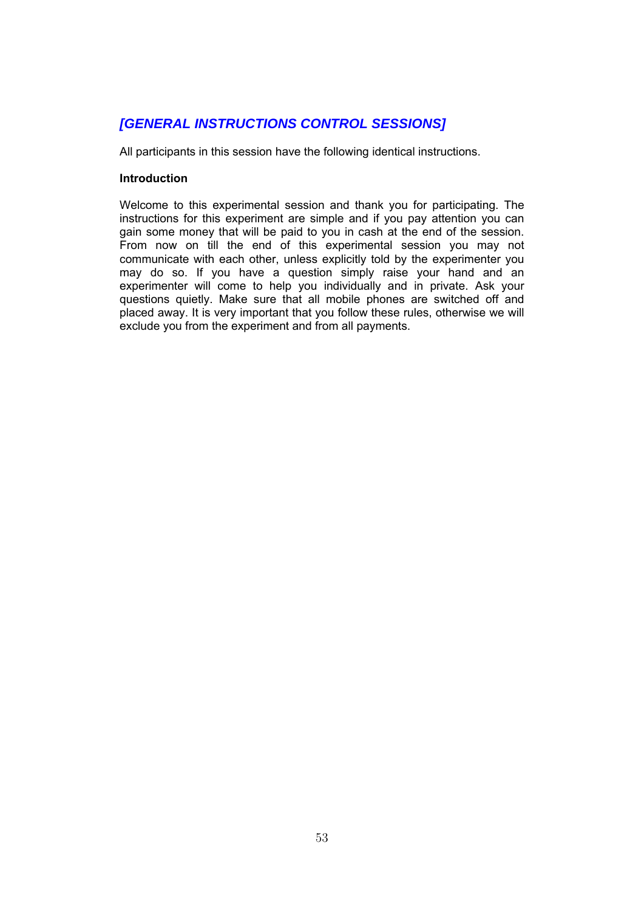## *[GENERAL INSTRUCTIONS CONTROL SESSIONS]*

All participants in this session have the following identical instructions.

**Introduction**

Welcome to this experimental session and thank you for participating. The instructions for this experiment are simple and if you pay attention you can gain some money that will be paid to you in cash at the end of the session. From now on till the end of this experimental session you may not communicate with each other, unless explicitly told by the experimenter you may do so. If you have a question simply raise your hand and an experimenter will come to help you individually and in private. Ask your questions quietly. Make sure that all mobile phones are switched off and placed away. It is very important that you follow these rules, otherwise we will exclude you from the experiment and from all payments.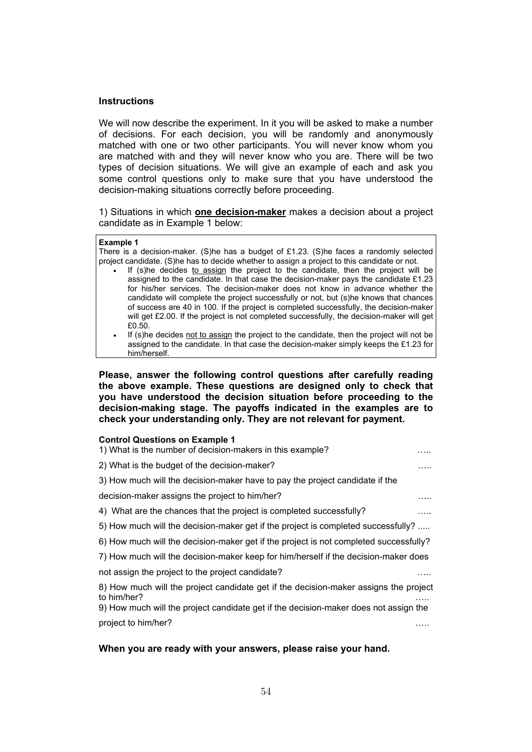**Instructions**

We will now describe the experiment. In it you will be asked to make a number of decisions. For each decision, you will be randomly and anonymously matched with one or two other participants. You will never know whom you are matched with and they will never know who you are. There will be two types of decision situations. We will give an example of each and ask you some control questions only to make sure that you have understood the decision-making situations correctly before proceeding.

1) Situations in which **one decision-maker** makes a decision about a project candidate as in Example 1 below:

> **Example 1**
> There is a decision-maker. (S)he has a budget of £1.23. (S)he faces a randomly selected project candidate. (S)he has to decide whether to assign a project to this candidate or not.
>
> - If (s)he decides to assign the project to the candidate, then the project will be assigned to the candidate. In that case the decision-maker pays the candidate £1.23 for his/her services. The decision-maker does not know in advance whether the candidate will complete the project successfully or not, but (s)he knows that chances of success are 40 in 100. If the project is completed successfully, the decision-maker will get £2.00. If the project is not completed successfully, the decision-maker will get £0.50.
> - If (s)he decides not to assign the project to the candidate, then the project will not be assigned to the candidate. In that case the decision-maker simply keeps the £1.23 for him/herself.

**Please, answer the following control questions after carefully reading the above example. These questions are designed only to check that you have understood the decision situation before proceeding to the decision-making stage. The payoffs indicated in the examples are to check your understanding only. They are not relevant for payment.**

**Control Questions on Example 1**

1) What is the number of decision-makers in this example? …..

2) What is the budget of the decision-maker? …..

3) How much will the decision-maker have to pay the project candidate if the decision-maker assigns the project to him/her? …..

4) What are the chances that the project is completed successfully? …..

5) How much will the decision-maker get if the project is completed successfully? .....

6) How much will the decision-maker get if the project is not completed successfully?

7) How much will the decision-maker keep for him/herself if the decision-maker does not assign the project to the project candidate? …..

8) How much will the project candidate get if the decision-maker assigns the project to him/her? …..

9) How much will the project candidate get if the decision-maker does not assign the project to him/her? …..

**When you are ready with your answers, please raise your hand.**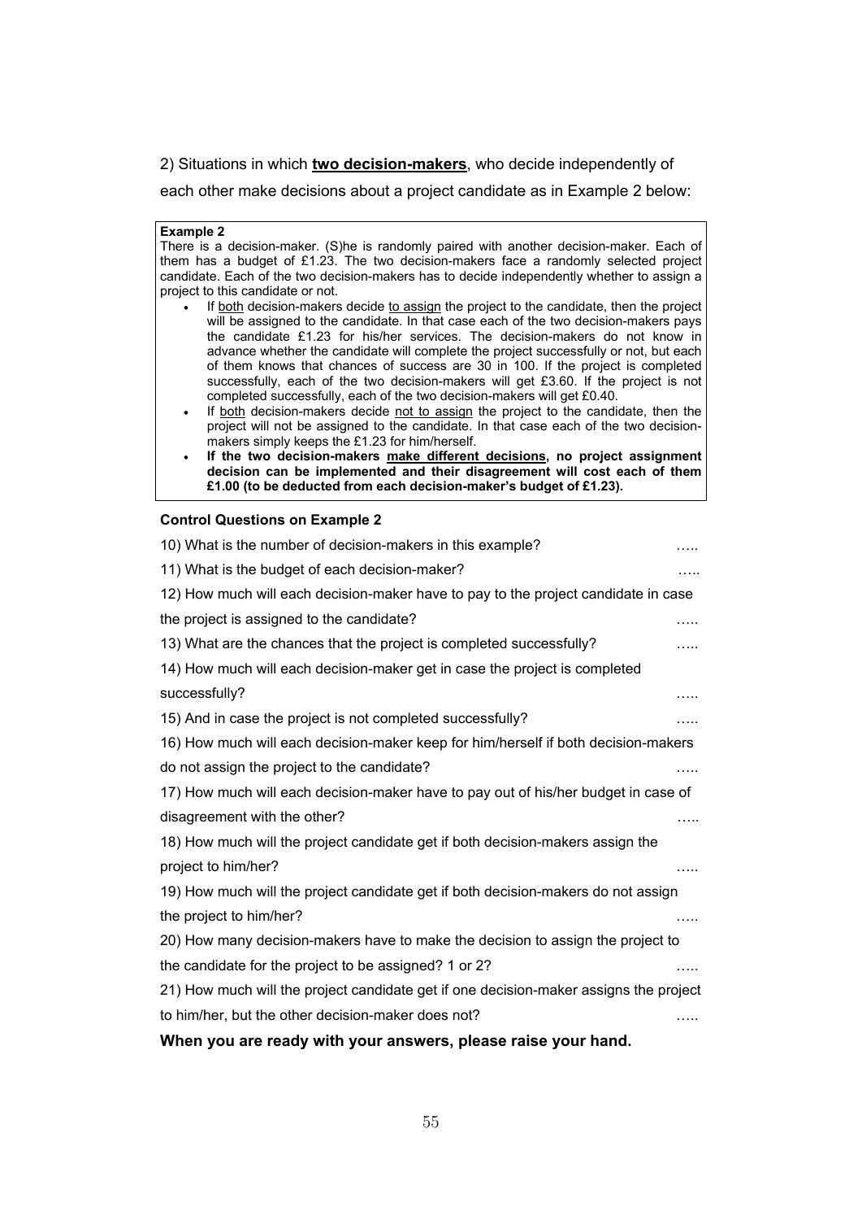2) Situations in which **<u>two decision-makers</u>**, who decide independently of each other make decisions about a project candidate as in Example 2 below:

**Example 2**

There is a decision-maker. (S)he is randomly paired with another decision-maker. Each of them has a budget of £1.23. The two decision-makers face a randomly selected project candidate. Each of the two decision-makers has to decide independently whether to assign a project to this candidate or not.

- If <u>both</u> decision-makers decide <u>to assign</u> the project to the candidate, then the project will be assigned to the candidate. In that case each of the two decision-makers pays the candidate £1.23 for his/her services. The decision-makers do not know in advance whether the candidate will complete the project successfully or not, but each of them knows that chances of success are 30 in 100. If the project is completed successfully, each of the two decision-makers will get £3.60. If the project is not completed successfully, each of the two decision-makers will get £0.40.
- If <u>both</u> decision-makers decide <u>not to assign</u> the project to the candidate, then the project will not be assigned to the candidate. In that case each of the two decision-makers simply keeps the £1.23 for him/herself.
- **If the two decision-makers <u>make different decisions</u>, no project assignment decision can be implemented and their disagreement will cost each of them £1.00 (to be deducted from each decision-maker's budget of £1.23).**

**Control Questions on Example 2**

10) What is the number of decision-makers in this example? …..

11) What is the budget of each decision-maker? …..

12) How much will each decision-maker have to pay to the project candidate in case the project is assigned to the candidate? …..

13) What are the chances that the project is completed successfully? …..

14) How much will each decision-maker get in case the project is completed successfully? …..

15) And in case the project is not completed successfully? …..

16) How much will each decision-maker keep for him/herself if both decision-makers do not assign the project to the candidate? …..

17) How much will each decision-maker have to pay out of his/her budget in case of disagreement with the other? …..

18) How much will the project candidate get if both decision-makers assign the project to him/her? …..

19) How much will the project candidate get if both decision-makers do not assign the project to him/her? …..

20) How many decision-makers have to make the decision to assign the project to the candidate for the project to be assigned? 1 or 2? …..

21) How much will the project candidate get if one decision-maker assigns the project to him/her, but the other decision-maker does not? …..

**When you are ready with your answers, please raise your hand.**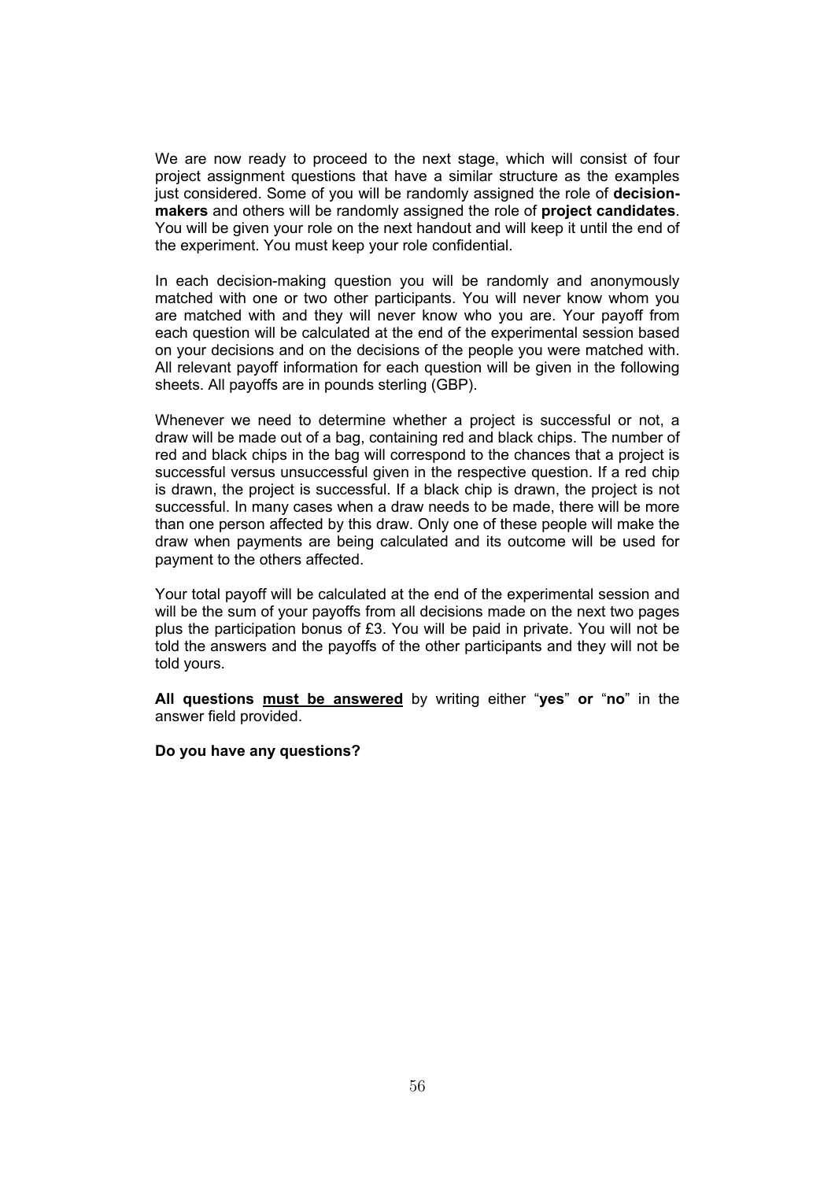We are now ready to proceed to the next stage, which will consist of four project assignment questions that have a similar structure as the examples just considered. Some of you will be randomly assigned the role of **decision-makers** and others will be randomly assigned the role of **project candidates**. You will be given your role on the next handout and will keep it until the end of the experiment. You must keep your role confidential.

In each decision-making question you will be randomly and anonymously matched with one or two other participants. You will never know whom you are matched with and they will never know who you are. Your payoff from each question will be calculated at the end of the experimental session based on your decisions and on the decisions of the people you were matched with. All relevant payoff information for each question will be given in the following sheets. All payoffs are in pounds sterling (GBP).

Whenever we need to determine whether a project is successful or not, a draw will be made out of a bag, containing red and black chips. The number of red and black chips in the bag will correspond to the chances that a project is successful versus unsuccessful given in the respective question. If a red chip is drawn, the project is successful. If a black chip is drawn, the project is not successful. In many cases when a draw needs to be made, there will be more than one person affected by this draw. Only one of these people will make the draw when payments are being calculated and its outcome will be used for payment to the others affected.

Your total payoff will be calculated at the end of the experimental session and will be the sum of your payoffs from all decisions made on the next two pages plus the participation bonus of £3. You will be paid in private. You will not be told the answers and the payoffs of the other participants and they will not be told yours.

**All questions <u>must be answered</u>** by writing either "**yes**" **or** "**no**" in the answer field provided.

**Do you have any questions?**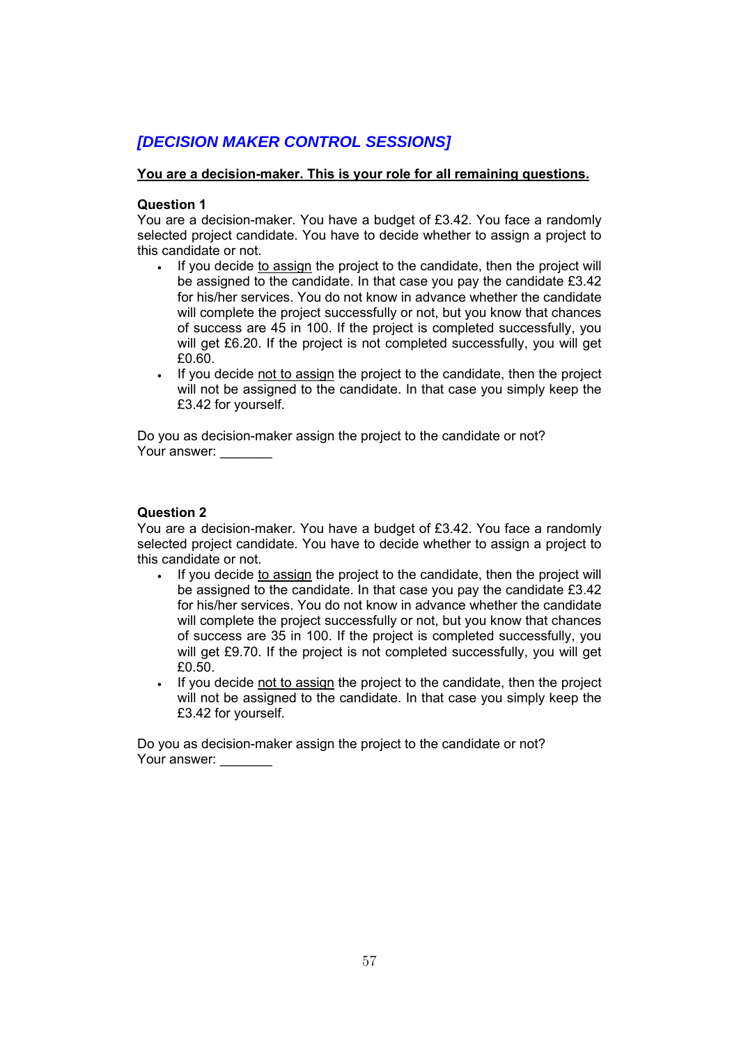## *[DECISION MAKER CONTROL SESSIONS]*

**You are a decision-maker. This is your role for all remaining questions.**

**Question 1**

You are a decision-maker. You have a budget of £3.42. You face a randomly selected project candidate. You have to decide whether to assign a project to this candidate or not.

- If you decide to assign the project to the candidate, then the project will be assigned to the candidate. In that case you pay the candidate £3.42 for his/her services. You do not know in advance whether the candidate will complete the project successfully or not, but you know that chances of success are 45 in 100. If the project is completed successfully, you will get £6.20. If the project is not completed successfully, you will get £0.60.
- If you decide not to assign the project to the candidate, then the project will not be assigned to the candidate. In that case you simply keep the £3.42 for yourself.

Do you as decision-maker assign the project to the candidate or not?
Your answer: _______

**Question 2**

You are a decision-maker. You have a budget of £3.42. You face a randomly selected project candidate. You have to decide whether to assign a project to this candidate or not.

- If you decide to assign the project to the candidate, then the project will be assigned to the candidate. In that case you pay the candidate £3.42 for his/her services. You do not know in advance whether the candidate will complete the project successfully or not, but you know that chances of success are 35 in 100. If the project is completed successfully, you will get £9.70. If the project is not completed successfully, you will get £0.50.
- If you decide not to assign the project to the candidate, then the project will not be assigned to the candidate. In that case you simply keep the £3.42 for yourself.

Do you as decision-maker assign the project to the candidate or not?
Your answer: _______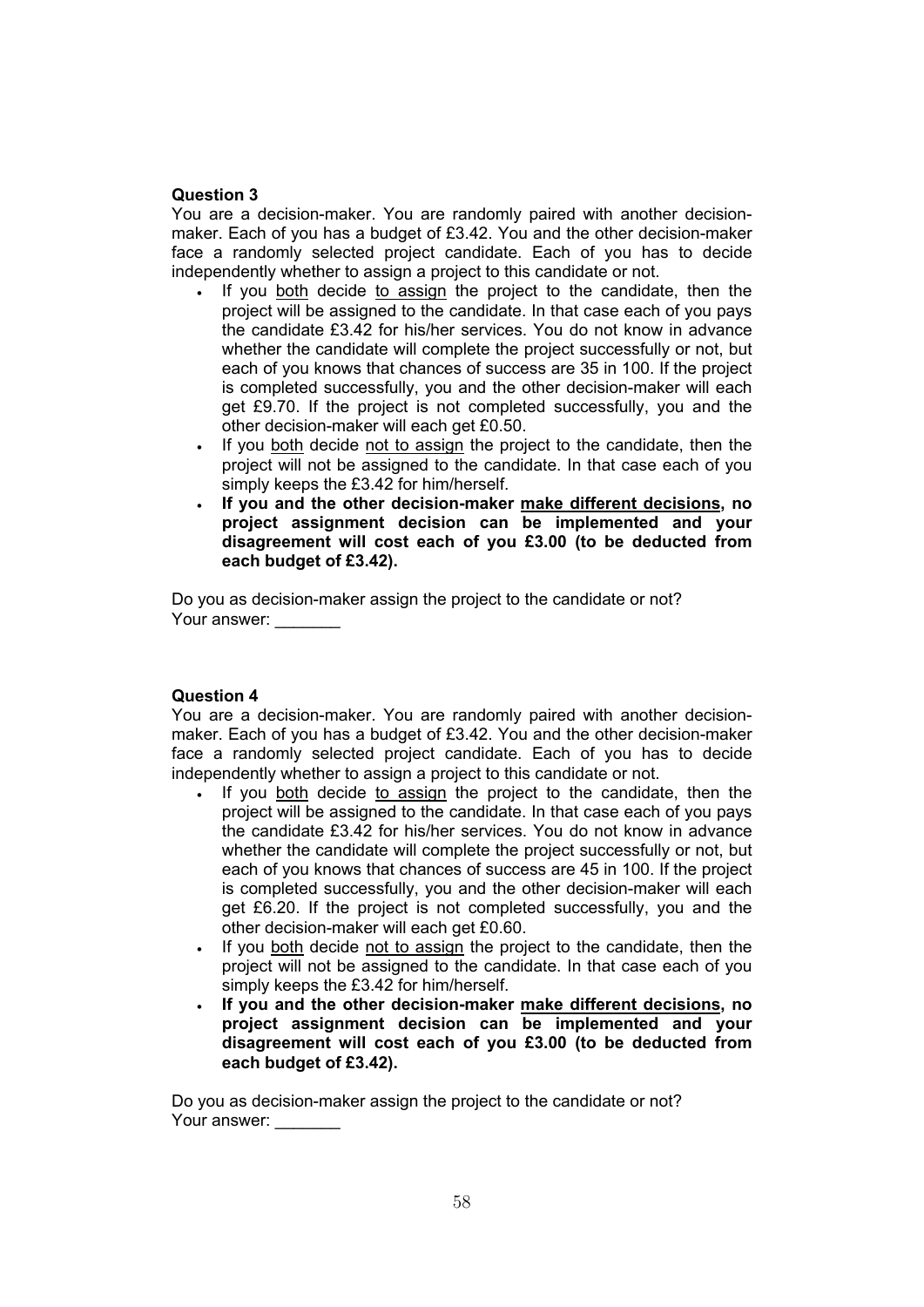**Question 3**

You are a decision-maker. You are randomly paired with another decision-maker. Each of you has a budget of £3.42. You and the other decision-maker face a randomly selected project candidate. Each of you has to decide independently whether to assign a project to this candidate or not.

- If you both decide to assign the project to the candidate, then the project will be assigned to the candidate. In that case each of you pays the candidate £3.42 for his/her services. You do not know in advance whether the candidate will complete the project successfully or not, but each of you knows that chances of success are 35 in 100. If the project is completed successfully, you and the other decision-maker will each get £9.70. If the project is not completed successfully, you and the other decision-maker will each get £0.50.
- If you both decide not to assign the project to the candidate, then the project will not be assigned to the candidate. In that case each of you simply keeps the £3.42 for him/herself.
- **If you and the other decision-maker make different decisions, no project assignment decision can be implemented and your disagreement will cost each of you £3.00 (to be deducted from each budget of £3.42).**

Do you as decision-maker assign the project to the candidate or not?
Your answer: _______

**Question 4**

You are a decision-maker. You are randomly paired with another decision-maker. Each of you has a budget of £3.42. You and the other decision-maker face a randomly selected project candidate. Each of you has to decide independently whether to assign a project to this candidate or not.

- If you both decide to assign the project to the candidate, then the project will be assigned to the candidate. In that case each of you pays the candidate £3.42 for his/her services. You do not know in advance whether the candidate will complete the project successfully or not, but each of you knows that chances of success are 45 in 100. If the project is completed successfully, you and the other decision-maker will each get £6.20. If the project is not completed successfully, you and the other decision-maker will each get £0.60.
- If you both decide not to assign the project to the candidate, then the project will not be assigned to the candidate. In that case each of you simply keeps the £3.42 for him/herself.
- **If you and the other decision-maker make different decisions, no project assignment decision can be implemented and your disagreement will cost each of you £3.00 (to be deducted from each budget of £3.42).**

Do you as decision-maker assign the project to the candidate or not?
Your answer: _______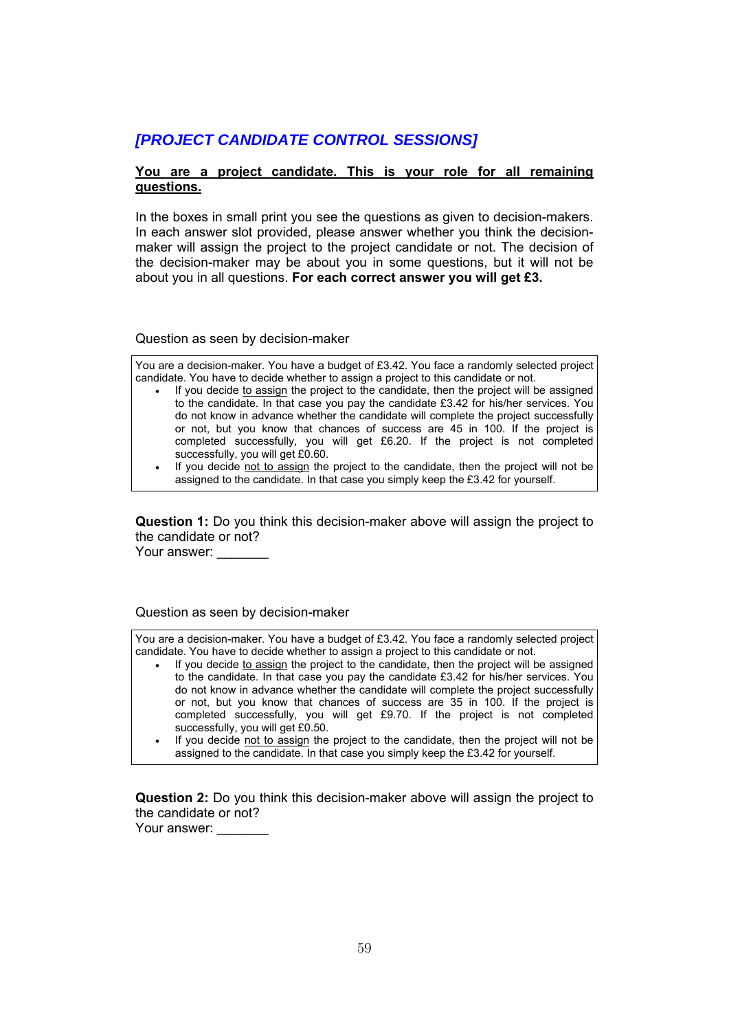## *[PROJECT CANDIDATE CONTROL SESSIONS]*

**You are a project candidate. This is your role for all remaining questions.**

In the boxes in small print you see the questions as given to decision-makers. In each answer slot provided, please answer whether you think the decision-maker will assign the project to the project candidate or not. The decision of the decision-maker may be about you in some questions, but it will not be about you in all questions. **For each correct answer you will get £3.**

Question as seen by decision-maker

> You are a decision-maker. You have a budget of £3.42. You face a randomly selected project candidate. You have to decide whether to assign a project to this candidate or not.
>
> - If you decide to assign the project to the candidate, then the project will be assigned to the candidate. In that case you pay the candidate £3.42 for his/her services. You do not know in advance whether the candidate will complete the project successfully or not, but you know that chances of success are 45 in 100. If the project is completed successfully, you will get £6.20. If the project is not completed successfully, you will get £0.60.
> - If you decide not to assign the project to the candidate, then the project will not be assigned to the candidate. In that case you simply keep the £3.42 for yourself.

**Question 1:** Do you think this decision-maker above will assign the project to the candidate or not?
Your answer: _______

Question as seen by decision-maker

> You are a decision-maker. You have a budget of £3.42. You face a randomly selected project candidate. You have to decide whether to assign a project to this candidate or not.
>
> - If you decide to assign the project to the candidate, then the project will be assigned to the candidate. In that case you pay the candidate £3.42 for his/her services. You do not know in advance whether the candidate will complete the project successfully or not, but you know that chances of success are 35 in 100. If the project is completed successfully, you will get £9.70. If the project is not completed successfully, you will get £0.50.
> - If you decide not to assign the project to the candidate, then the project will not be assigned to the candidate. In that case you simply keep the £3.42 for yourself.

**Question 2:** Do you think this decision-maker above will assign the project to the candidate or not?
Your answer: _______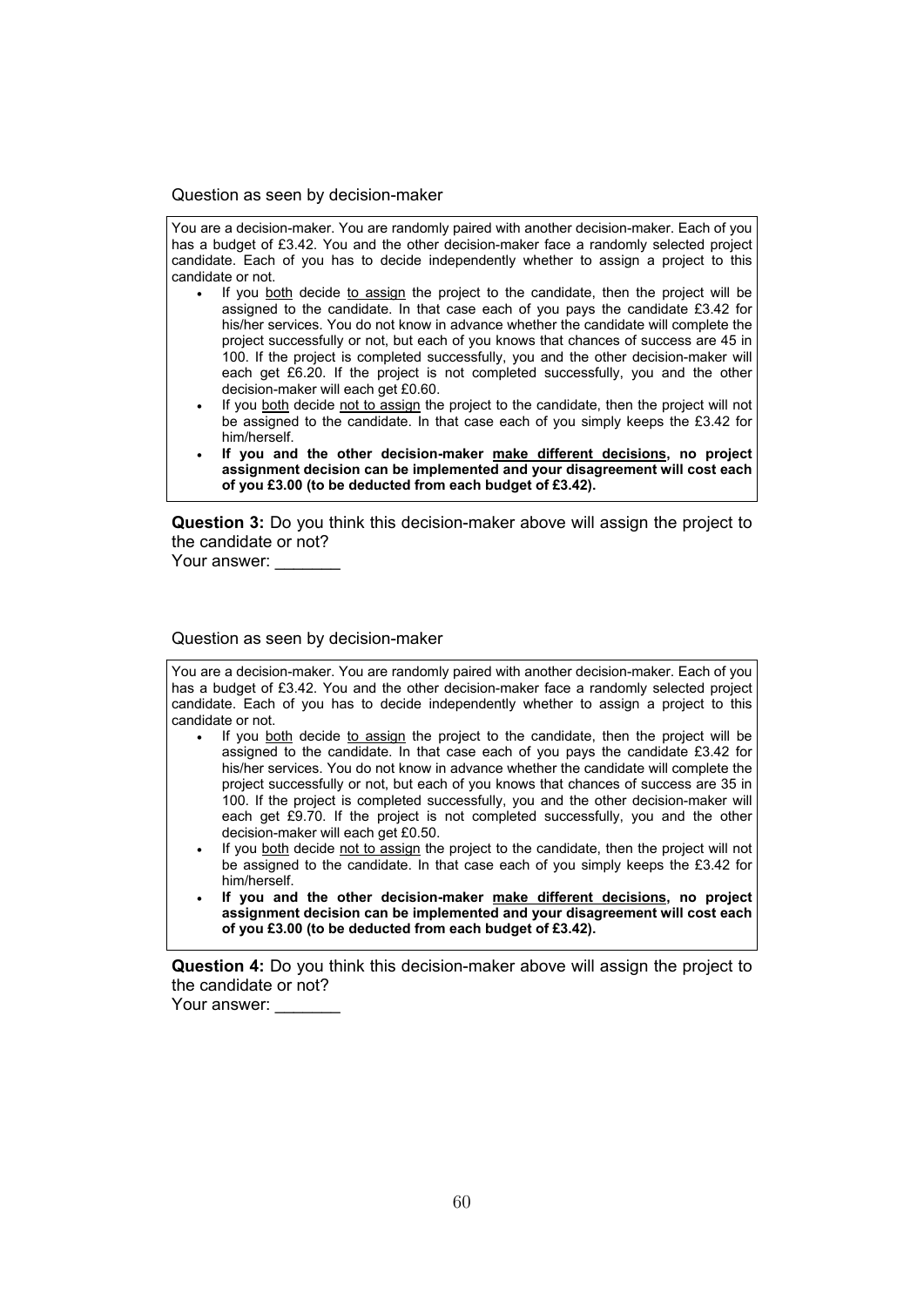Question as seen by decision-maker

> You are a decision-maker. You are randomly paired with another decision-maker. Each of you has a budget of £3.42. You and the other decision-maker face a randomly selected project candidate. Each of you has to decide independently whether to assign a project to this candidate or not.
>
> - If you both decide to assign the project to the candidate, then the project will be assigned to the candidate. In that case each of you pays the candidate £3.42 for his/her services. You do not know in advance whether the candidate will complete the project successfully or not, but each of you knows that chances of success are 45 in 100. If the project is completed successfully, you and the other decision-maker will each get £6.20. If the project is not completed successfully, you and the other decision-maker will each get £0.60.
> - If you both decide not to assign the project to the candidate, then the project will not be assigned to the candidate. In that case each of you simply keeps the £3.42 for him/herself.
> - **If you and the other decision-maker make different decisions, no project assignment decision can be implemented and your disagreement will cost each of you £3.00 (to be deducted from each budget of £3.42).**

**Question 3:** Do you think this decision-maker above will assign the project to the candidate or not?
Your answer: _______

Question as seen by decision-maker

> You are a decision-maker. You are randomly paired with another decision-maker. Each of you has a budget of £3.42. You and the other decision-maker face a randomly selected project candidate. Each of you has to decide independently whether to assign a project to this candidate or not.
>
> - If you both decide to assign the project to the candidate, then the project will be assigned to the candidate. In that case each of you pays the candidate £3.42 for his/her services. You do not know in advance whether the candidate will complete the project successfully or not, but each of you knows that chances of success are 35 in 100. If the project is completed successfully, you and the other decision-maker will each get £9.70. If the project is not completed successfully, you and the other decision-maker will each get £0.50.
> - If you both decide not to assign the project to the candidate, then the project will not be assigned to the candidate. In that case each of you simply keeps the £3.42 for him/herself.
> - **If you and the other decision-maker make different decisions, no project assignment decision can be implemented and your disagreement will cost each of you £3.00 (to be deducted from each budget of £3.42).**

**Question 4:** Do you think this decision-maker above will assign the project to the candidate or not?
Your answer: _______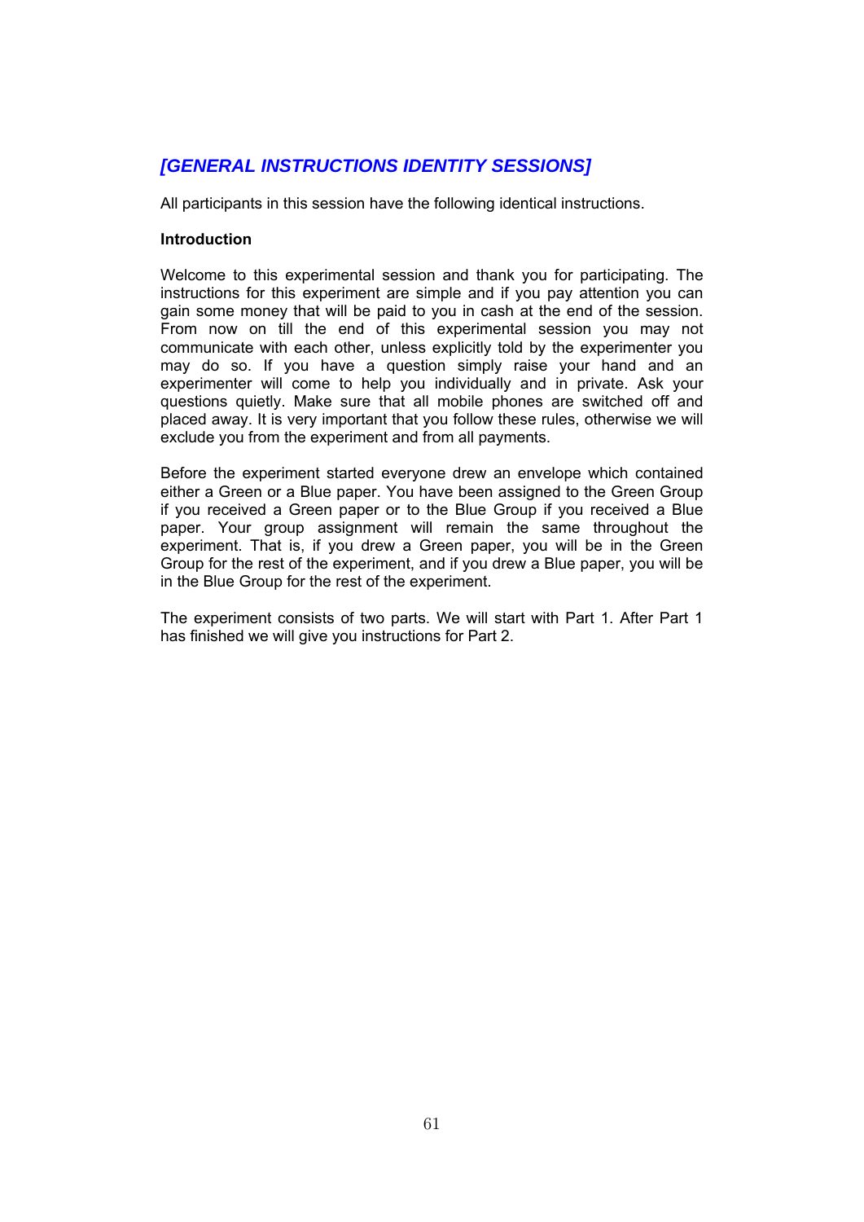## *[GENERAL INSTRUCTIONS IDENTITY SESSIONS]*

All participants in this session have the following identical instructions.

**Introduction**

Welcome to this experimental session and thank you for participating. The instructions for this experiment are simple and if you pay attention you can gain some money that will be paid to you in cash at the end of the session. From now on till the end of this experimental session you may not communicate with each other, unless explicitly told by the experimenter you may do so. If you have a question simply raise your hand and an experimenter will come to help you individually and in private. Ask your questions quietly. Make sure that all mobile phones are switched off and placed away. It is very important that you follow these rules, otherwise we will exclude you from the experiment and from all payments.

Before the experiment started everyone drew an envelope which contained either a Green or a Blue paper. You have been assigned to the Green Group if you received a Green paper or to the Blue Group if you received a Blue paper. Your group assignment will remain the same throughout the experiment. That is, if you drew a Green paper, you will be in the Green Group for the rest of the experiment, and if you drew a Blue paper, you will be in the Blue Group for the rest of the experiment.

The experiment consists of two parts. We will start with Part 1. After Part 1 has finished we will give you instructions for Part 2.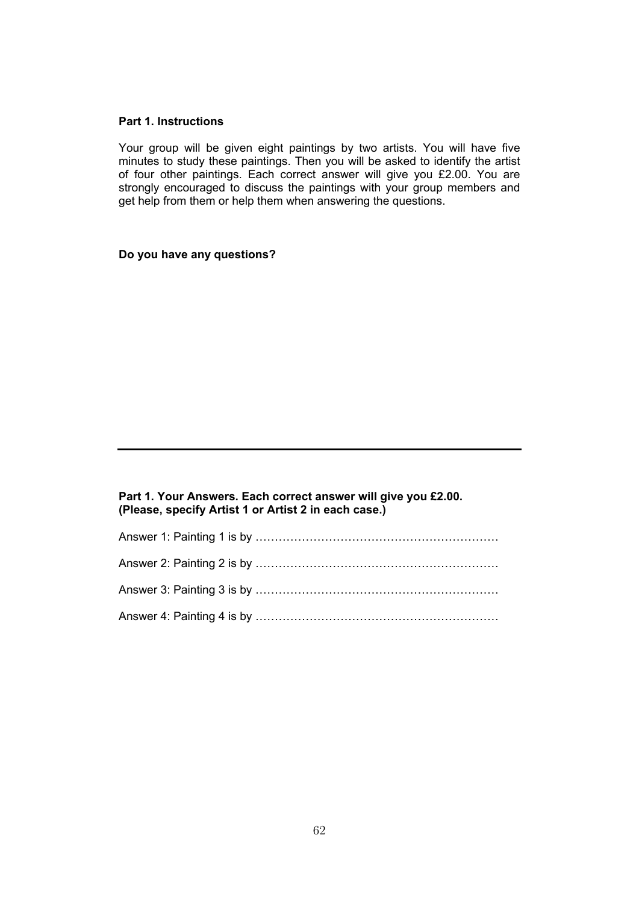**Part 1. Instructions**

Your group will be given eight paintings by two artists. You will have five minutes to study these paintings. Then you will be asked to identify the artist of four other paintings. Each correct answer will give you £2.00. You are strongly encouraged to discuss the paintings with your group members and get help from them or help them when answering the questions.

**Do you have any questions?**

---

**Part 1. Your Answers. Each correct answer will give you £2.00.**
**(Please, specify Artist 1 or Artist 2 in each case.)**

Answer 1: Painting 1 is by ……………………………………………………

Answer 2: Painting 2 is by ……………………………………………………

Answer 3: Painting 3 is by ……………………………………………………

Answer 4: Painting 4 is by ……………………………………………………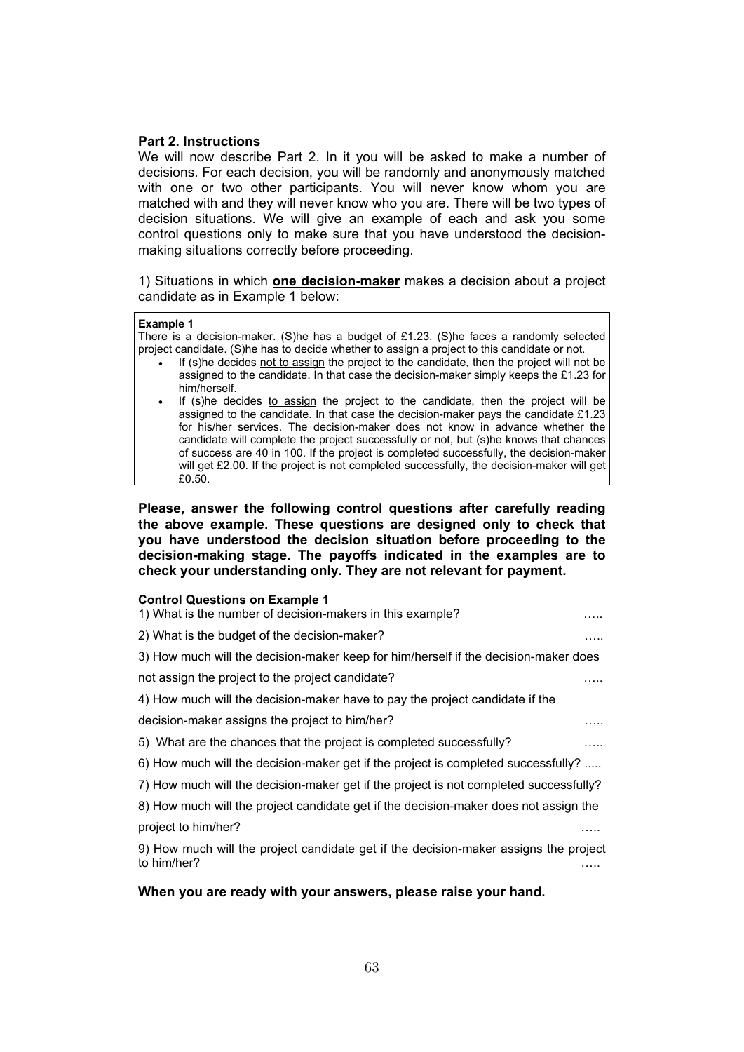**Part 2. Instructions**

We will now describe Part 2. In it you will be asked to make a number of decisions. For each decision, you will be randomly and anonymously matched with one or two other participants. You will never know whom you are matched with and they will never know who you are. There will be two types of decision situations. We will give an example of each and ask you some control questions only to make sure that you have understood the decision-making situations correctly before proceeding.

1) Situations in which **one decision-maker** makes a decision about a project candidate as in Example 1 below:

> **Example 1**
>
> There is a decision-maker. (S)he has a budget of £1.23. (S)he faces a randomly selected project candidate. (S)he has to decide whether to assign a project to this candidate or not.
>
> - If (s)he decides not to assign the project to the candidate, then the project will not be assigned to the candidate. In that case the decision-maker simply keeps the £1.23 for him/herself.
> - If (s)he decides to assign the project to the candidate, then the project will be assigned to the candidate. In that case the decision-maker pays the candidate £1.23 for his/her services. The decision-maker does not know in advance whether the candidate will complete the project successfully or not, but (s)he knows that chances of success are 40 in 100. If the project is completed successfully, the decision-maker will get £2.00. If the project is not completed successfully, the decision-maker will get £0.50.

**Please, answer the following control questions after carefully reading the above example. These questions are designed only to check that you have understood the decision situation before proceeding to the decision-making stage. The payoffs indicated in the examples are to check your understanding only. They are not relevant for payment.**

**Control Questions on Example 1**

1) What is the number of decision-makers in this example? …..

2) What is the budget of the decision-maker? …..

3) How much will the decision-maker keep for him/herself if the decision-maker does not assign the project to the project candidate? …..

4) How much will the decision-maker have to pay the project candidate if the decision-maker assigns the project to him/her? …..

5) What are the chances that the project is completed successfully? …..

6) How much will the decision-maker get if the project is completed successfully? .....

7) How much will the decision-maker get if the project is not completed successfully?

8) How much will the project candidate get if the decision-maker does not assign the project to him/her? …..

9) How much will the project candidate get if the decision-maker assigns the project to him/her? …..

**When you are ready with your answers, please raise your hand.**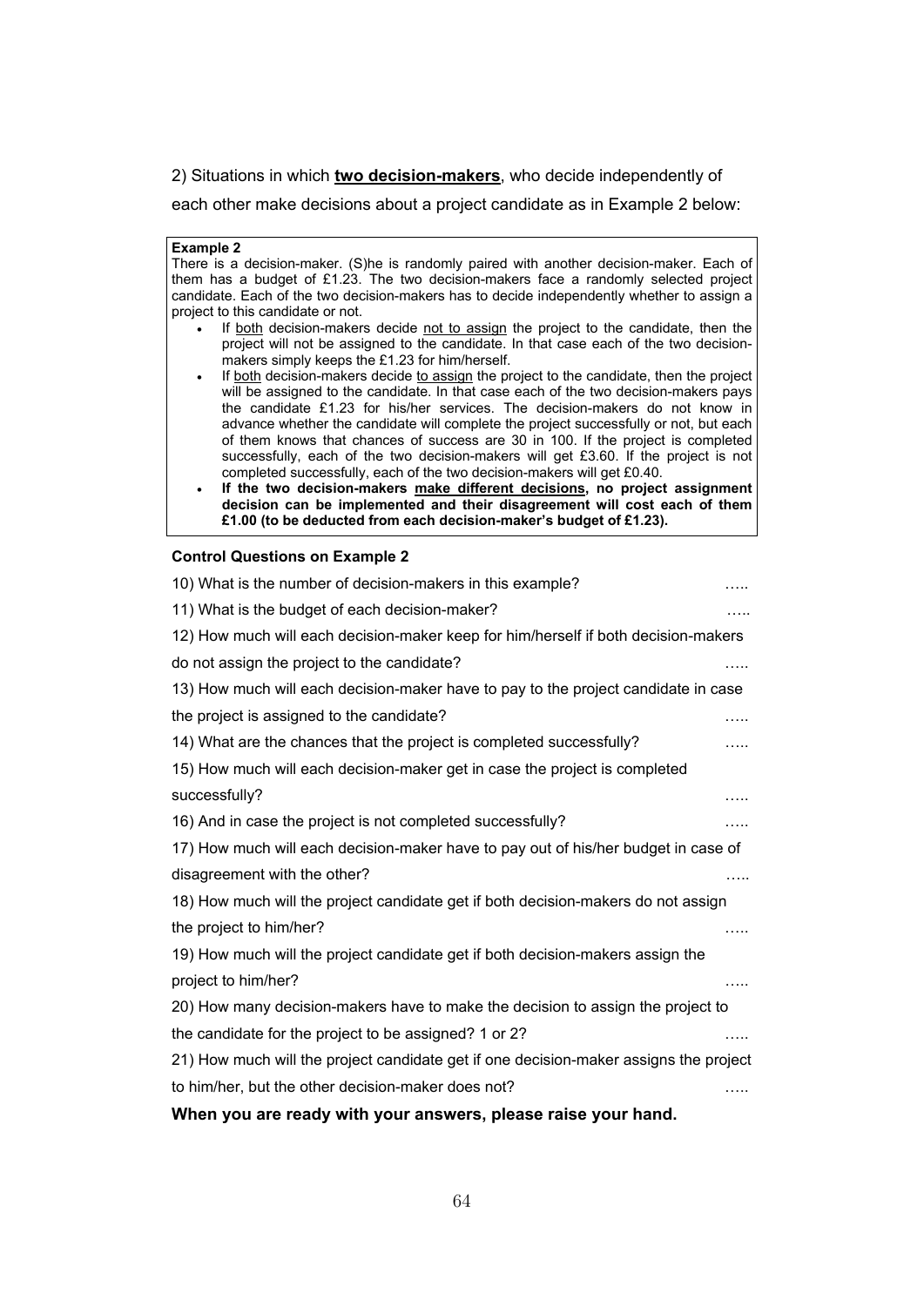2) Situations in which **two decision-makers**, who decide independently of each other make decisions about a project candidate as in Example 2 below:

> **Example 2**
>
> There is a decision-maker. (S)he is randomly paired with another decision-maker. Each of them has a budget of £1.23. The two decision-makers face a randomly selected project candidate. Each of the two decision-makers has to decide independently whether to assign a project to this candidate or not.
>
> - If both decision-makers decide not to assign the project to the candidate, then the project will not be assigned to the candidate. In that case each of the two decision-makers simply keeps the £1.23 for him/herself.
> - If both decision-makers decide to assign the project to the candidate, then the project will be assigned to the candidate. In that case each of the two decision-makers pays the candidate £1.23 for his/her services. The decision-makers do not know in advance whether the candidate will complete the project successfully or not, but each of them knows that chances of success are 30 in 100. If the project is completed successfully, each of the two decision-makers will get £3.60. If the project is not completed successfully, each of the two decision-makers will get £0.40.
> - **If the two decision-makers make different decisions, no project assignment decision can be implemented and their disagreement will cost each of them £1.00 (to be deducted from each decision-maker's budget of £1.23).**

**Control Questions on Example 2**

10) What is the number of decision-makers in this example? …..

11) What is the budget of each decision-maker? …..

12) How much will each decision-maker keep for him/herself if both decision-makers do not assign the project to the candidate? …..

13) How much will each decision-maker have to pay to the project candidate in case the project is assigned to the candidate? …..

14) What are the chances that the project is completed successfully? …..

15) How much will each decision-maker get in case the project is completed successfully? …..

16) And in case the project is not completed successfully? …..

17) How much will each decision-maker have to pay out of his/her budget in case of disagreement with the other? …..

18) How much will the project candidate get if both decision-makers do not assign the project to him/her? …..

19) How much will the project candidate get if both decision-makers assign the project to him/her? …..

20) How many decision-makers have to make the decision to assign the project to the candidate for the project to be assigned? 1 or 2? …..

21) How much will the project candidate get if one decision-maker assigns the project to him/her, but the other decision-maker does not? …..

**When you are ready with your answers, please raise your hand.**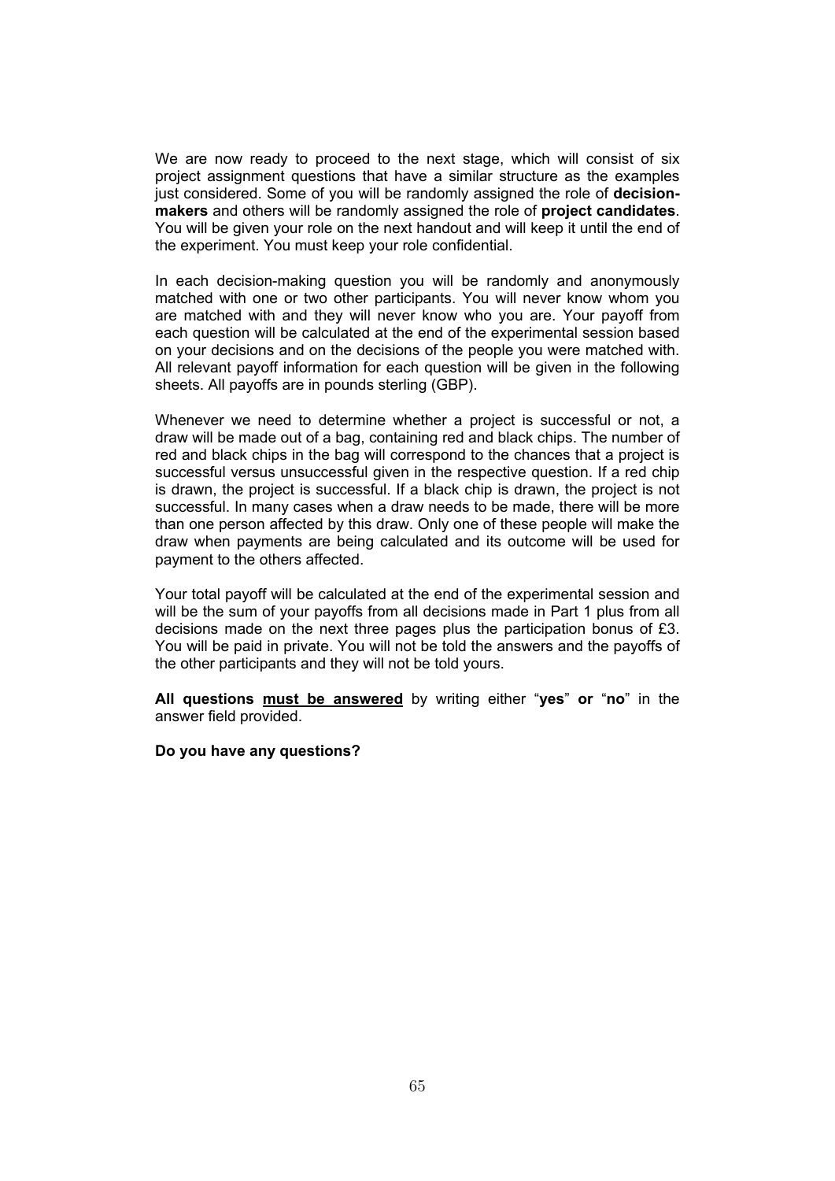We are now ready to proceed to the next stage, which will consist of six project assignment questions that have a similar structure as the examples just considered. Some of you will be randomly assigned the role of **decision-makers** and others will be randomly assigned the role of **project candidates**. You will be given your role on the next handout and will keep it until the end of the experiment. You must keep your role confidential.

In each decision-making question you will be randomly and anonymously matched with one or two other participants. You will never know whom you are matched with and they will never know who you are. Your payoff from each question will be calculated at the end of the experimental session based on your decisions and on the decisions of the people you were matched with. All relevant payoff information for each question will be given in the following sheets. All payoffs are in pounds sterling (GBP).

Whenever we need to determine whether a project is successful or not, a draw will be made out of a bag, containing red and black chips. The number of red and black chips in the bag will correspond to the chances that a project is successful versus unsuccessful given in the respective question. If a red chip is drawn, the project is successful. If a black chip is drawn, the project is not successful. In many cases when a draw needs to be made, there will be more than one person affected by this draw. Only one of these people will make the draw when payments are being calculated and its outcome will be used for payment to the others affected.

Your total payoff will be calculated at the end of the experimental session and will be the sum of your payoffs from all decisions made in Part 1 plus from all decisions made on the next three pages plus the participation bonus of £3. You will be paid in private. You will not be told the answers and the payoffs of the other participants and they will not be told yours.

**All questions <u>must be answered</u>** by writing either "**yes**" **or** "**no**" in the answer field provided.

**Do you have any questions?**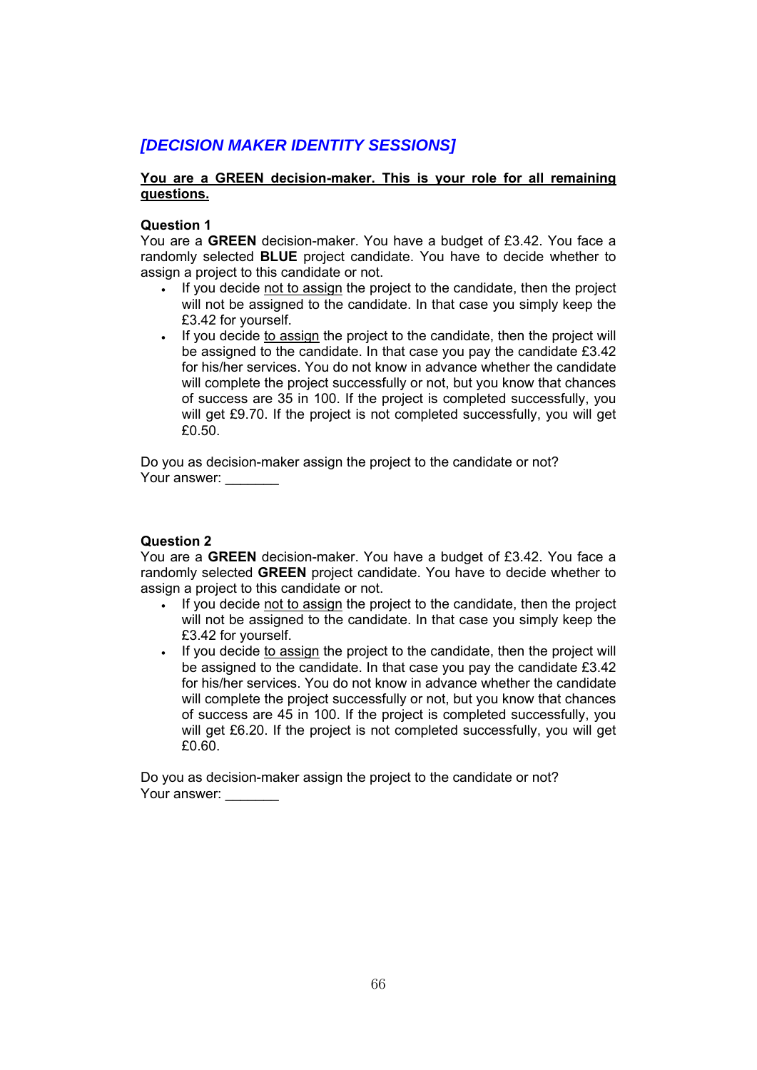## *[DECISION MAKER IDENTITY SESSIONS]*

**<u>You are a GREEN decision-maker. This is your role for all remaining questions.</u>**

**Question 1**

You are a **GREEN** decision-maker. You have a budget of £3.42. You face a randomly selected **BLUE** project candidate. You have to decide whether to assign a project to this candidate or not.

- If you decide <u>not to assign</u> the project to the candidate, then the project will not be assigned to the candidate. In that case you simply keep the £3.42 for yourself.
- If you decide <u>to assign</u> the project to the candidate, then the project will be assigned to the candidate. In that case you pay the candidate £3.42 for his/her services. You do not know in advance whether the candidate will complete the project successfully or not, but you know that chances of success are 35 in 100. If the project is completed successfully, you will get £9.70. If the project is not completed successfully, you will get £0.50.

Do you as decision-maker assign the project to the candidate or not?
Your answer: _______

**Question 2**

You are a **GREEN** decision-maker. You have a budget of £3.42. You face a randomly selected **GREEN** project candidate. You have to decide whether to assign a project to this candidate or not.

- If you decide <u>not to assign</u> the project to the candidate, then the project will not be assigned to the candidate. In that case you simply keep the £3.42 for yourself.
- If you decide <u>to assign</u> the project to the candidate, then the project will be assigned to the candidate. In that case you pay the candidate £3.42 for his/her services. You do not know in advance whether the candidate will complete the project successfully or not, but you know that chances of success are 45 in 100. If the project is completed successfully, you will get £6.20. If the project is not completed successfully, you will get £0.60.

Do you as decision-maker assign the project to the candidate or not?
Your answer: _______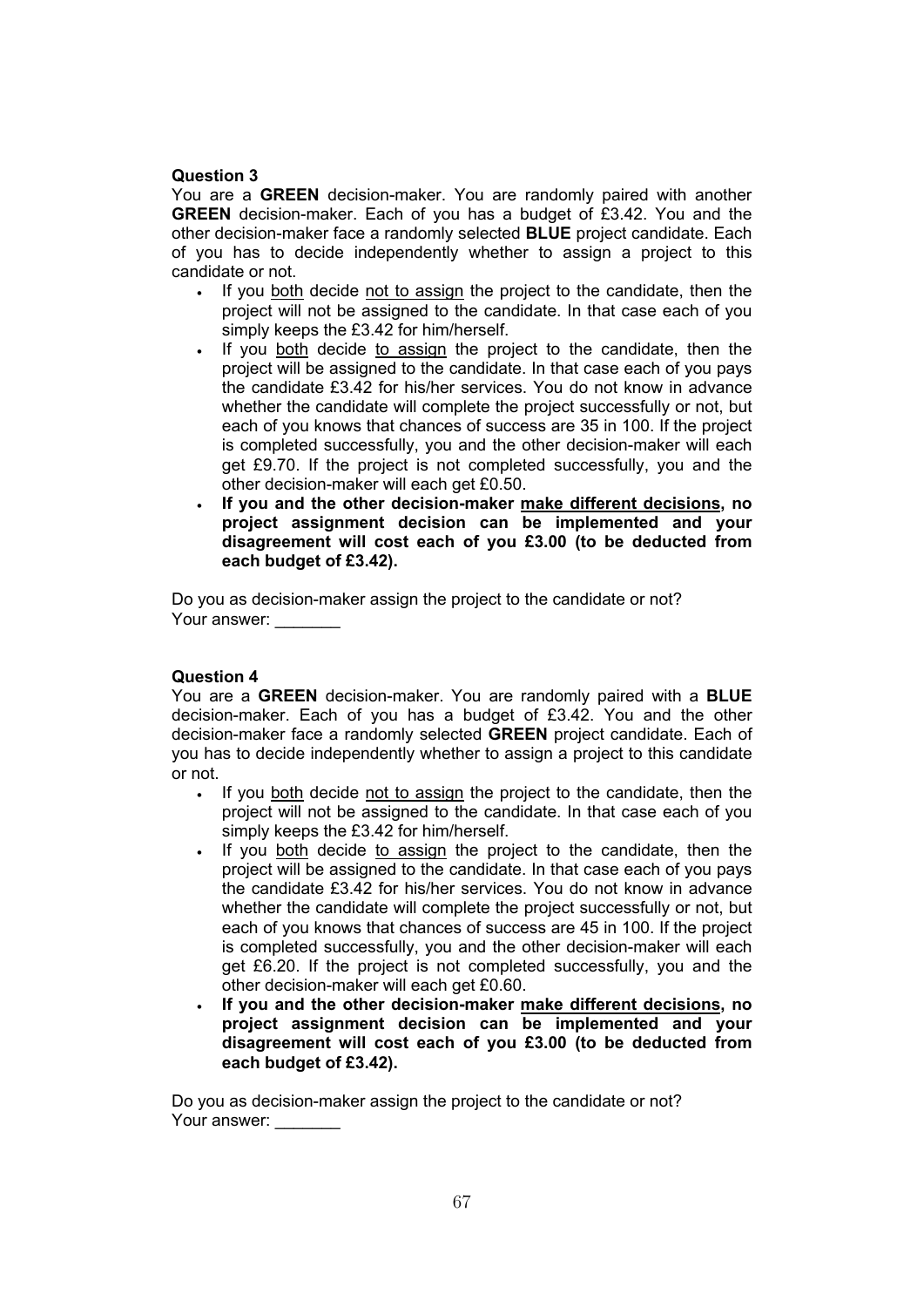### Question 3

You are a **GREEN** decision-maker. You are randomly paired with another **GREEN** decision-maker. Each of you has a budget of £3.42. You and the other decision-maker face a randomly selected **BLUE** project candidate. Each of you has to decide independently whether to assign a project to this candidate or not.

- If you both decide not to assign the project to the candidate, then the project will not be assigned to the candidate. In that case each of you simply keeps the £3.42 for him/herself.
- If you both decide to assign the project to the candidate, then the project will be assigned to the candidate. In that case each of you pays the candidate £3.42 for his/her services. You do not know in advance whether the candidate will complete the project successfully or not, but each of you knows that chances of success are 35 in 100. If the project is completed successfully, you and the other decision-maker will each get £9.70. If the project is not completed successfully, you and the other decision-maker will each get £0.50.
- **If you and the other decision-maker make different decisions, no project assignment decision can be implemented and your disagreement will cost each of you £3.00 (to be deducted from each budget of £3.42).**

Do you as decision-maker assign the project to the candidate or not?
Your answer: _______

### Question 4

You are a **GREEN** decision-maker. You are randomly paired with a **BLUE** decision-maker. Each of you has a budget of £3.42. You and the other decision-maker face a randomly selected **GREEN** project candidate. Each of you has to decide independently whether to assign a project to this candidate or not.

- If you both decide not to assign the project to the candidate, then the project will not be assigned to the candidate. In that case each of you simply keeps the £3.42 for him/herself.
- If you both decide to assign the project to the candidate, then the project will be assigned to the candidate. In that case each of you pays the candidate £3.42 for his/her services. You do not know in advance whether the candidate will complete the project successfully or not, but each of you knows that chances of success are 45 in 100. If the project is completed successfully, you and the other decision-maker will each get £6.20. If the project is not completed successfully, you and the other decision-maker will each get £0.60.
- **If you and the other decision-maker make different decisions, no project assignment decision can be implemented and your disagreement will cost each of you £3.00 (to be deducted from each budget of £3.42).**

Do you as decision-maker assign the project to the candidate or not?
Your answer: _______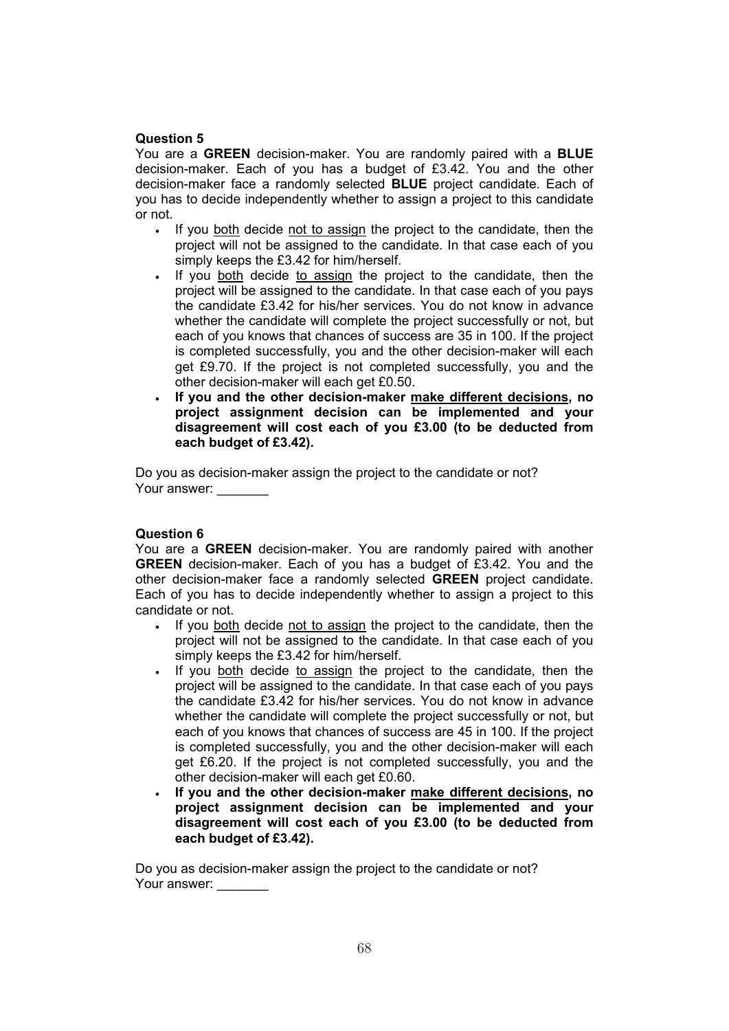**Question 5**

You are a **GREEN** decision-maker. You are randomly paired with a **BLUE** decision-maker. Each of you has a budget of £3.42. You and the other decision-maker face a randomly selected **BLUE** project candidate. Each of you has to decide independently whether to assign a project to this candidate or not.

- If you both decide not to assign the project to the candidate, then the project will not be assigned to the candidate. In that case each of you simply keeps the £3.42 for him/herself.
- If you both decide to assign the project to the candidate, then the project will be assigned to the candidate. In that case each of you pays the candidate £3.42 for his/her services. You do not know in advance whether the candidate will complete the project successfully or not, but each of you knows that chances of success are 35 in 100. If the project is completed successfully, you and the other decision-maker will each get £9.70. If the project is not completed successfully, you and the other decision-maker will each get £0.50.
- **If you and the other decision-maker make different decisions, no project assignment decision can be implemented and your disagreement will cost each of you £3.00 (to be deducted from each budget of £3.42).**

Do you as decision-maker assign the project to the candidate or not?
Your answer: _______

**Question 6**

You are a **GREEN** decision-maker. You are randomly paired with another **GREEN** decision-maker. Each of you has a budget of £3.42. You and the other decision-maker face a randomly selected **GREEN** project candidate. Each of you has to decide independently whether to assign a project to this candidate or not.

- If you both decide not to assign the project to the candidate, then the project will not be assigned to the candidate. In that case each of you simply keeps the £3.42 for him/herself.
- If you both decide to assign the project to the candidate, then the project will be assigned to the candidate. In that case each of you pays the candidate £3.42 for his/her services. You do not know in advance whether the candidate will complete the project successfully or not, but each of you knows that chances of success are 45 in 100. If the project is completed successfully, you and the other decision-maker will each get £6.20. If the project is not completed successfully, you and the other decision-maker will each get £0.60.
- **If you and the other decision-maker make different decisions, no project assignment decision can be implemented and your disagreement will cost each of you £3.00 (to be deducted from each budget of £3.42).**

Do you as decision-maker assign the project to the candidate or not?
Your answer: _______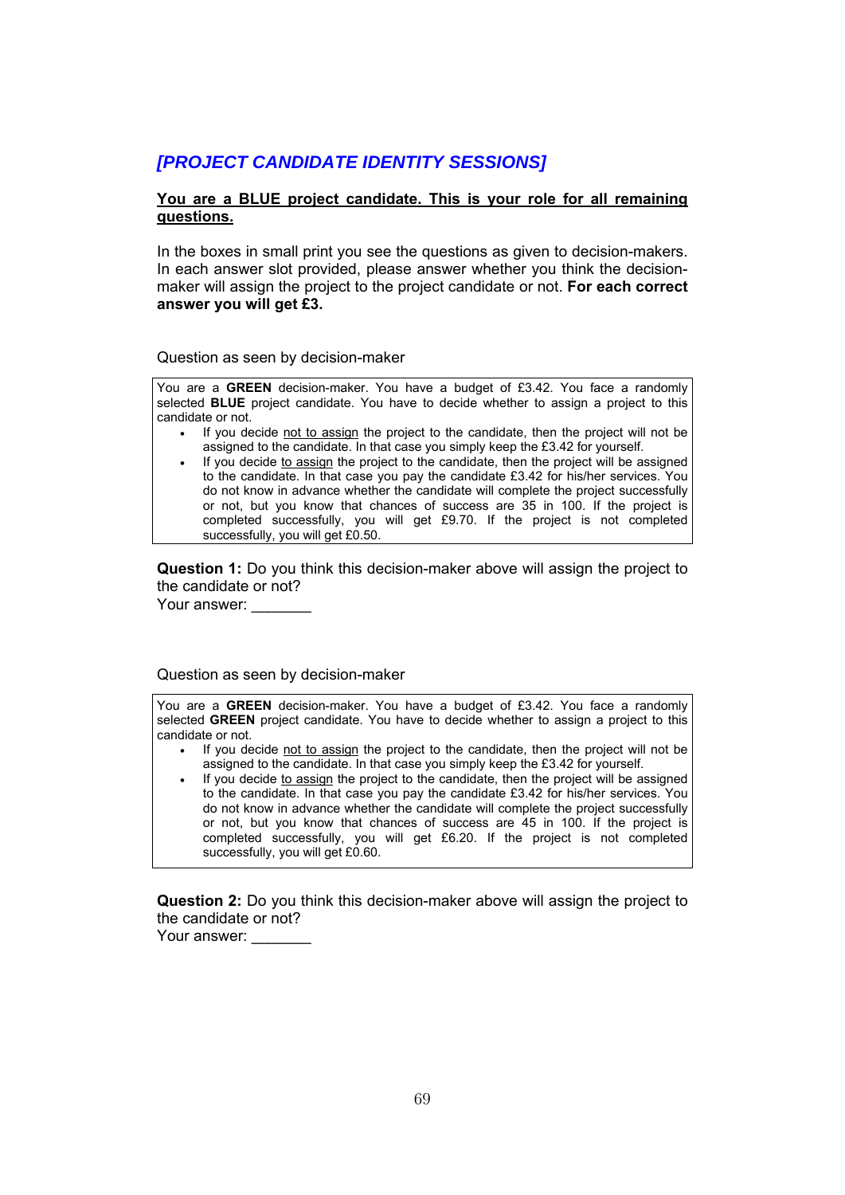## *[PROJECT CANDIDATE IDENTITY SESSIONS]*

**You are a BLUE project candidate. This is your role for all remaining questions.**

In the boxes in small print you see the questions as given to decision-makers. In each answer slot provided, please answer whether you think the decision-maker will assign the project to the project candidate or not. **For each correct answer you will get £3.**

Question as seen by decision-maker

> You are a **GREEN** decision-maker. You have a budget of £3.42. You face a randomly selected **BLUE** project candidate. You have to decide whether to assign a project to this candidate or not.
>
> - If you decide not to assign the project to the candidate, then the project will not be assigned to the candidate. In that case you simply keep the £3.42 for yourself.
> - If you decide to assign the project to the candidate, then the project will be assigned to the candidate. In that case you pay the candidate £3.42 for his/her services. You do not know in advance whether the candidate will complete the project successfully or not, but you know that chances of success are 35 in 100. If the project is completed successfully, you will get £9.70. If the project is not completed successfully, you will get £0.50.

**Question 1:** Do you think this decision-maker above will assign the project to the candidate or not?
Your answer: _______

Question as seen by decision-maker

> You are a **GREEN** decision-maker. You have a budget of £3.42. You face a randomly selected **GREEN** project candidate. You have to decide whether to assign a project to this candidate or not.
>
> - If you decide not to assign the project to the candidate, then the project will not be assigned to the candidate. In that case you simply keep the £3.42 for yourself.
> - If you decide to assign the project to the candidate, then the project will be assigned to the candidate. In that case you pay the candidate £3.42 for his/her services. You do not know in advance whether the candidate will complete the project successfully or not, but you know that chances of success are 45 in 100. If the project is completed successfully, you will get £6.20. If the project is not completed successfully, you will get £0.60.

**Question 2:** Do you think this decision-maker above will assign the project to the candidate or not?
Your answer: _______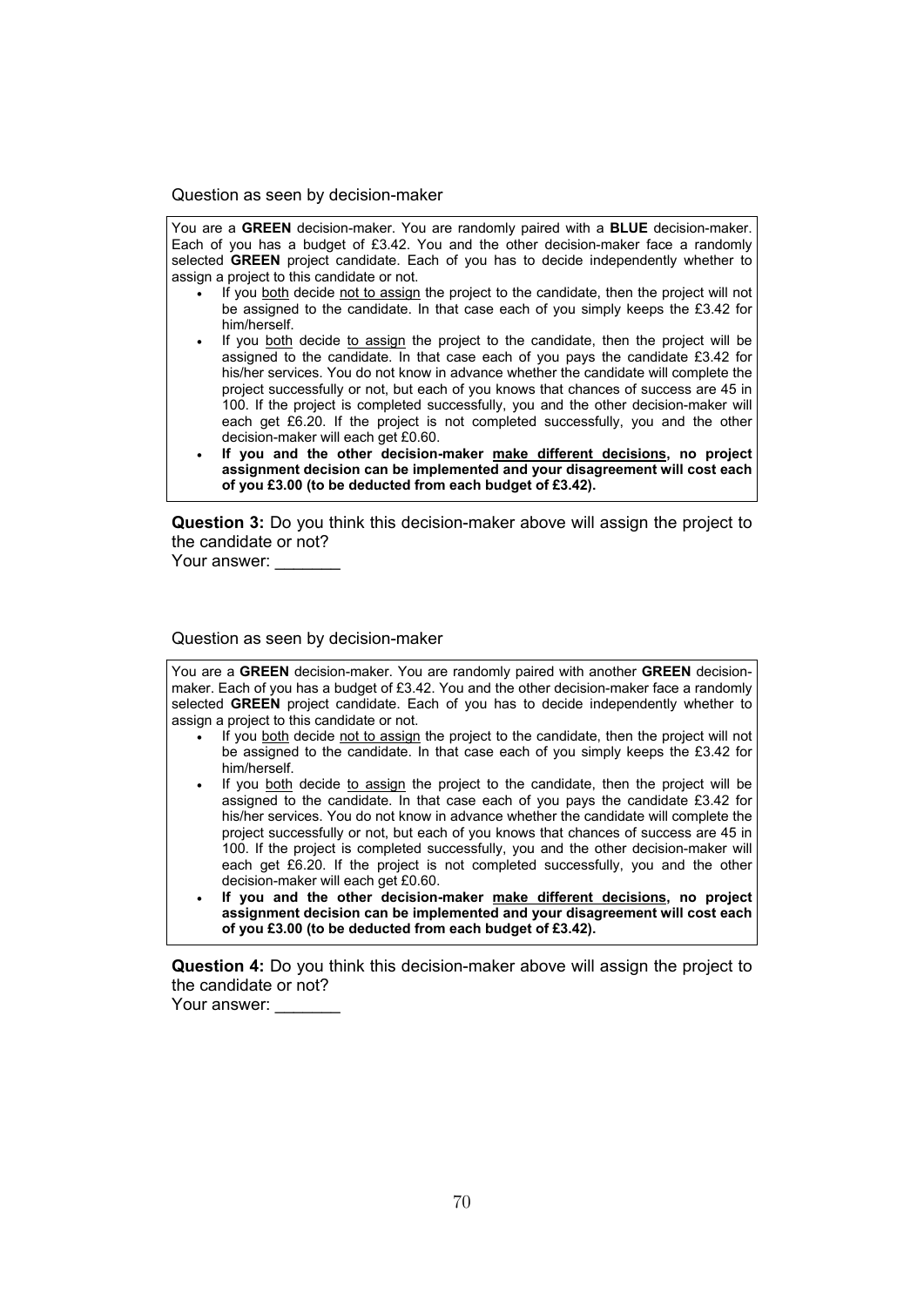Question as seen by decision-maker

> You are a **GREEN** decision-maker. You are randomly paired with a **BLUE** decision-maker. Each of you has a budget of £3.42. You and the other decision-maker face a randomly selected **GREEN** project candidate. Each of you has to decide independently whether to assign a project to this candidate or not.
>
> - If you both decide not to assign the project to the candidate, then the project will not be assigned to the candidate. In that case each of you simply keeps the £3.42 for him/herself.
> - If you both decide to assign the project to the candidate, then the project will be assigned to the candidate. In that case each of you pays the candidate £3.42 for his/her services. You do not know in advance whether the candidate will complete the project successfully or not, but each of you knows that chances of success are 45 in 100. If the project is completed successfully, you and the other decision-maker will each get £6.20. If the project is not completed successfully, you and the other decision-maker will each get £0.60.
> - **If you and the other decision-maker make different decisions, no project assignment decision can be implemented and your disagreement will cost each of you £3.00 (to be deducted from each budget of £3.42).**

**Question 3:** Do you think this decision-maker above will assign the project to the candidate or not?
Your answer: _______

Question as seen by decision-maker

> You are a **GREEN** decision-maker. You are randomly paired with another **GREEN** decision-maker. Each of you has a budget of £3.42. You and the other decision-maker face a randomly selected **GREEN** project candidate. Each of you has to decide independently whether to assign a project to this candidate or not.
>
> - If you both decide not to assign the project to the candidate, then the project will not be assigned to the candidate. In that case each of you simply keeps the £3.42 for him/herself.
> - If you both decide to assign the project to the candidate, then the project will be assigned to the candidate. In that case each of you pays the candidate £3.42 for his/her services. You do not know in advance whether the candidate will complete the project successfully or not, but each of you knows that chances of success are 45 in 100. If the project is completed successfully, you and the other decision-maker will each get £6.20. If the project is not completed successfully, you and the other decision-maker will each get £0.60.
> - **If you and the other decision-maker make different decisions, no project assignment decision can be implemented and your disagreement will cost each of you £3.00 (to be deducted from each budget of £3.42).**

**Question 4:** Do you think this decision-maker above will assign the project to the candidate or not?
Your answer: _______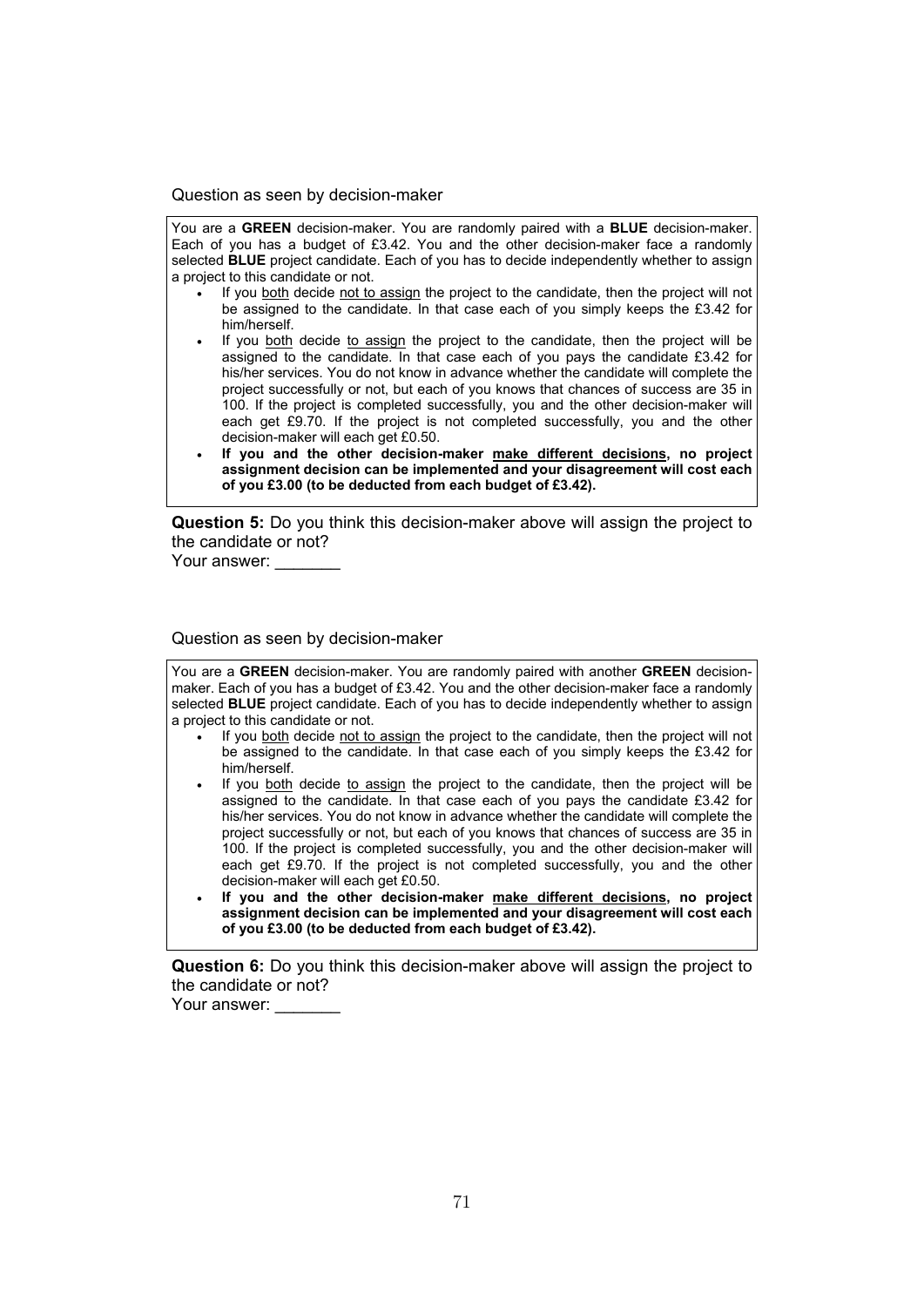Question as seen by decision-maker

> You are a **GREEN** decision-maker. You are randomly paired with a **BLUE** decision-maker. Each of you has a budget of £3.42. You and the other decision-maker face a randomly selected **BLUE** project candidate. Each of you has to decide independently whether to assign a project to this candidate or not.
>
> - If you both decide not to assign the project to the candidate, then the project will not be assigned to the candidate. In that case each of you simply keeps the £3.42 for him/herself.
> - If you both decide to assign the project to the candidate, then the project will be assigned to the candidate. In that case each of you pays the candidate £3.42 for his/her services. You do not know in advance whether the candidate will complete the project successfully or not, but each of you knows that chances of success are 35 in 100. If the project is completed successfully, you and the other decision-maker will each get £9.70. If the project is not completed successfully, you and the other decision-maker will each get £0.50.
> - **If you and the other decision-maker make different decisions, no project assignment decision can be implemented and your disagreement will cost each of you £3.00 (to be deducted from each budget of £3.42).**

**Question 5:** Do you think this decision-maker above will assign the project to the candidate or not?

Your answer: _______

Question as seen by decision-maker

> You are a **GREEN** decision-maker. You are randomly paired with another **GREEN** decision-maker. Each of you has a budget of £3.42. You and the other decision-maker face a randomly selected **BLUE** project candidate. Each of you has to decide independently whether to assign a project to this candidate or not.
>
> - If you both decide not to assign the project to the candidate, then the project will not be assigned to the candidate. In that case each of you simply keeps the £3.42 for him/herself.
> - If you both decide to assign the project to the candidate, then the project will be assigned to the candidate. In that case each of you pays the candidate £3.42 for his/her services. You do not know in advance whether the candidate will complete the project successfully or not, but each of you knows that chances of success are 35 in 100. If the project is completed successfully, you and the other decision-maker will each get £9.70. If the project is not completed successfully, you and the other decision-maker will each get £0.50.
> - **If you and the other decision-maker make different decisions, no project assignment decision can be implemented and your disagreement will cost each of you £3.00 (to be deducted from each budget of £3.42).**

**Question 6:** Do you think this decision-maker above will assign the project to the candidate or not?

Your answer: _______